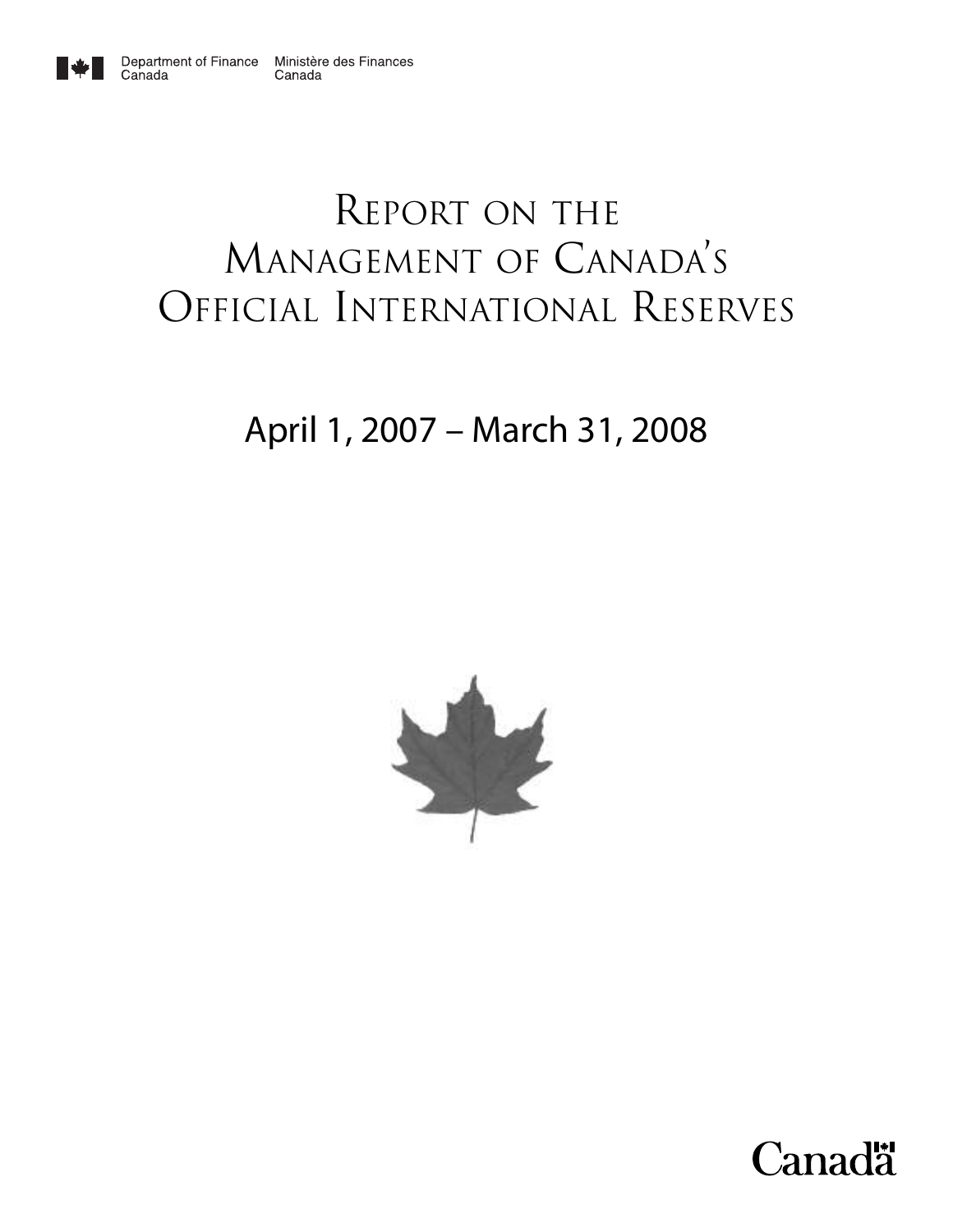Department of Finance Canada    Ministère des Finances Canada

# Report on the Management of Canada's Official International Reserves

## April 1, 2007 – March 31, 2008

Canada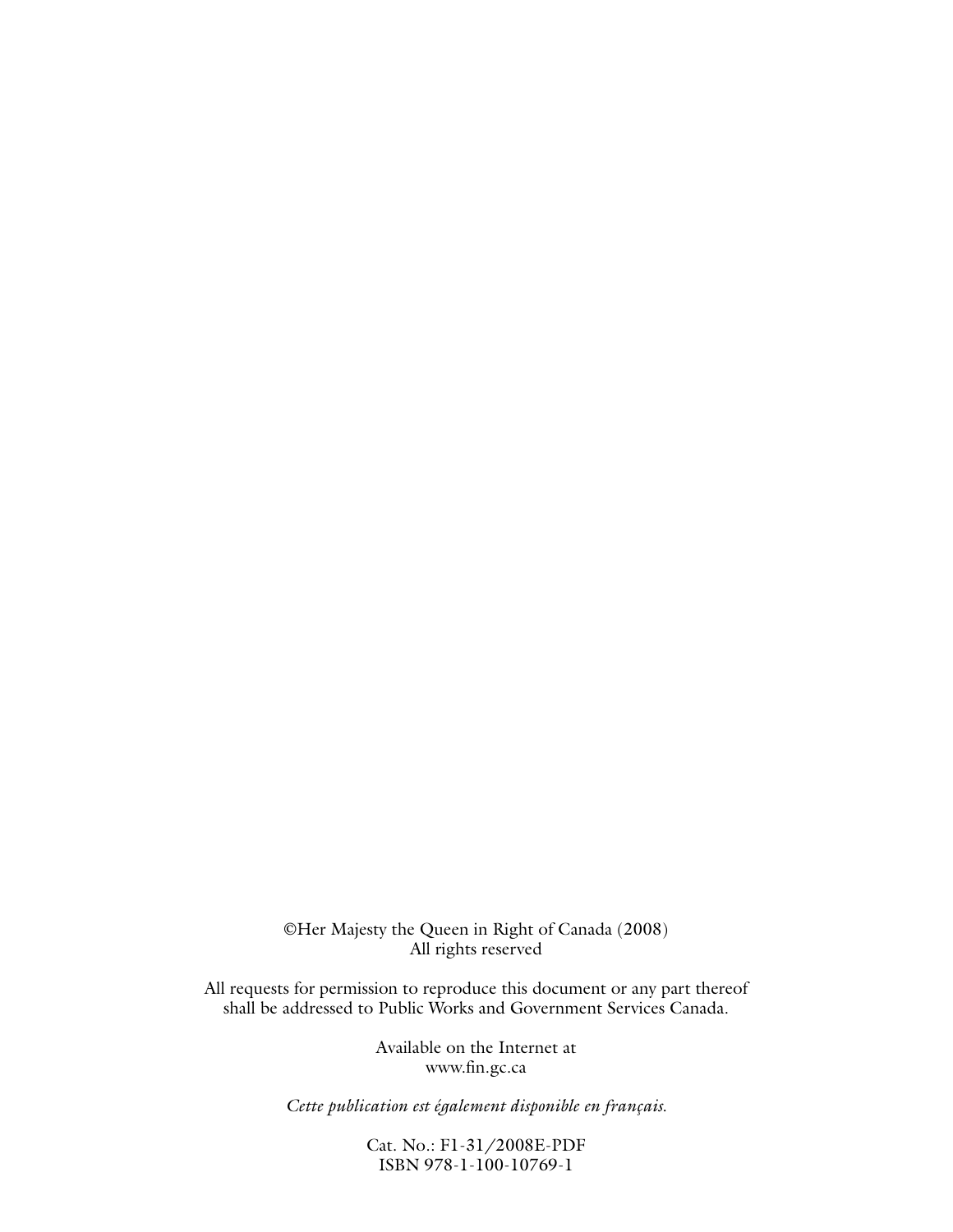©Her Majesty the Queen in Right of Canada (2008)
All rights reserved

All requests for permission to reproduce this document or any part thereof shall be addressed to Public Works and Government Services Canada.

Available on the Internet at
www.fin.gc.ca

*Cette publication est également disponible en français.*

Cat. No.: F1-31/2008E-PDF
ISBN 978-1-100-10769-1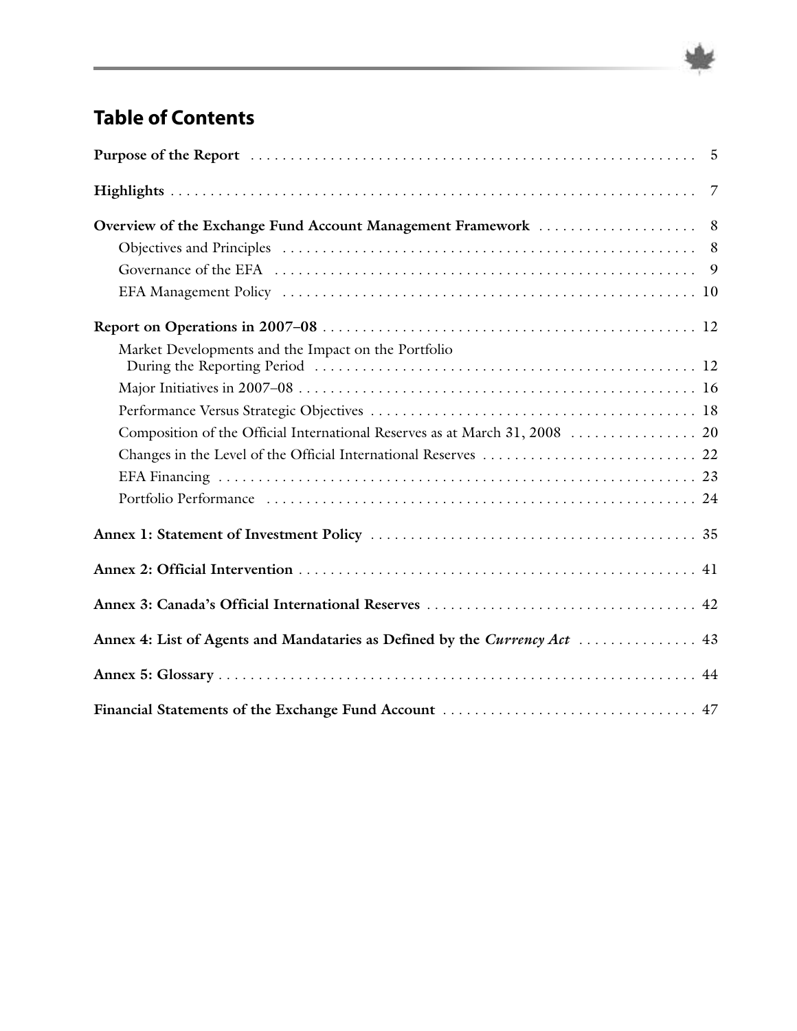## Table of Contents

**Purpose of the Report** . . . . . . . . . . . . . . . . . . . . . . . . . . . . . . . . . . . . . . . . . . . . . . . . . . . . . 5

**Highlights** . . . . . . . . . . . . . . . . . . . . . . . . . . . . . . . . . . . . . . . . . . . . . . . . . . . . . . . . . . . . . . 7

**Overview of the Exchange Fund Account Management Framework** . . . . . . . . . . . . . . . . . . . . 8

- Objectives and Principles . . . . . . . . . . . . . . . . . . . . . . . . . . . . . . . . . . . . . . . . . . . . . . . . . . . 8
- Governance of the EFA . . . . . . . . . . . . . . . . . . . . . . . . . . . . . . . . . . . . . . . . . . . . . . . . . . . . 9
- EFA Management Policy . . . . . . . . . . . . . . . . . . . . . . . . . . . . . . . . . . . . . . . . . . . . . . . . . . . 10

**Report on Operations in 2007–08** . . . . . . . . . . . . . . . . . . . . . . . . . . . . . . . . . . . . . . . . . . . . . . . 12

- Market Developments and the Impact on the Portfolio During the Reporting Period . . . . . . . . . . . . . . . . . . . . . . . . . . . . . . . . . . . . . . . . . . . . . . . . . 12
- Major Initiatives in 2007–08 . . . . . . . . . . . . . . . . . . . . . . . . . . . . . . . . . . . . . . . . . . . . . . . . . 16
- Performance Versus Strategic Objectives . . . . . . . . . . . . . . . . . . . . . . . . . . . . . . . . . . . . . . . . 18
- Composition of the Official International Reserves as at March 31, 2008 . . . . . . . . . . . . . . . . 20
- Changes in the Level of the Official International Reserves . . . . . . . . . . . . . . . . . . . . . . . . . . . 22
- EFA Financing . . . . . . . . . . . . . . . . . . . . . . . . . . . . . . . . . . . . . . . . . . . . . . . . . . . . . . . . . . . . 23
- Portfolio Performance . . . . . . . . . . . . . . . . . . . . . . . . . . . . . . . . . . . . . . . . . . . . . . . . . . . . . . 24

**Annex 1: Statement of Investment Policy** . . . . . . . . . . . . . . . . . . . . . . . . . . . . . . . . . . . . . . . . . 35

**Annex 2: Official Intervention** . . . . . . . . . . . . . . . . . . . . . . . . . . . . . . . . . . . . . . . . . . . . . . . . . . 41

**Annex 3: Canada's Official International Reserves** . . . . . . . . . . . . . . . . . . . . . . . . . . . . . . . . . . 42

**Annex 4: List of Agents and Mandataries as Defined by the *Currency Act*** . . . . . . . . . . . . . . . 43

**Annex 5: Glossary** . . . . . . . . . . . . . . . . . . . . . . . . . . . . . . . . . . . . . . . . . . . . . . . . . . . . . . . . . . . 44

**Financial Statements of the Exchange Fund Account** . . . . . . . . . . . . . . . . . . . . . . . . . . . . . . . . 47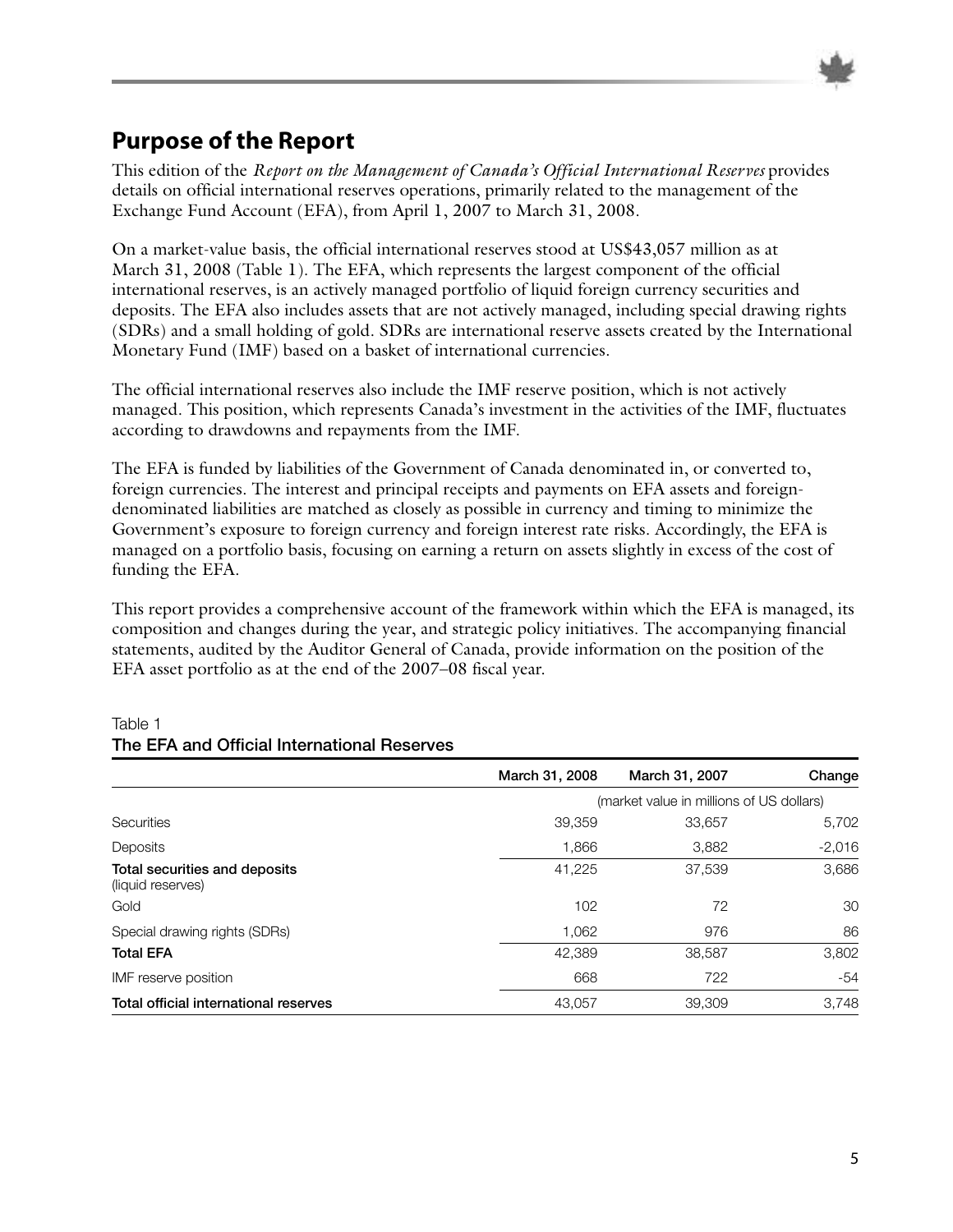## Purpose of the Report

This edition of the *Report on the Management of Canada's Official International Reserves* provides details on official international reserves operations, primarily related to the management of the Exchange Fund Account (EFA), from April 1, 2007 to March 31, 2008.

On a market-value basis, the official international reserves stood at US$43,057 million as at March 31, 2008 (Table 1). The EFA, which represents the largest component of the official international reserves, is an actively managed portfolio of liquid foreign currency securities and deposits. The EFA also includes assets that are not actively managed, including special drawing rights (SDRs) and a small holding of gold. SDRs are international reserve assets created by the International Monetary Fund (IMF) based on a basket of international currencies.

The official international reserves also include the IMF reserve position, which is not actively managed. This position, which represents Canada's investment in the activities of the IMF, fluctuates according to drawdowns and repayments from the IMF.

The EFA is funded by liabilities of the Government of Canada denominated in, or converted to, foreign currencies. The interest and principal receipts and payments on EFA assets and foreign-denominated liabilities are matched as closely as possible in currency and timing to minimize the Government's exposure to foreign currency and foreign interest rate risks. Accordingly, the EFA is managed on a portfolio basis, focusing on earning a return on assets slightly in excess of the cost of funding the EFA.

This report provides a comprehensive account of the framework within which the EFA is managed, its composition and changes during the year, and strategic policy initiatives. The accompanying financial statements, audited by the Auditor General of Canada, provide information on the position of the EFA asset portfolio as at the end of the 2007–08 fiscal year.

Table 1
**The EFA and Official International Reserves**

| | March 31, 2008 | March 31, 2007 | Change |
|---|---|---|---|
| | (market value in millions of US dollars) | | |
| Securities | 39,359 | 33,657 | 5,702 |
| Deposits | 1,866 | 3,882 | -2,016 |
| **Total securities and deposits** (liquid reserves) | 41,225 | 37,539 | 3,686 |
| Gold | 102 | 72 | 30 |
| Special drawing rights (SDRs) | 1,062 | 976 | 86 |
| **Total EFA** | 42,389 | 38,587 | 3,802 |
| IMF reserve position | 668 | 722 | -54 |
| **Total official international reserves** | 43,057 | 39,309 | 3,748 |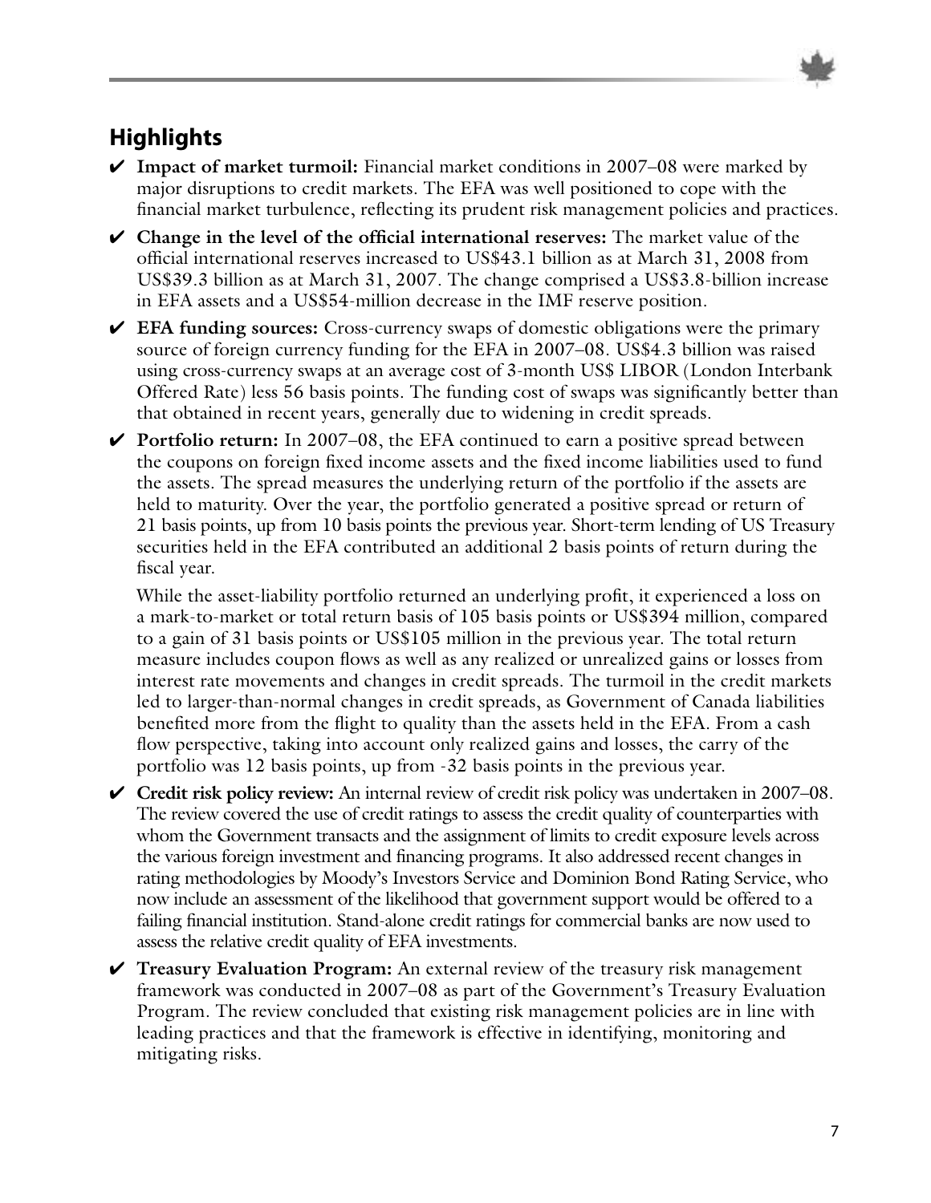## Highlights

- ✔ **Impact of market turmoil:** Financial market conditions in 2007–08 were marked by major disruptions to credit markets. The EFA was well positioned to cope with the financial market turbulence, reflecting its prudent risk management policies and practices.
- ✔ **Change in the level of the official international reserves:** The market value of the official international reserves increased to US$43.1 billion as at March 31, 2008 from US$39.3 billion as at March 31, 2007. The change comprised a US$3.8-billion increase in EFA assets and a US$54-million decrease in the IMF reserve position.
- ✔ **EFA funding sources:** Cross-currency swaps of domestic obligations were the primary source of foreign currency funding for the EFA in 2007–08. US$4.3 billion was raised using cross-currency swaps at an average cost of 3-month US$ LIBOR (London Interbank Offered Rate) less 56 basis points. The funding cost of swaps was significantly better than that obtained in recent years, generally due to widening in credit spreads.
- ✔ **Portfolio return:** In 2007–08, the EFA continued to earn a positive spread between the coupons on foreign fixed income assets and the fixed income liabilities used to fund the assets. The spread measures the underlying return of the portfolio if the assets are held to maturity. Over the year, the portfolio generated a positive spread or return of 21 basis points, up from 10 basis points the previous year. Short-term lending of US Treasury securities held in the EFA contributed an additional 2 basis points of return during the fiscal year.

  While the asset-liability portfolio returned an underlying profit, it experienced a loss on a mark-to-market or total return basis of 105 basis points or US$394 million, compared to a gain of 31 basis points or US$105 million in the previous year. The total return measure includes coupon flows as well as any realized or unrealized gains or losses from interest rate movements and changes in credit spreads. The turmoil in the credit markets led to larger-than-normal changes in credit spreads, as Government of Canada liabilities benefited more from the flight to quality than the assets held in the EFA. From a cash flow perspective, taking into account only realized gains and losses, the carry of the portfolio was 12 basis points, up from -32 basis points in the previous year.
- ✔ **Credit risk policy review:** An internal review of credit risk policy was undertaken in 2007–08. The review covered the use of credit ratings to assess the credit quality of counterparties with whom the Government transacts and the assignment of limits to credit exposure levels across the various foreign investment and financing programs. It also addressed recent changes in rating methodologies by Moody's Investors Service and Dominion Bond Rating Service, who now include an assessment of the likelihood that government support would be offered to a failing financial institution. Stand-alone credit ratings for commercial banks are now used to assess the relative credit quality of EFA investments.
- ✔ **Treasury Evaluation Program:** An external review of the treasury risk management framework was conducted in 2007–08 as part of the Government's Treasury Evaluation Program. The review concluded that existing risk management policies are in line with leading practices and that the framework is effective in identifying, monitoring and mitigating risks.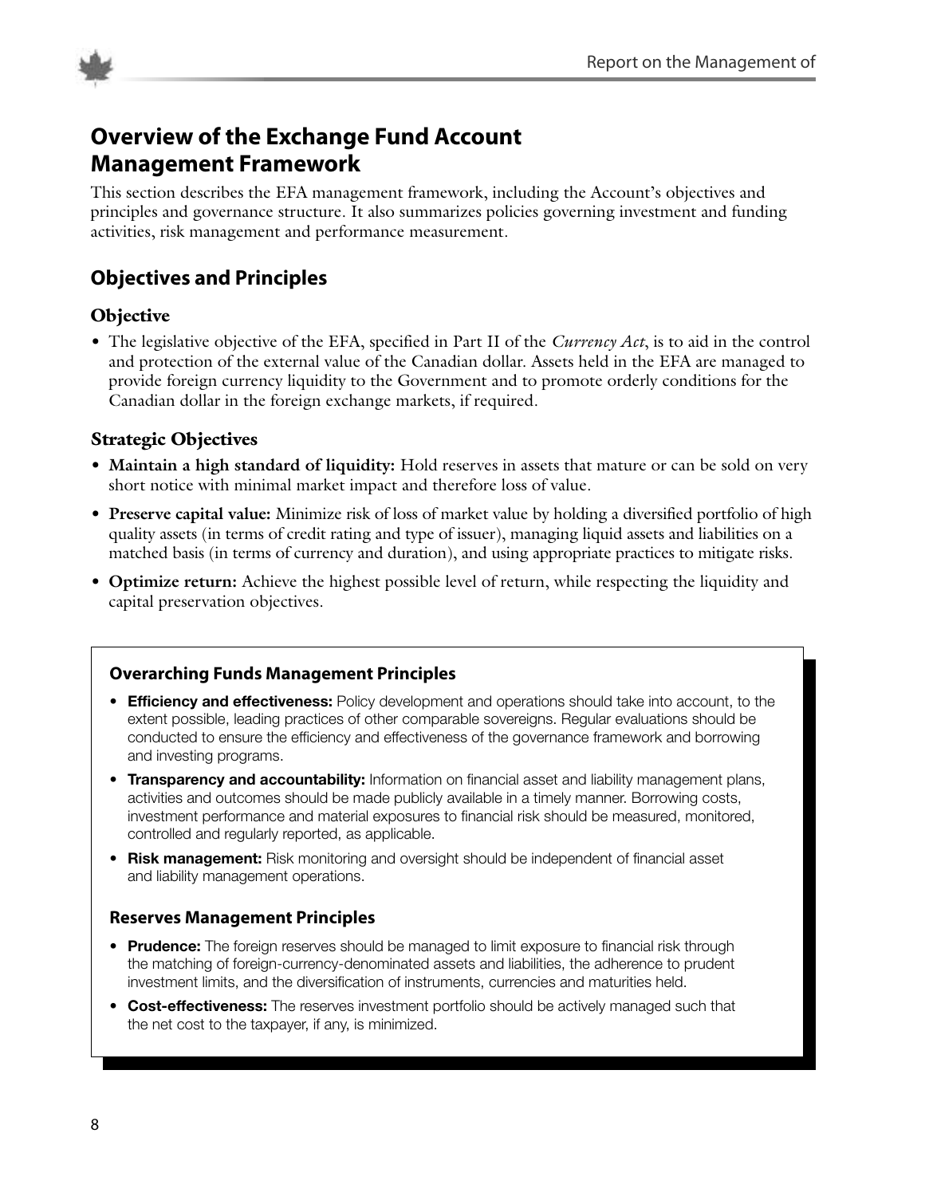# Overview of the Exchange Fund Account Management Framework

This section describes the EFA management framework, including the Account's objectives and principles and governance structure. It also summarizes policies governing investment and funding activities, risk management and performance measurement.

## Objectives and Principles

### Objective

- The legislative objective of the EFA, specified in Part II of the *Currency Act*, is to aid in the control and protection of the external value of the Canadian dollar. Assets held in the EFA are managed to provide foreign currency liquidity to the Government and to promote orderly conditions for the Canadian dollar in the foreign exchange markets, if required.

### Strategic Objectives

- **Maintain a high standard of liquidity:** Hold reserves in assets that mature or can be sold on very short notice with minimal market impact and therefore loss of value.
- **Preserve capital value:** Minimize risk of loss of market value by holding a diversified portfolio of high quality assets (in terms of credit rating and type of issuer), managing liquid assets and liabilities on a matched basis (in terms of currency and duration), and using appropriate practices to mitigate risks.
- **Optimize return:** Achieve the highest possible level of return, while respecting the liquidity and capital preservation objectives.

#### Overarching Funds Management Principles

- **Efficiency and effectiveness:** Policy development and operations should take into account, to the extent possible, leading practices of other comparable sovereigns. Regular evaluations should be conducted to ensure the efficiency and effectiveness of the governance framework and borrowing and investing programs.
- **Transparency and accountability:** Information on financial asset and liability management plans, activities and outcomes should be made publicly available in a timely manner. Borrowing costs, investment performance and material exposures to financial risk should be measured, monitored, controlled and regularly reported, as applicable.
- **Risk management:** Risk monitoring and oversight should be independent of financial asset and liability management operations.

#### Reserves Management Principles

- **Prudence:** The foreign reserves should be managed to limit exposure to financial risk through the matching of foreign-currency-denominated assets and liabilities, the adherence to prudent investment limits, and the diversification of instruments, currencies and maturities held.
- **Cost-effectiveness:** The reserves investment portfolio should be actively managed such that the net cost to the taxpayer, if any, is minimized.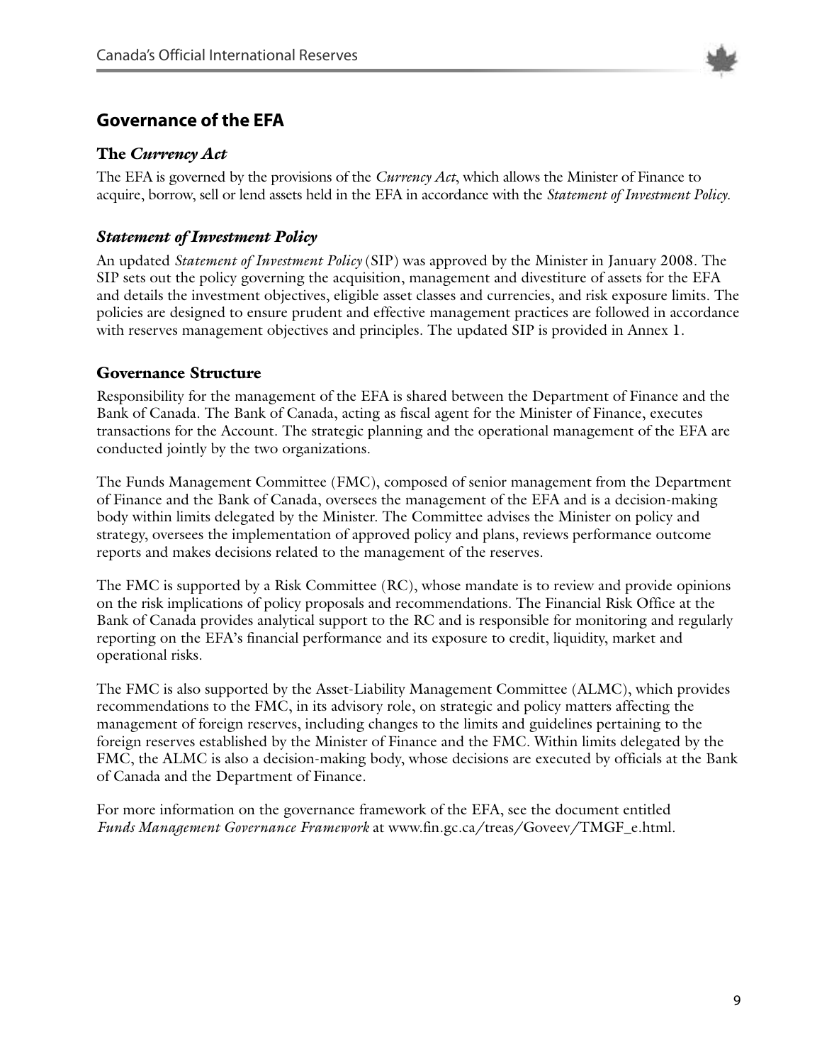## Governance of the EFA

### The *Currency Act*

The EFA is governed by the provisions of the *Currency Act*, which allows the Minister of Finance to acquire, borrow, sell or lend assets held in the EFA in accordance with the *Statement of Investment Policy.*

### *Statement of Investment Policy*

An updated *Statement of Investment Policy* (SIP) was approved by the Minister in January 2008. The SIP sets out the policy governing the acquisition, management and divestiture of assets for the EFA and details the investment objectives, eligible asset classes and currencies, and risk exposure limits. The policies are designed to ensure prudent and effective management practices are followed in accordance with reserves management objectives and principles. The updated SIP is provided in Annex 1.

### Governance Structure

Responsibility for the management of the EFA is shared between the Department of Finance and the Bank of Canada. The Bank of Canada, acting as fiscal agent for the Minister of Finance, executes transactions for the Account. The strategic planning and the operational management of the EFA are conducted jointly by the two organizations.

The Funds Management Committee (FMC), composed of senior management from the Department of Finance and the Bank of Canada, oversees the management of the EFA and is a decision-making body within limits delegated by the Minister. The Committee advises the Minister on policy and strategy, oversees the implementation of approved policy and plans, reviews performance outcome reports and makes decisions related to the management of the reserves.

The FMC is supported by a Risk Committee (RC), whose mandate is to review and provide opinions on the risk implications of policy proposals and recommendations. The Financial Risk Office at the Bank of Canada provides analytical support to the RC and is responsible for monitoring and regularly reporting on the EFA's financial performance and its exposure to credit, liquidity, market and operational risks.

The FMC is also supported by the Asset-Liability Management Committee (ALMC), which provides recommendations to the FMC, in its advisory role, on strategic and policy matters affecting the management of foreign reserves, including changes to the limits and guidelines pertaining to the foreign reserves established by the Minister of Finance and the FMC. Within limits delegated by the FMC, the ALMC is also a decision-making body, whose decisions are executed by officials at the Bank of Canada and the Department of Finance.

For more information on the governance framework of the EFA, see the document entitled *Funds Management Governance Framework* at www.fin.gc.ca/treas/Goveev/TMGF_e.html.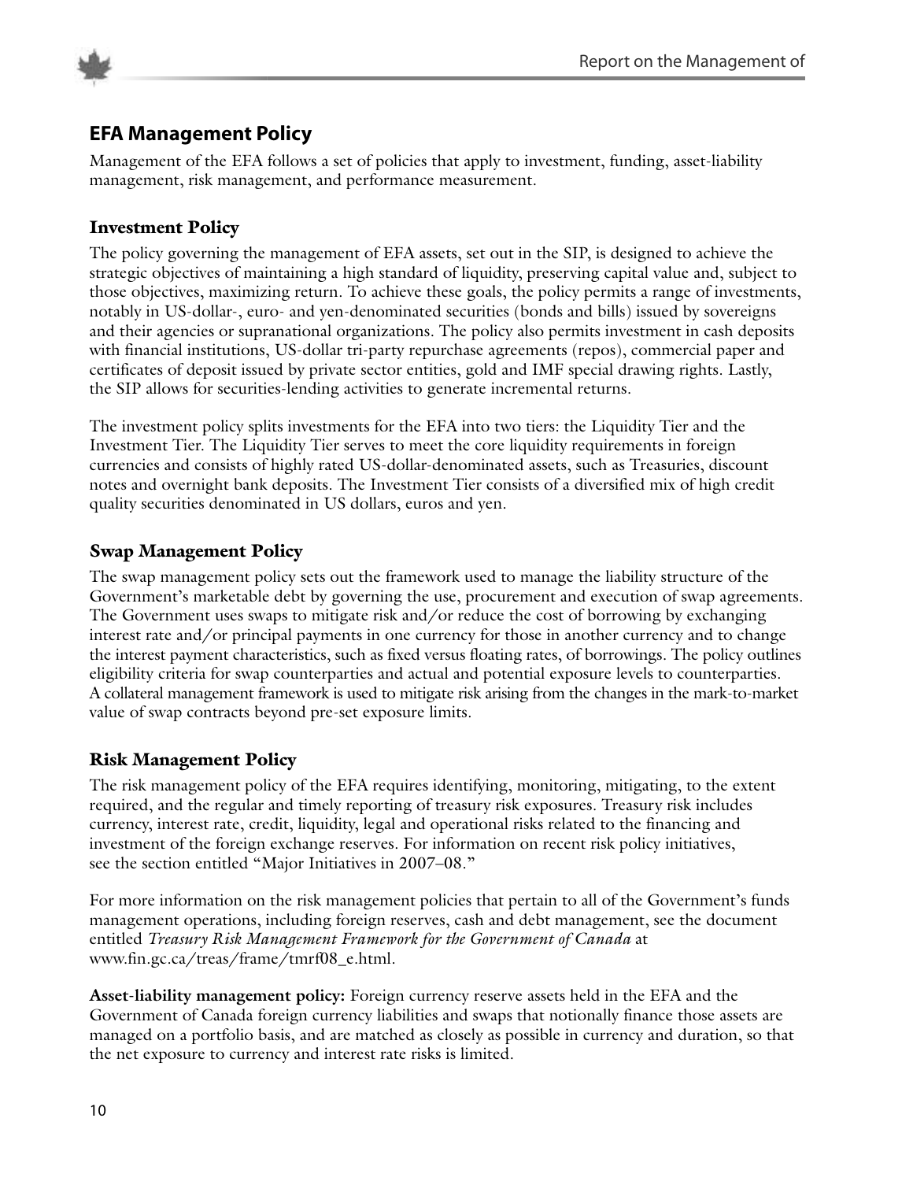## EFA Management Policy

Management of the EFA follows a set of policies that apply to investment, funding, asset-liability management, risk management, and performance measurement.

### Investment Policy

The policy governing the management of EFA assets, set out in the SIP, is designed to achieve the strategic objectives of maintaining a high standard of liquidity, preserving capital value and, subject to those objectives, maximizing return. To achieve these goals, the policy permits a range of investments, notably in US-dollar-, euro- and yen-denominated securities (bonds and bills) issued by sovereigns and their agencies or supranational organizations. The policy also permits investment in cash deposits with financial institutions, US-dollar tri-party repurchase agreements (repos), commercial paper and certificates of deposit issued by private sector entities, gold and IMF special drawing rights. Lastly, the SIP allows for securities-lending activities to generate incremental returns.

The investment policy splits investments for the EFA into two tiers: the Liquidity Tier and the Investment Tier. The Liquidity Tier serves to meet the core liquidity requirements in foreign currencies and consists of highly rated US-dollar-denominated assets, such as Treasuries, discount notes and overnight bank deposits. The Investment Tier consists of a diversified mix of high credit quality securities denominated in US dollars, euros and yen.

### Swap Management Policy

The swap management policy sets out the framework used to manage the liability structure of the Government's marketable debt by governing the use, procurement and execution of swap agreements. The Government uses swaps to mitigate risk and/or reduce the cost of borrowing by exchanging interest rate and/or principal payments in one currency for those in another currency and to change the interest payment characteristics, such as fixed versus floating rates, of borrowings. The policy outlines eligibility criteria for swap counterparties and actual and potential exposure levels to counterparties. A collateral management framework is used to mitigate risk arising from the changes in the mark-to-market value of swap contracts beyond pre-set exposure limits.

### Risk Management Policy

The risk management policy of the EFA requires identifying, monitoring, mitigating, to the extent required, and the regular and timely reporting of treasury risk exposures. Treasury risk includes currency, interest rate, credit, liquidity, legal and operational risks related to the financing and investment of the foreign exchange reserves. For information on recent risk policy initiatives, see the section entitled "Major Initiatives in 2007–08."

For more information on the risk management policies that pertain to all of the Government's funds management operations, including foreign reserves, cash and debt management, see the document entitled *Treasury Risk Management Framework for the Government of Canada* at www.fin.gc.ca/treas/frame/tmrf08_e.html.

**Asset-liability management policy:** Foreign currency reserve assets held in the EFA and the Government of Canada foreign currency liabilities and swaps that notionally finance those assets are managed on a portfolio basis, and are matched as closely as possible in currency and duration, so that the net exposure to currency and interest rate risks is limited.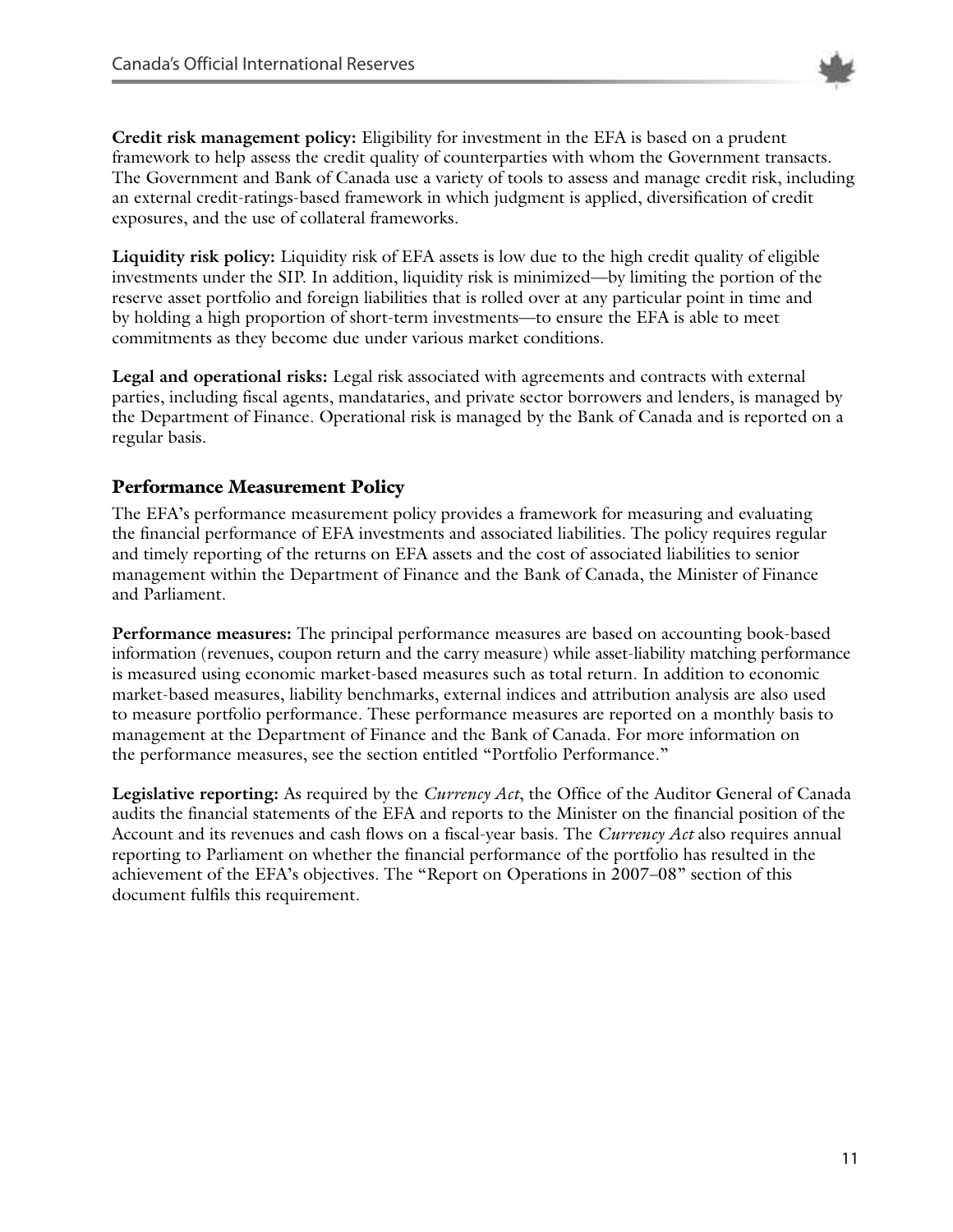**Credit risk management policy:** Eligibility for investment in the EFA is based on a prudent framework to help assess the credit quality of counterparties with whom the Government transacts. The Government and Bank of Canada use a variety of tools to assess and manage credit risk, including an external credit-ratings-based framework in which judgment is applied, diversification of credit exposures, and the use of collateral frameworks.

**Liquidity risk policy:** Liquidity risk of EFA assets is low due to the high credit quality of eligible investments under the SIP. In addition, liquidity risk is minimized—by limiting the portion of the reserve asset portfolio and foreign liabilities that is rolled over at any particular point in time and by holding a high proportion of short-term investments—to ensure the EFA is able to meet commitments as they become due under various market conditions.

**Legal and operational risks:** Legal risk associated with agreements and contracts with external parties, including fiscal agents, mandataries, and private sector borrowers and lenders, is managed by the Department of Finance. Operational risk is managed by the Bank of Canada and is reported on a regular basis.

## Performance Measurement Policy

The EFA's performance measurement policy provides a framework for measuring and evaluating the financial performance of EFA investments and associated liabilities. The policy requires regular and timely reporting of the returns on EFA assets and the cost of associated liabilities to senior management within the Department of Finance and the Bank of Canada, the Minister of Finance and Parliament.

**Performance measures:** The principal performance measures are based on accounting book-based information (revenues, coupon return and the carry measure) while asset-liability matching performance is measured using economic market-based measures such as total return. In addition to economic market-based measures, liability benchmarks, external indices and attribution analysis are also used to measure portfolio performance. These performance measures are reported on a monthly basis to management at the Department of Finance and the Bank of Canada. For more information on the performance measures, see the section entitled "Portfolio Performance."

**Legislative reporting:** As required by the *Currency Act*, the Office of the Auditor General of Canada audits the financial statements of the EFA and reports to the Minister on the financial position of the Account and its revenues and cash flows on a fiscal-year basis. The *Currency Act* also requires annual reporting to Parliament on whether the financial performance of the portfolio has resulted in the achievement of the EFA's objectives. The "Report on Operations in 2007–08" section of this document fulfils this requirement.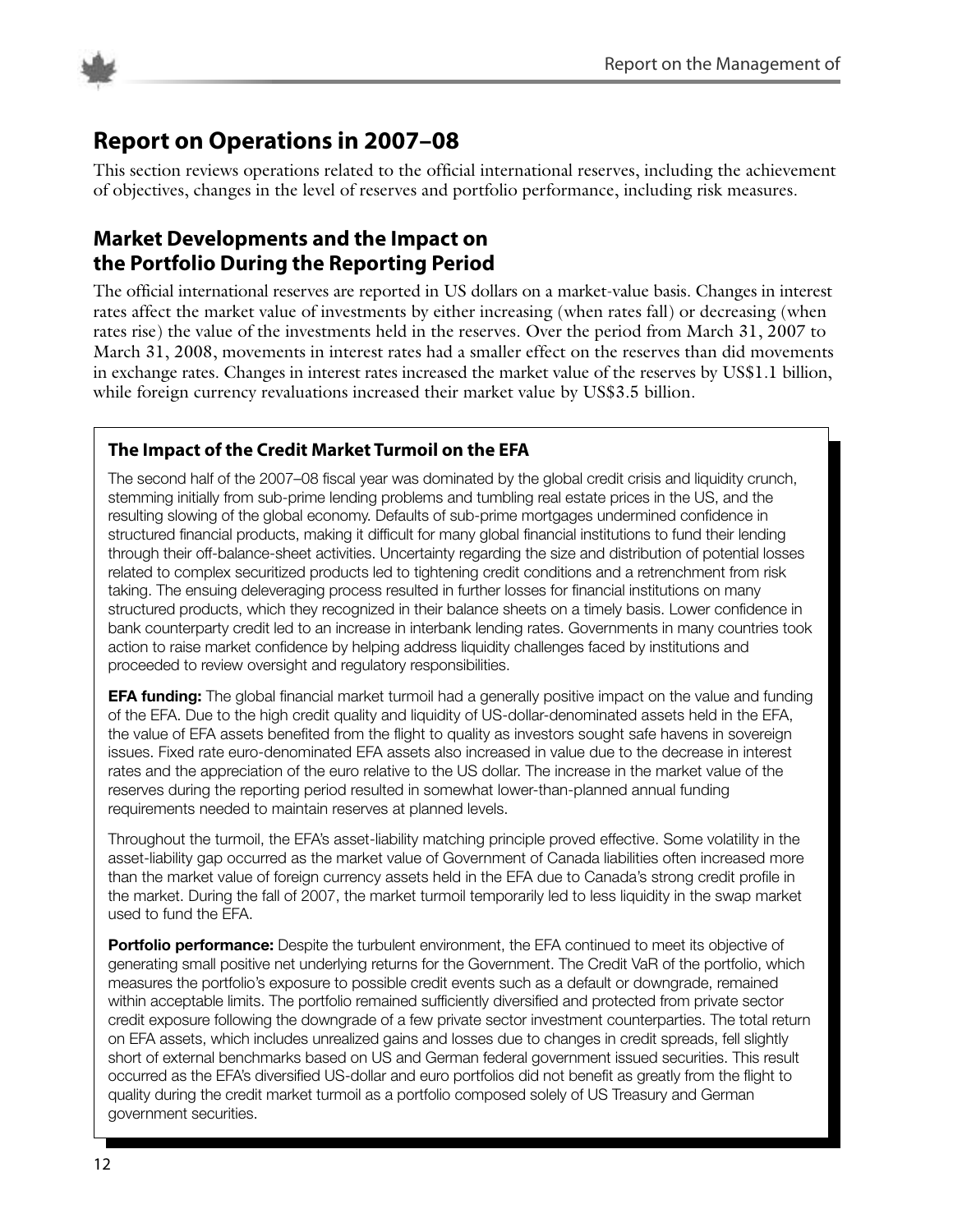## Report on Operations in 2007–08

This section reviews operations related to the official international reserves, including the achievement of objectives, changes in the level of reserves and portfolio performance, including risk measures.

### Market Developments and the Impact on the Portfolio During the Reporting Period

The official international reserves are reported in US dollars on a market-value basis. Changes in interest rates affect the market value of investments by either increasing (when rates fall) or decreasing (when rates rise) the value of the investments held in the reserves. Over the period from March 31, 2007 to March 31, 2008, movements in interest rates had a smaller effect on the reserves than did movements in exchange rates. Changes in interest rates increased the market value of the reserves by US$1.1 billion, while foreign currency revaluations increased their market value by US$3.5 billion.

#### The Impact of the Credit Market Turmoil on the EFA

The second half of the 2007–08 fiscal year was dominated by the global credit crisis and liquidity crunch, stemming initially from sub-prime lending problems and tumbling real estate prices in the US, and the resulting slowing of the global economy. Defaults of sub-prime mortgages undermined confidence in structured financial products, making it difficult for many global financial institutions to fund their lending through their off-balance-sheet activities. Uncertainty regarding the size and distribution of potential losses related to complex securitized products led to tightening credit conditions and a retrenchment from risk taking. The ensuing deleveraging process resulted in further losses for financial institutions on many structured products, which they recognized in their balance sheets on a timely basis. Lower confidence in bank counterparty credit led to an increase in interbank lending rates. Governments in many countries took action to raise market confidence by helping address liquidity challenges faced by institutions and proceeded to review oversight and regulatory responsibilities.

**EFA funding:** The global financial market turmoil had a generally positive impact on the value and funding of the EFA. Due to the high credit quality and liquidity of US-dollar-denominated assets held in the EFA, the value of EFA assets benefited from the flight to quality as investors sought safe havens in sovereign issues. Fixed rate euro-denominated EFA assets also increased in value due to the decrease in interest rates and the appreciation of the euro relative to the US dollar. The increase in the market value of the reserves during the reporting period resulted in somewhat lower-than-planned annual funding requirements needed to maintain reserves at planned levels.

Throughout the turmoil, the EFA's asset-liability matching principle proved effective. Some volatility in the asset-liability gap occurred as the market value of Government of Canada liabilities often increased more than the market value of foreign currency assets held in the EFA due to Canada's strong credit profile in the market. During the fall of 2007, the market turmoil temporarily led to less liquidity in the swap market used to fund the EFA.

**Portfolio performance:** Despite the turbulent environment, the EFA continued to meet its objective of generating small positive net underlying returns for the Government. The Credit VaR of the portfolio, which measures the portfolio's exposure to possible credit events such as a default or downgrade, remained within acceptable limits. The portfolio remained sufficiently diversified and protected from private sector credit exposure following the downgrade of a few private sector investment counterparties. The total return on EFA assets, which includes unrealized gains and losses due to changes in credit spreads, fell slightly short of external benchmarks based on US and German federal government issued securities. This result occurred as the EFA's diversified US-dollar and euro portfolios did not benefit as greatly from the flight to quality during the credit market turmoil as a portfolio composed solely of US Treasury and German government securities.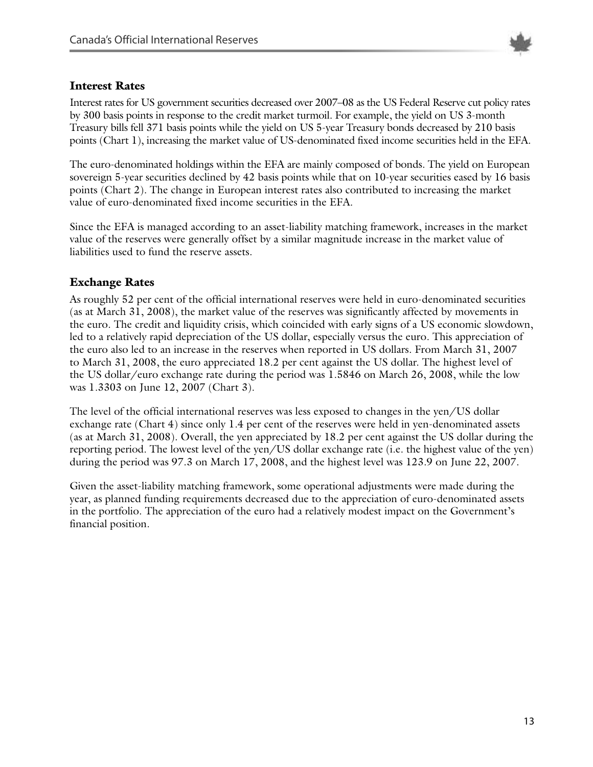## Interest Rates

Interest rates for US government securities decreased over 2007–08 as the US Federal Reserve cut policy rates by 300 basis points in response to the credit market turmoil. For example, the yield on US 3-month Treasury bills fell 371 basis points while the yield on US 5-year Treasury bonds decreased by 210 basis points (Chart 1), increasing the market value of US-denominated fixed income securities held in the EFA.

The euro-denominated holdings within the EFA are mainly composed of bonds. The yield on European sovereign 5-year securities declined by 42 basis points while that on 10-year securities eased by 16 basis points (Chart 2). The change in European interest rates also contributed to increasing the market value of euro-denominated fixed income securities in the EFA.

Since the EFA is managed according to an asset-liability matching framework, increases in the market value of the reserves were generally offset by a similar magnitude increase in the market value of liabilities used to fund the reserve assets.

## Exchange Rates

As roughly 52 per cent of the official international reserves were held in euro-denominated securities (as at March 31, 2008), the market value of the reserves was significantly affected by movements in the euro. The credit and liquidity crisis, which coincided with early signs of a US economic slowdown, led to a relatively rapid depreciation of the US dollar, especially versus the euro. This appreciation of the euro also led to an increase in the reserves when reported in US dollars. From March 31, 2007 to March 31, 2008, the euro appreciated 18.2 per cent against the US dollar. The highest level of the US dollar/euro exchange rate during the period was 1.5846 on March 26, 2008, while the low was 1.3303 on June 12, 2007 (Chart 3).

The level of the official international reserves was less exposed to changes in the yen/US dollar exchange rate (Chart 4) since only 1.4 per cent of the reserves were held in yen-denominated assets (as at March 31, 2008). Overall, the yen appreciated by 18.2 per cent against the US dollar during the reporting period. The lowest level of the yen/US dollar exchange rate (i.e. the highest value of the yen) during the period was 97.3 on March 17, 2008, and the highest level was 123.9 on June 22, 2007.

Given the asset-liability matching framework, some operational adjustments were made during the year, as planned funding requirements decreased due to the appreciation of euro-denominated assets in the portfolio. The appreciation of the euro had a relatively modest impact on the Government's financial position.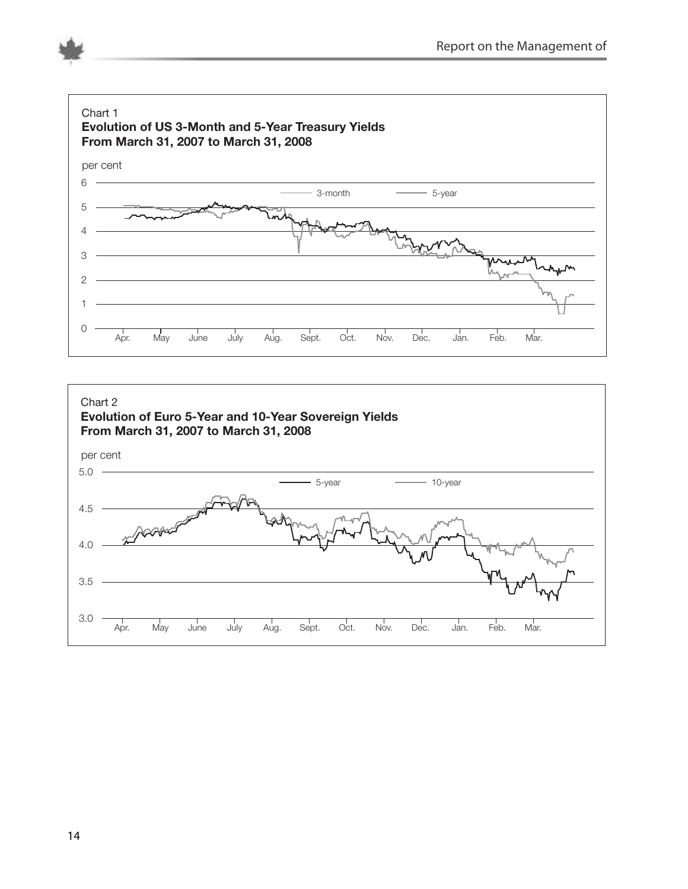Chart 1

**Evolution of US 3-Month and 5-Year Treasury Yields**
**From March 31, 2007 to March 31, 2008**

per cent

6
5
4
3
2
1
0

3-month
5-year

Apr.
May
June
July
Aug.
Sept.
Oct.
Nov.
Dec.
Jan.
Feb.
Mar.

Chart 2

**Evolution of Euro 5-Year and 10-Year Sovereign Yields**
**From March 31, 2007 to March 31, 2008**

per cent

5.0
4.5
4.0
3.5
3.0

5-year
10-year

Apr.
May
June
July
Aug.
Sept.
Oct.
Nov.
Dec.
Jan.
Feb.
Mar.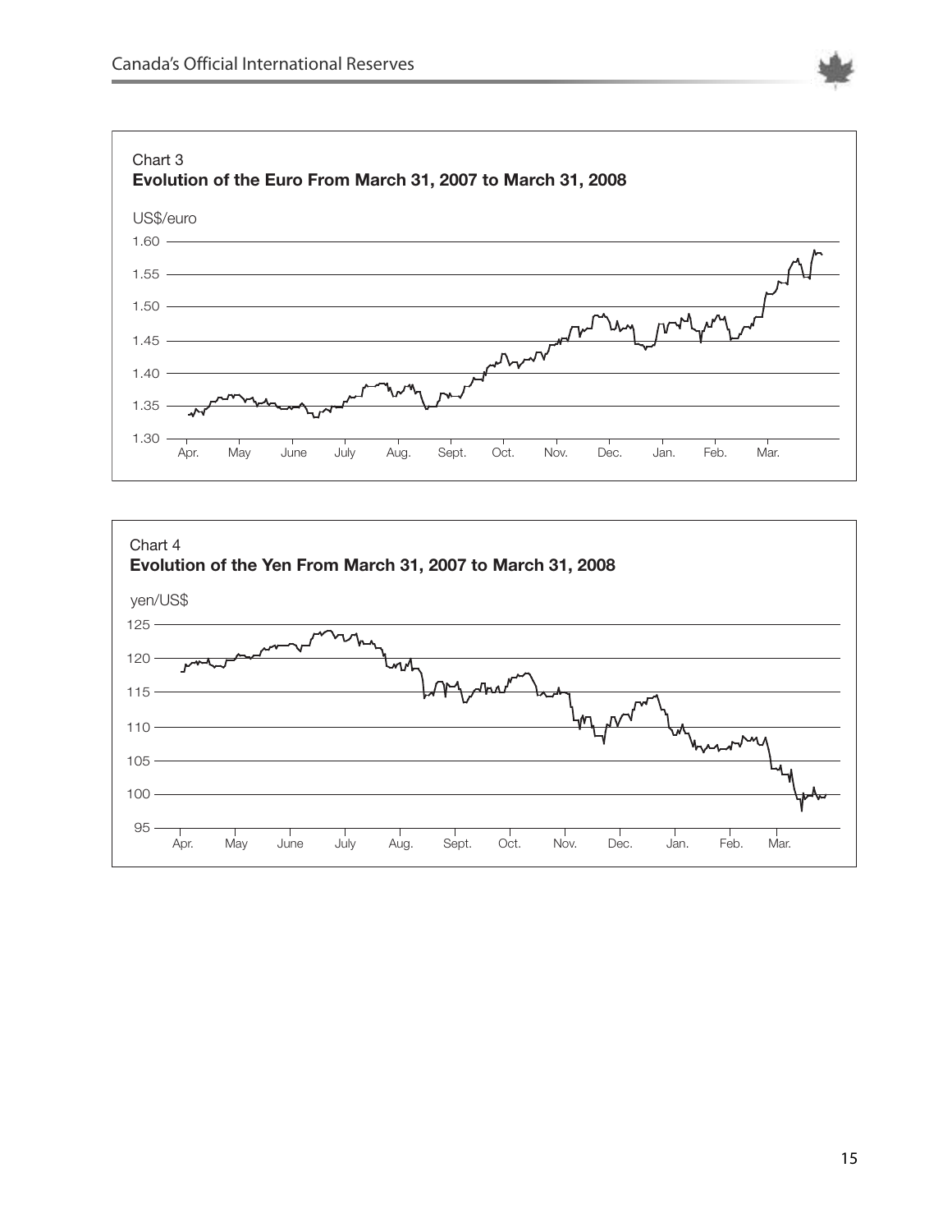Chart 3

**Evolution of the Euro From March 31, 2007 to March 31, 2008**

US$/euro

1.60
1.55
1.50
1.45
1.40
1.35
1.30

Apr. May June July Aug. Sept. Oct. Nov. Dec. Jan. Feb. Mar.

Chart 4

**Evolution of the Yen From March 31, 2007 to March 31, 2008**

yen/US$

125
120
115
110
105
100
95

Apr. May June July Aug. Sept. Oct. Nov. Dec. Jan. Feb. Mar.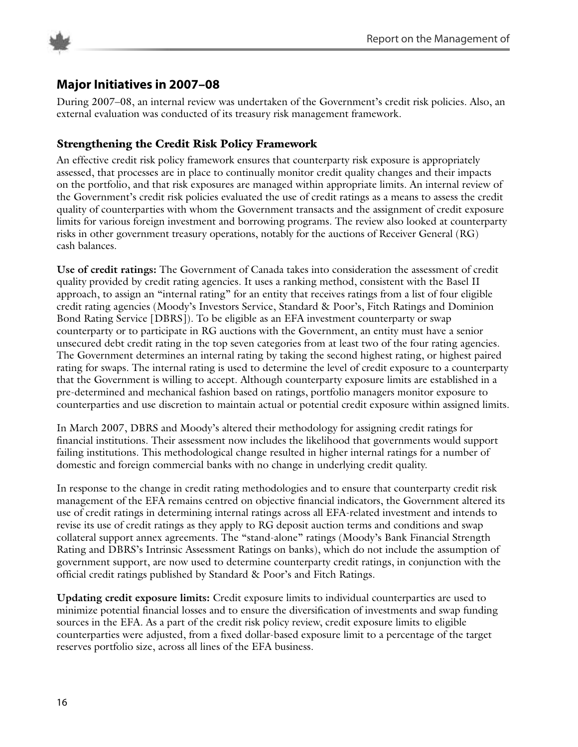## Major Initiatives in 2007–08

During 2007–08, an internal review was undertaken of the Government's credit risk policies. Also, an external evaluation was conducted of its treasury risk management framework.

### Strengthening the Credit Risk Policy Framework

An effective credit risk policy framework ensures that counterparty risk exposure is appropriately assessed, that processes are in place to continually monitor credit quality changes and their impacts on the portfolio, and that risk exposures are managed within appropriate limits. An internal review of the Government's credit risk policies evaluated the use of credit ratings as a means to assess the credit quality of counterparties with whom the Government transacts and the assignment of credit exposure limits for various foreign investment and borrowing programs. The review also looked at counterparty risks in other government treasury operations, notably for the auctions of Receiver General (RG) cash balances.

**Use of credit ratings:** The Government of Canada takes into consideration the assessment of credit quality provided by credit rating agencies. It uses a ranking method, consistent with the Basel II approach, to assign an "internal rating" for an entity that receives ratings from a list of four eligible credit rating agencies (Moody's Investors Service, Standard & Poor's, Fitch Ratings and Dominion Bond Rating Service [DBRS]). To be eligible as an EFA investment counterparty or swap counterparty or to participate in RG auctions with the Government, an entity must have a senior unsecured debt credit rating in the top seven categories from at least two of the four rating agencies. The Government determines an internal rating by taking the second highest rating, or highest paired rating for swaps. The internal rating is used to determine the level of credit exposure to a counterparty that the Government is willing to accept. Although counterparty exposure limits are established in a pre-determined and mechanical fashion based on ratings, portfolio managers monitor exposure to counterparties and use discretion to maintain actual or potential credit exposure within assigned limits.

In March 2007, DBRS and Moody's altered their methodology for assigning credit ratings for financial institutions. Their assessment now includes the likelihood that governments would support failing institutions. This methodological change resulted in higher internal ratings for a number of domestic and foreign commercial banks with no change in underlying credit quality.

In response to the change in credit rating methodologies and to ensure that counterparty credit risk management of the EFA remains centred on objective financial indicators, the Government altered its use of credit ratings in determining internal ratings across all EFA-related investment and intends to revise its use of credit ratings as they apply to RG deposit auction terms and conditions and swap collateral support annex agreements. The "stand-alone" ratings (Moody's Bank Financial Strength Rating and DBRS's Intrinsic Assessment Ratings on banks), which do not include the assumption of government support, are now used to determine counterparty credit ratings, in conjunction with the official credit ratings published by Standard & Poor's and Fitch Ratings.

**Updating credit exposure limits:** Credit exposure limits to individual counterparties are used to minimize potential financial losses and to ensure the diversification of investments and swap funding sources in the EFA. As a part of the credit risk policy review, credit exposure limits to eligible counterparties were adjusted, from a fixed dollar-based exposure limit to a percentage of the target reserves portfolio size, across all lines of the EFA business.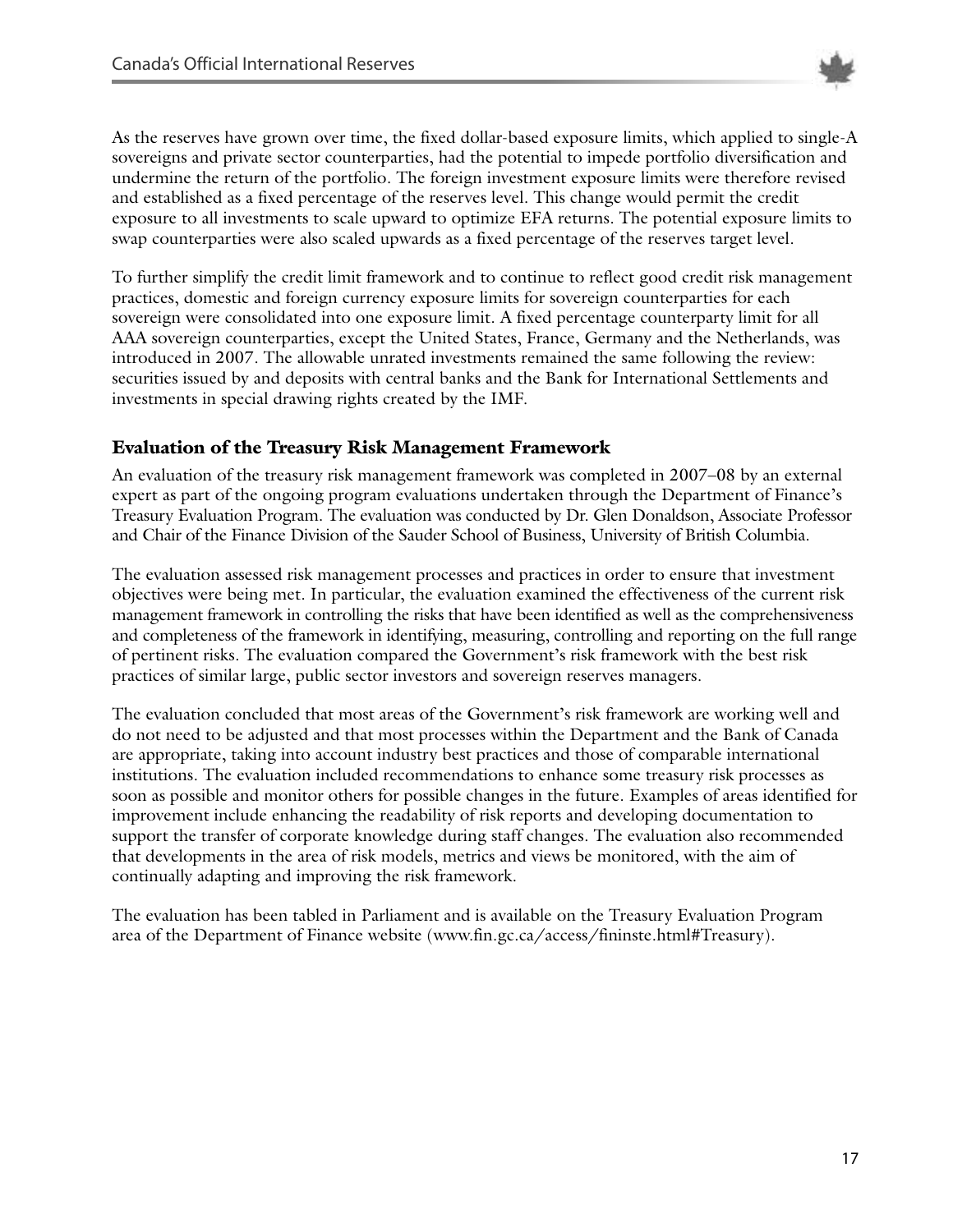As the reserves have grown over time, the fixed dollar-based exposure limits, which applied to single-A sovereigns and private sector counterparties, had the potential to impede portfolio diversification and undermine the return of the portfolio. The foreign investment exposure limits were therefore revised and established as a fixed percentage of the reserves level. This change would permit the credit exposure to all investments to scale upward to optimize EFA returns. The potential exposure limits to swap counterparties were also scaled upwards as a fixed percentage of the reserves target level.

To further simplify the credit limit framework and to continue to reflect good credit risk management practices, domestic and foreign currency exposure limits for sovereign counterparties for each sovereign were consolidated into one exposure limit. A fixed percentage counterparty limit for all AAA sovereign counterparties, except the United States, France, Germany and the Netherlands, was introduced in 2007. The allowable unrated investments remained the same following the review: securities issued by and deposits with central banks and the Bank for International Settlements and investments in special drawing rights created by the IMF.

### Evaluation of the Treasury Risk Management Framework

An evaluation of the treasury risk management framework was completed in 2007–08 by an external expert as part of the ongoing program evaluations undertaken through the Department of Finance's Treasury Evaluation Program. The evaluation was conducted by Dr. Glen Donaldson, Associate Professor and Chair of the Finance Division of the Sauder School of Business, University of British Columbia.

The evaluation assessed risk management processes and practices in order to ensure that investment objectives were being met. In particular, the evaluation examined the effectiveness of the current risk management framework in controlling the risks that have been identified as well as the comprehensiveness and completeness of the framework in identifying, measuring, controlling and reporting on the full range of pertinent risks. The evaluation compared the Government's risk framework with the best risk practices of similar large, public sector investors and sovereign reserves managers.

The evaluation concluded that most areas of the Government's risk framework are working well and do not need to be adjusted and that most processes within the Department and the Bank of Canada are appropriate, taking into account industry best practices and those of comparable international institutions. The evaluation included recommendations to enhance some treasury risk processes as soon as possible and monitor others for possible changes in the future. Examples of areas identified for improvement include enhancing the readability of risk reports and developing documentation to support the transfer of corporate knowledge during staff changes. The evaluation also recommended that developments in the area of risk models, metrics and views be monitored, with the aim of continually adapting and improving the risk framework.

The evaluation has been tabled in Parliament and is available on the Treasury Evaluation Program area of the Department of Finance website (www.fin.gc.ca/access/fininste.html#Treasury).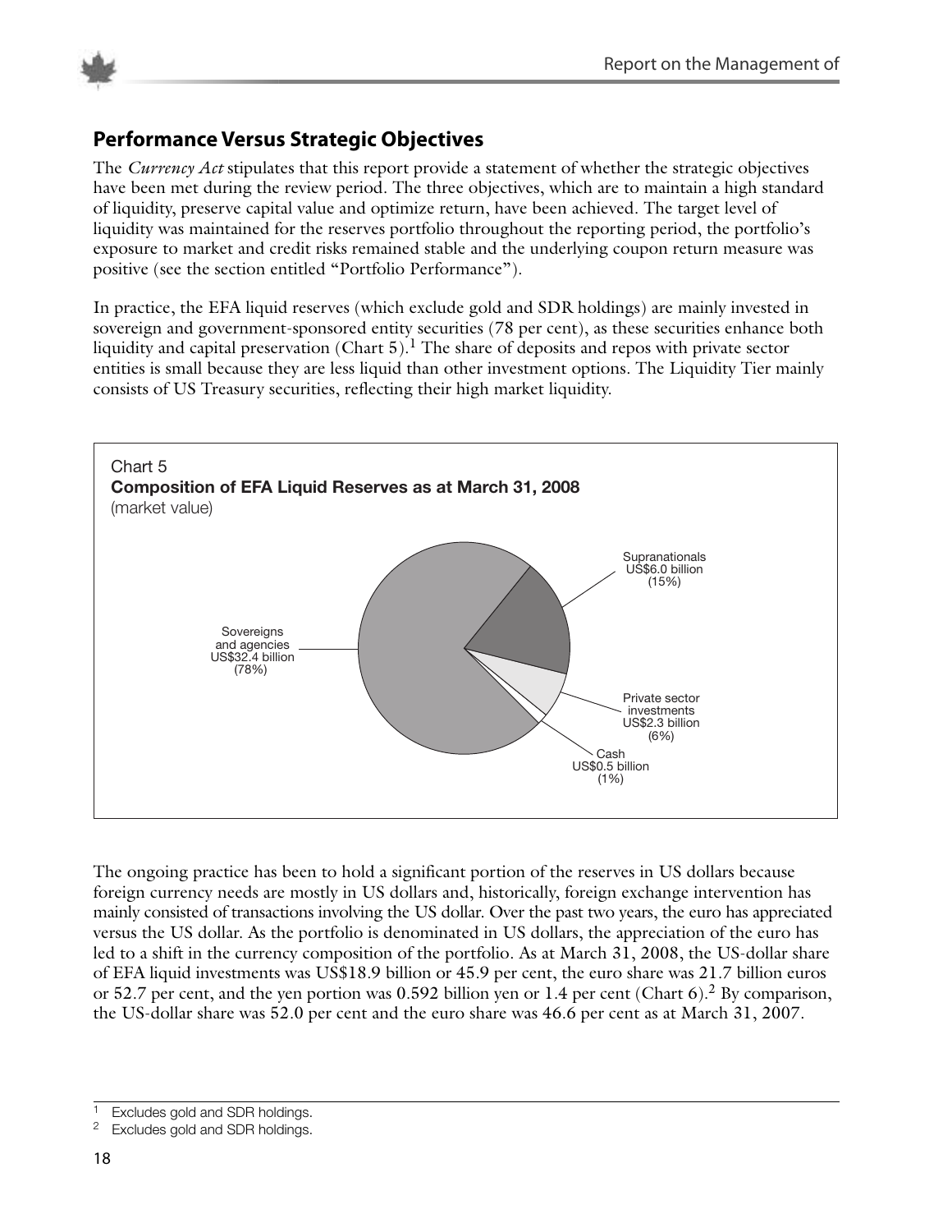## Performance Versus Strategic Objectives

The *Currency Act* stipulates that this report provide a statement of whether the strategic objectives have been met during the review period. The three objectives, which are to maintain a high standard of liquidity, preserve capital value and optimize return, have been achieved. The target level of liquidity was maintained for the reserves portfolio throughout the reporting period, the portfolio's exposure to market and credit risks remained stable and the underlying coupon return measure was positive (see the section entitled "Portfolio Performance").

In practice, the EFA liquid reserves (which exclude gold and SDR holdings) are mainly invested in sovereign and government-sponsored entity securities (78 per cent), as these securities enhance both liquidity and capital preservation (Chart 5).[1] The share of deposits and repos with private sector entities is small because they are less liquid than other investment options. The Liquidity Tier mainly consists of US Treasury securities, reflecting their high market liquidity.

Chart 5
**Composition of EFA Liquid Reserves as at March 31, 2008**
(market value)

Sovereigns and agencies US$32.4 billion (78%)
Supranationals US$6.0 billion (15%)
Private sector investments US$2.3 billion (6%)
Cash US$0.5 billion (1%)

The ongoing practice has been to hold a significant portion of the reserves in US dollars because foreign currency needs are mostly in US dollars and, historically, foreign exchange intervention has mainly consisted of transactions involving the US dollar. Over the past two years, the euro has appreciated versus the US dollar. As the portfolio is denominated in US dollars, the appreciation of the euro has led to a shift in the currency composition of the portfolio. As at March 31, 2008, the US-dollar share of EFA liquid investments was US$18.9 billion or 45.9 per cent, the euro share was 21.7 billion euros or 52.7 per cent, and the yen portion was 0.592 billion yen or 1.4 per cent (Chart 6).[2] By comparison, the US-dollar share was 52.0 per cent and the euro share was 46.6 per cent as at March 31, 2007.

---

1 Excludes gold and SDR holdings.

2 Excludes gold and SDR holdings.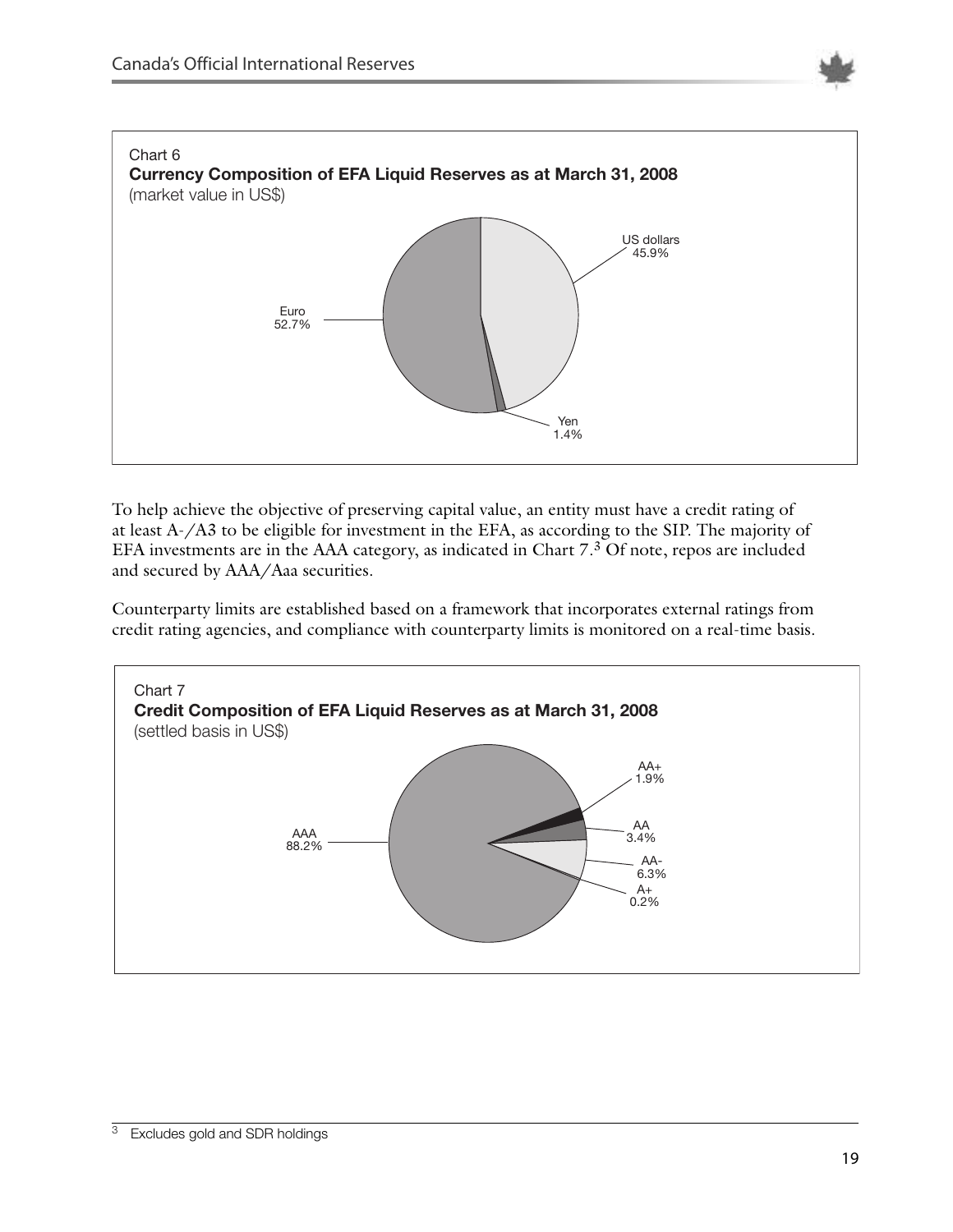Chart 6

**Currency Composition of EFA Liquid Reserves as at March 31, 2008**

(market value in US$)

US dollars
45.9%

Euro
52.7%

Yen
1.4%

To help achieve the objective of preserving capital value, an entity must have a credit rating of at least A-/A3 to be eligible for investment in the EFA, as according to the SIP. The majority of EFA investments are in the AAA category, as indicated in Chart 7.[3] Of note, repos are included and secured by AAA/Aaa securities.

Counterparty limits are established based on a framework that incorporates external ratings from credit rating agencies, and compliance with counterparty limits is monitored on a real-time basis.

Chart 7

**Credit Composition of EFA Liquid Reserves as at March 31, 2008**

(settled basis in US$)

AA+
1.9%

AA
3.4%

AAA
88.2%

AA-
6.3%

A+
0.2%

[3] Excludes gold and SDR holdings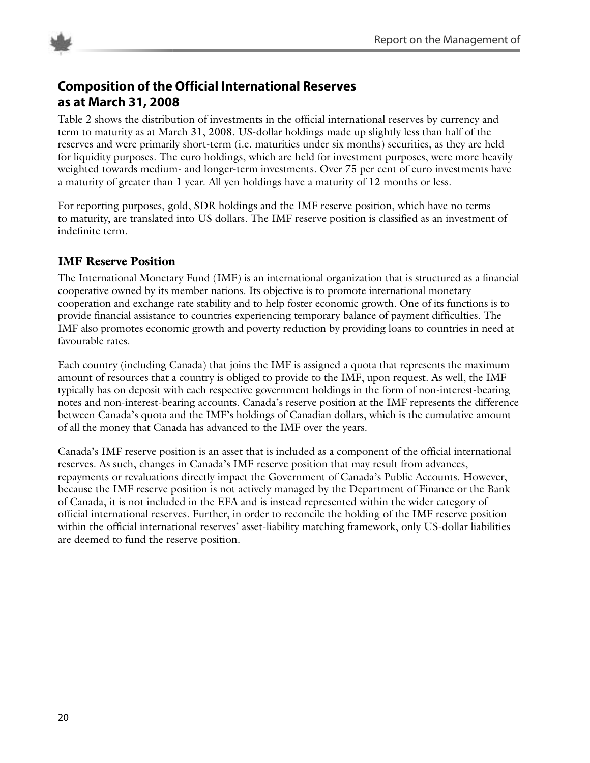## Composition of the Official International Reserves as at March 31, 2008

Table 2 shows the distribution of investments in the official international reserves by currency and term to maturity as at March 31, 2008. US-dollar holdings made up slightly less than half of the reserves and were primarily short-term (i.e. maturities under six months) securities, as they are held for liquidity purposes. The euro holdings, which are held for investment purposes, were more heavily weighted towards medium- and longer-term investments. Over 75 per cent of euro investments have a maturity of greater than 1 year. All yen holdings have a maturity of 12 months or less.

For reporting purposes, gold, SDR holdings and the IMF reserve position, which have no terms to maturity, are translated into US dollars. The IMF reserve position is classified as an investment of indefinite term.

### IMF Reserve Position

The International Monetary Fund (IMF) is an international organization that is structured as a financial cooperative owned by its member nations. Its objective is to promote international monetary cooperation and exchange rate stability and to help foster economic growth. One of its functions is to provide financial assistance to countries experiencing temporary balance of payment difficulties. The IMF also promotes economic growth and poverty reduction by providing loans to countries in need at favourable rates.

Each country (including Canada) that joins the IMF is assigned a quota that represents the maximum amount of resources that a country is obliged to provide to the IMF, upon request. As well, the IMF typically has on deposit with each respective government holdings in the form of non-interest-bearing notes and non-interest-bearing accounts. Canada's reserve position at the IMF represents the difference between Canada's quota and the IMF's holdings of Canadian dollars, which is the cumulative amount of all the money that Canada has advanced to the IMF over the years.

Canada's IMF reserve position is an asset that is included as a component of the official international reserves. As such, changes in Canada's IMF reserve position that may result from advances, repayments or revaluations directly impact the Government of Canada's Public Accounts. However, because the IMF reserve position is not actively managed by the Department of Finance or the Bank of Canada, it is not included in the EFA and is instead represented within the wider category of official international reserves. Further, in order to reconcile the holding of the IMF reserve position within the official international reserves' asset-liability matching framework, only US-dollar liabilities are deemed to fund the reserve position.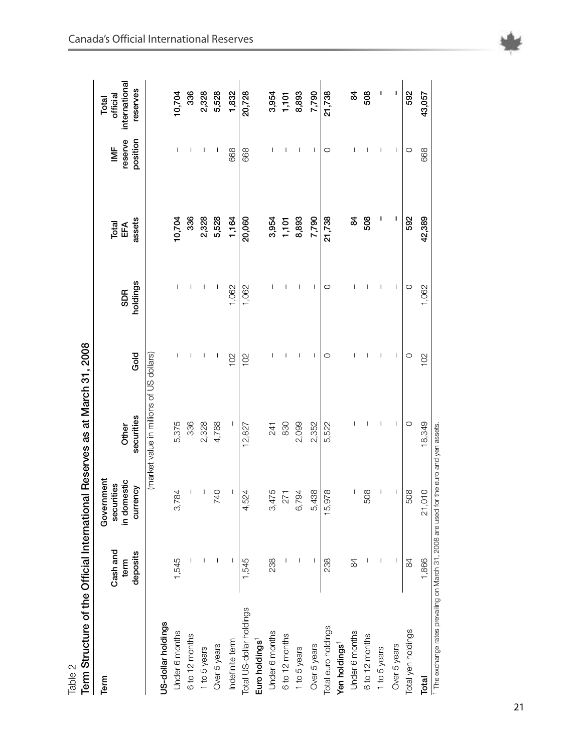Table 2

**Term Structure of the Official International Reserves as at March 31, 2008**

| Term | Cash and term deposits | Government securities in domestic currency | Other securities | Gold | SDR holdings | Total EFA assets | IMF reserve position | Total official international reserves |
|---|---|---|---|---|---|---|---|---|
| | (market value in millions of US dollars) | | | | | | | |
| **US-dollar holdings** | | | | | | | | |
| Under 6 months | 1,545 | 3,784 | 5,375 | – | – | **10,704** | – | **10,704** |
| 6 to 12 months | – | – | 336 | – | – | **336** | – | **336** |
| 1 to 5 years | – | – | 2,328 | – | – | **2,328** | – | **2,328** |
| Over 5 years | – | 740 | 4,788 | – | – | **5,528** | – | **5,528** |
| Indefinite term | – | – | – | 102 | 1,062 | **1,164** | 668 | **1,832** |
| Total US-dollar holdings | 1,545 | 4,524 | 12,827 | 102 | 1,062 | **20,060** | 668 | **20,728** |
| **Euro holdings**[1] | | | | | | | | |
| Under 6 months | 238 | 3,475 | 241 | – | – | **3,954** | – | **3,954** |
| 6 to 12 months | – | 271 | 830 | – | – | **1,101** | – | **1,101** |
| 1 to 5 years | – | 6,794 | 2,099 | – | – | **8,893** | – | **8,893** |
| Over 5 years | – | 5,438 | 2,352 | – | – | **7,790** | – | **7,790** |
| Total euro holdings | 238 | 15,978 | 5,522 | 0 | 0 | **21,738** | 0 | **21,738** |
| **Yen holdings**[1] | | | | | | | | |
| Under 6 months | 84 | – | – | – | – | **84** | – | **84** |
| 6 to 12 months | – | 508 | – | – | – | **508** | – | **508** |
| 1 to 5 years | – | – | – | – | – | **–** | – | **–** |
| Over 5 years | – | – | – | – | – | **–** | – | **–** |
| Total yen holdings | 84 | 508 | 0 | 0 | 0 | **592** | 0 | **592** |
| **Total** | 1,866 | 21,010 | 18,349 | 102 | 1,062 | **42,389** | 668 | **43,057** |

[1] The exchange rates prevailing on March 31, 2008 are used for the euro and yen assets.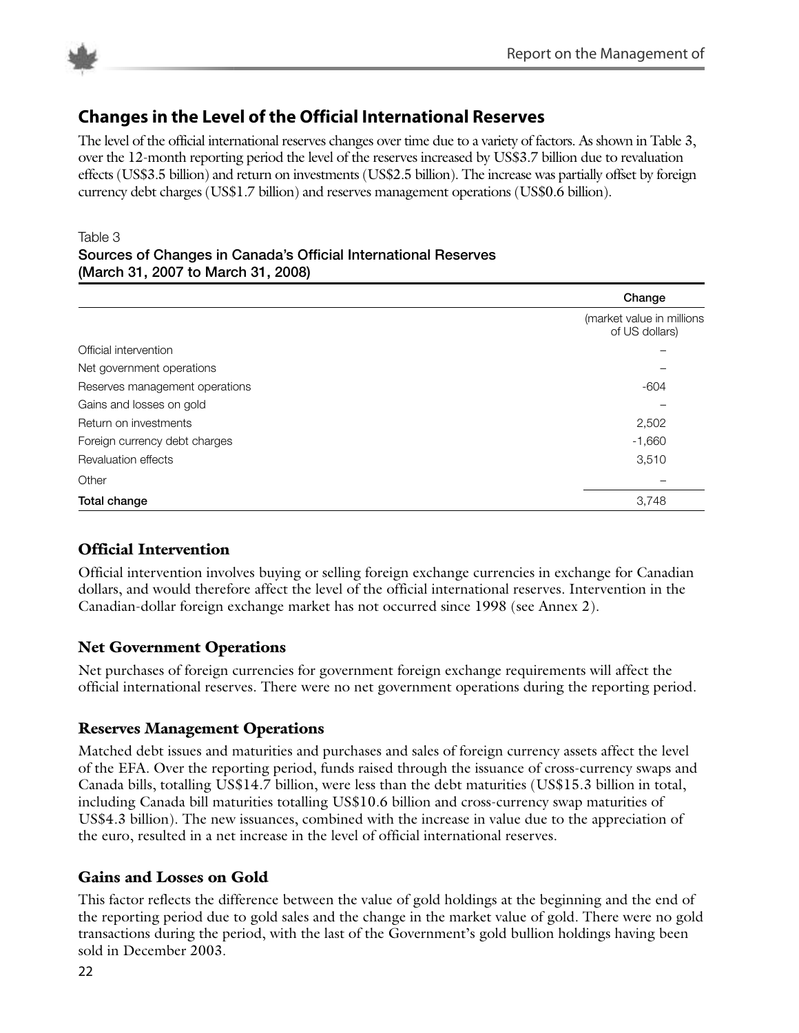## Changes in the Level of the Official International Reserves

The level of the official international reserves changes over time due to a variety of factors. As shown in Table 3, over the 12-month reporting period the level of the reserves increased by US$3.7 billion due to revaluation effects (US$3.5 billion) and return on investments (US$2.5 billion). The increase was partially offset by foreign currency debt charges (US$1.7 billion) and reserves management operations (US$0.6 billion).

Table 3
**Sources of Changes in Canada's Official International Reserves (March 31, 2007 to March 31, 2008)**

| | Change |
|---|---|
| | (market value in millions of US dollars) |
| Official intervention | – |
| Net government operations | – |
| Reserves management operations | -604 |
| Gains and losses on gold | – |
| Return on investments | 2,502 |
| Foreign currency debt charges | -1,660 |
| Revaluation effects | 3,510 |
| Other | – |
| **Total change** | 3,748 |

### Official Intervention

Official intervention involves buying or selling foreign exchange currencies in exchange for Canadian dollars, and would therefore affect the level of the official international reserves. Intervention in the Canadian-dollar foreign exchange market has not occurred since 1998 (see Annex 2).

### Net Government Operations

Net purchases of foreign currencies for government foreign exchange requirements will affect the official international reserves. There were no net government operations during the reporting period.

### Reserves Management Operations

Matched debt issues and maturities and purchases and sales of foreign currency assets affect the level of the EFA. Over the reporting period, funds raised through the issuance of cross-currency swaps and Canada bills, totalling US$14.7 billion, were less than the debt maturities (US$15.3 billion in total, including Canada bill maturities totalling US$10.6 billion and cross-currency swap maturities of US$4.3 billion). The new issuances, combined with the increase in value due to the appreciation of the euro, resulted in a net increase in the level of official international reserves.

### Gains and Losses on Gold

This factor reflects the difference between the value of gold holdings at the beginning and the end of the reporting period due to gold sales and the change in the market value of gold. There were no gold transactions during the period, with the last of the Government's gold bullion holdings having been sold in December 2003.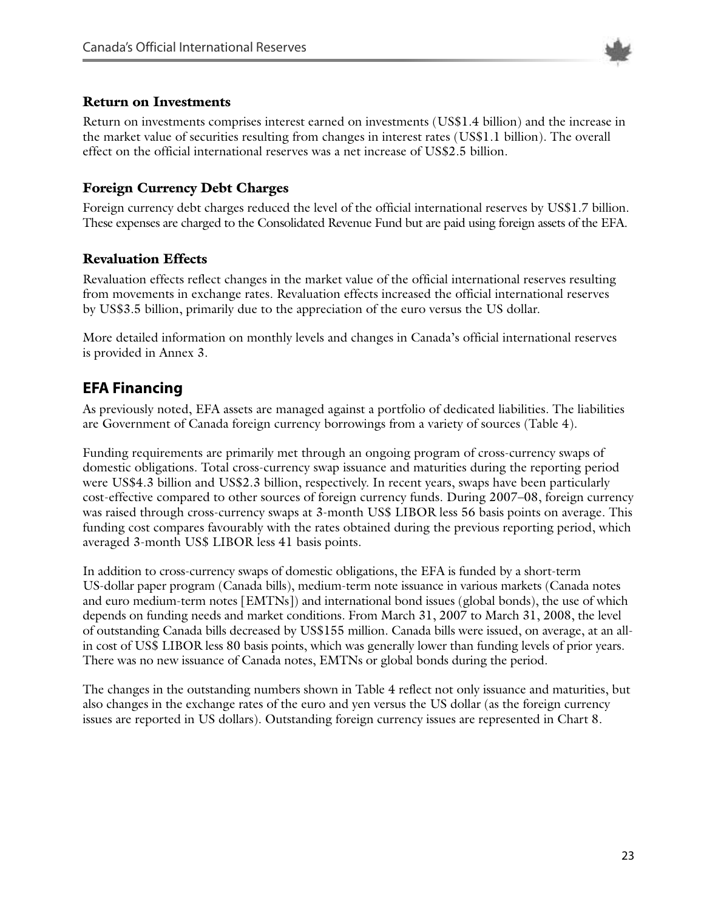### Return on Investments

Return on investments comprises interest earned on investments (US$1.4 billion) and the increase in the market value of securities resulting from changes in interest rates (US$1.1 billion). The overall effect on the official international reserves was a net increase of US$2.5 billion.

### Foreign Currency Debt Charges

Foreign currency debt charges reduced the level of the official international reserves by US$1.7 billion. These expenses are charged to the Consolidated Revenue Fund but are paid using foreign assets of the EFA.

### Revaluation Effects

Revaluation effects reflect changes in the market value of the official international reserves resulting from movements in exchange rates. Revaluation effects increased the official international reserves by US$3.5 billion, primarily due to the appreciation of the euro versus the US dollar.

More detailed information on monthly levels and changes in Canada's official international reserves is provided in Annex 3.

## EFA Financing

As previously noted, EFA assets are managed against a portfolio of dedicated liabilities. The liabilities are Government of Canada foreign currency borrowings from a variety of sources (Table 4).

Funding requirements are primarily met through an ongoing program of cross-currency swaps of domestic obligations. Total cross-currency swap issuance and maturities during the reporting period were US$4.3 billion and US$2.3 billion, respectively. In recent years, swaps have been particularly cost-effective compared to other sources of foreign currency funds. During 2007–08, foreign currency was raised through cross-currency swaps at 3-month US$ LIBOR less 56 basis points on average. This funding cost compares favourably with the rates obtained during the previous reporting period, which averaged 3-month US$ LIBOR less 41 basis points.

In addition to cross-currency swaps of domestic obligations, the EFA is funded by a short-term US-dollar paper program (Canada bills), medium-term note issuance in various markets (Canada notes and euro medium-term notes [EMTNs]) and international bond issues (global bonds), the use of which depends on funding needs and market conditions. From March 31, 2007 to March 31, 2008, the level of outstanding Canada bills decreased by US$155 million. Canada bills were issued, on average, at an all-in cost of US$ LIBOR less 80 basis points, which was generally lower than funding levels of prior years. There was no new issuance of Canada notes, EMTNs or global bonds during the period.

The changes in the outstanding numbers shown in Table 4 reflect not only issuance and maturities, but also changes in the exchange rates of the euro and yen versus the US dollar (as the foreign currency issues are reported in US dollars). Outstanding foreign currency issues are represented in Chart 8.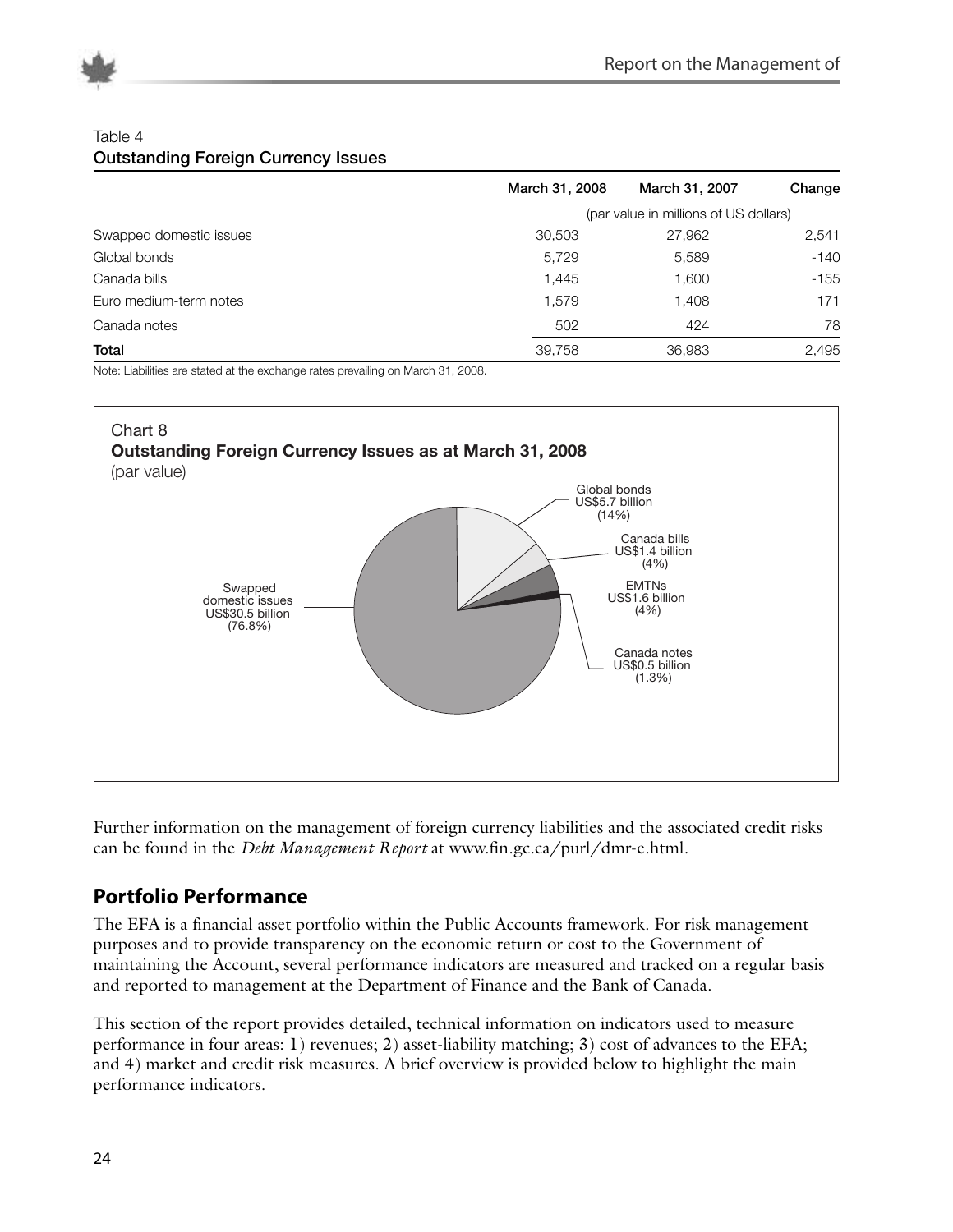Table 4
**Outstanding Foreign Currency Issues**

| | March 31, 2008 | March 31, 2007 | Change |
|---|---|---|---|
| | (par value in millions of US dollars) | | |
| Swapped domestic issues | 30,503 | 27,962 | 2,541 |
| Global bonds | 5,729 | 5,589 | -140 |
| Canada bills | 1,445 | 1,600 | -155 |
| Euro medium-term notes | 1,579 | 1,408 | 171 |
| Canada notes | 502 | 424 | 78 |
| **Total** | 39,758 | 36,983 | 2,495 |

Note: Liabilities are stated at the exchange rates prevailing on March 31, 2008.

Chart 8
**Outstanding Foreign Currency Issues as at March 31, 2008**
(par value)

Global bonds
US$5.7 billion
(14%)

Canada bills
US$1.4 billion
(4%)

EMTNs
US$1.6 billion
(4%)

Canada notes
US$0.5 billion
(1.3%)

Swapped
domestic issues
US$30.5 billion
(76.8%)

Further information on the management of foreign currency liabilities and the associated credit risks can be found in the *Debt Management Report* at www.fin.gc.ca/purl/dmr-e.html.

## Portfolio Performance

The EFA is a financial asset portfolio within the Public Accounts framework. For risk management purposes and to provide transparency on the economic return or cost to the Government of maintaining the Account, several performance indicators are measured and tracked on a regular basis and reported to management at the Department of Finance and the Bank of Canada.

This section of the report provides detailed, technical information on indicators used to measure performance in four areas: 1) revenues; 2) asset-liability matching; 3) cost of advances to the EFA; and 4) market and credit risk measures. A brief overview is provided below to highlight the main performance indicators.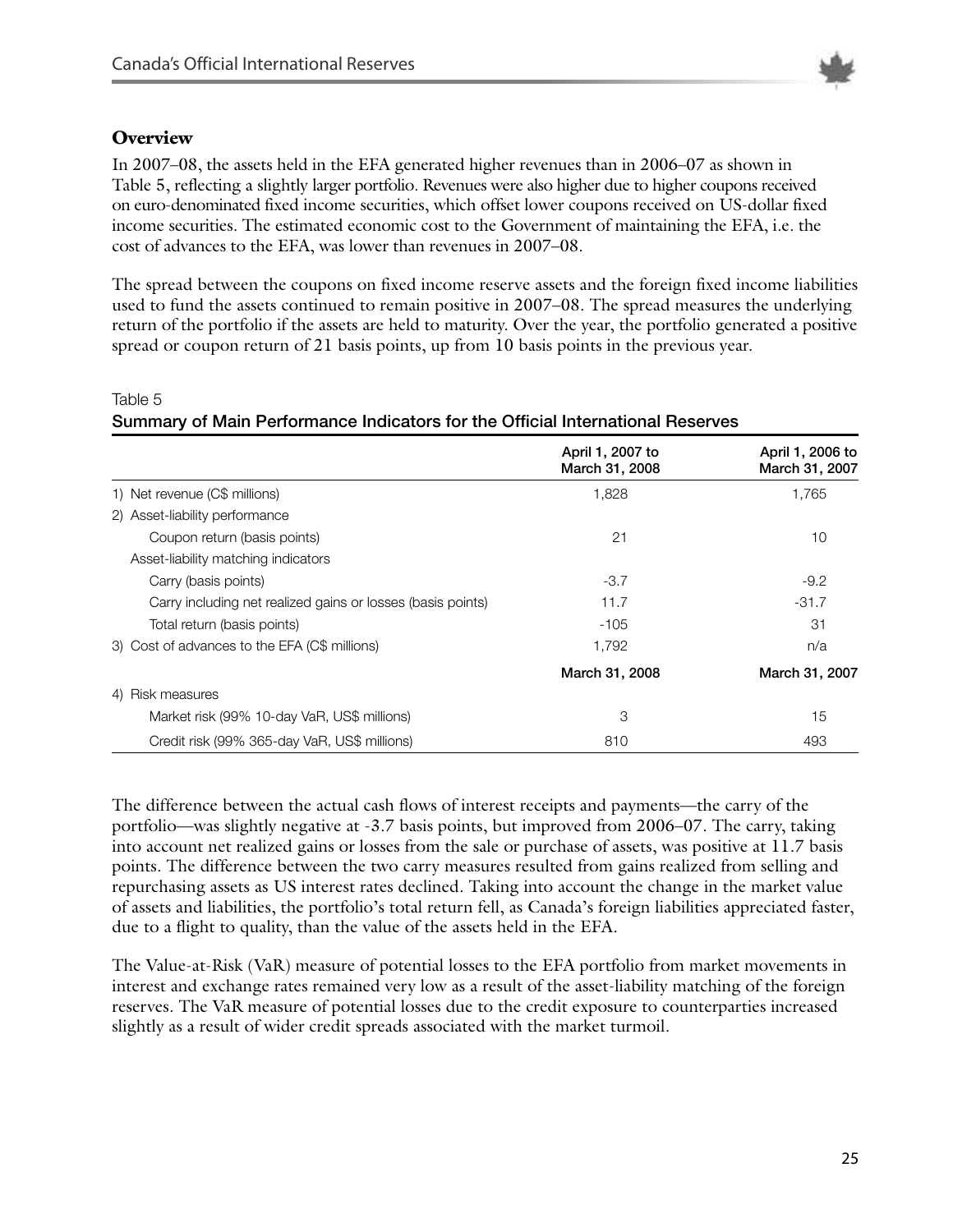## Overview

In 2007–08, the assets held in the EFA generated higher revenues than in 2006–07 as shown in Table 5, reflecting a slightly larger portfolio. Revenues were also higher due to higher coupons received on euro-denominated fixed income securities, which offset lower coupons received on US-dollar fixed income securities. The estimated economic cost to the Government of maintaining the EFA, i.e. the cost of advances to the EFA, was lower than revenues in 2007–08.

The spread between the coupons on fixed income reserve assets and the foreign fixed income liabilities used to fund the assets continued to remain positive in 2007–08. The spread measures the underlying return of the portfolio if the assets are held to maturity. Over the year, the portfolio generated a positive spread or coupon return of 21 basis points, up from 10 basis points in the previous year.

Table 5

**Summary of Main Performance Indicators for the Official International Reserves**

| | April 1, 2007 to March 31, 2008 | April 1, 2006 to March 31, 2007 |
|---|---|---|
| 1) Net revenue (C$ millions) | 1,828 | 1,765 |
| 2) Asset-liability performance | | |
| Coupon return (basis points) | 21 | 10 |
| Asset-liability matching indicators | | |
| Carry (basis points) | -3.7 | -9.2 |
| Carry including net realized gains or losses (basis points) | 11.7 | -31.7 |
| Total return (basis points) | -105 | 31 |
| 3) Cost of advances to the EFA (C$ millions) | 1,792 | n/a |
| | **March 31, 2008** | **March 31, 2007** |
| 4) Risk measures | | |
| Market risk (99% 10-day VaR, US$ millions) | 3 | 15 |
| Credit risk (99% 365-day VaR, US$ millions) | 810 | 493 |

The difference between the actual cash flows of interest receipts and payments—the carry of the portfolio—was slightly negative at -3.7 basis points, but improved from 2006–07. The carry, taking into account net realized gains or losses from the sale or purchase of assets, was positive at 11.7 basis points. The difference between the two carry measures resulted from gains realized from selling and repurchasing assets as US interest rates declined. Taking into account the change in the market value of assets and liabilities, the portfolio's total return fell, as Canada's foreign liabilities appreciated faster, due to a flight to quality, than the value of the assets held in the EFA.

The Value-at-Risk (VaR) measure of potential losses to the EFA portfolio from market movements in interest and exchange rates remained very low as a result of the asset-liability matching of the foreign reserves. The VaR measure of potential losses due to the credit exposure to counterparties increased slightly as a result of wider credit spreads associated with the market turmoil.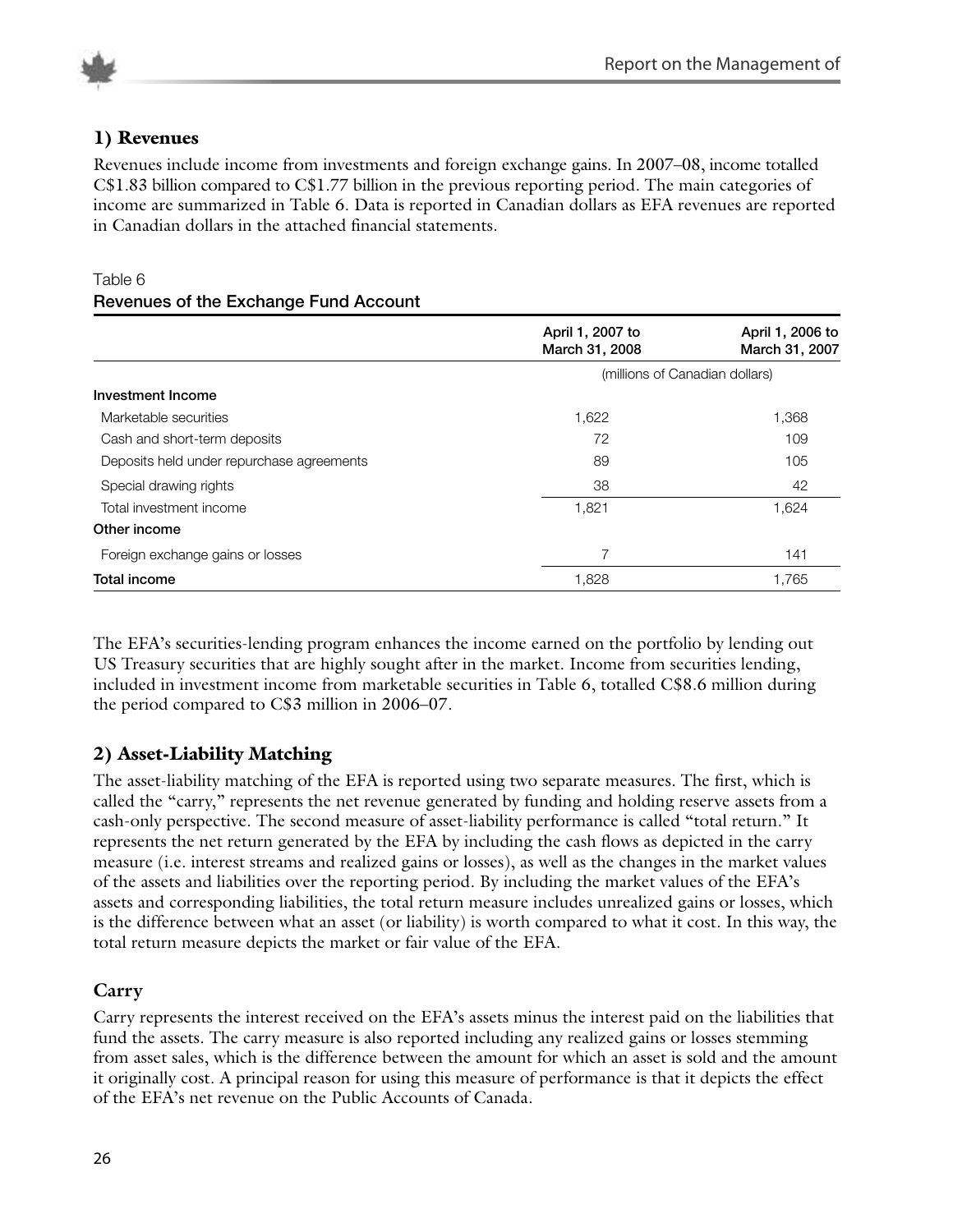## 1) Revenues

Revenues include income from investments and foreign exchange gains. In 2007–08, income totalled C$1.83 billion compared to C$1.77 billion in the previous reporting period. The main categories of income are summarized in Table 6. Data is reported in Canadian dollars as EFA revenues are reported in Canadian dollars in the attached financial statements.

Table 6
**Revenues of the Exchange Fund Account**

| | April 1, 2007 to March 31, 2008 | April 1, 2006 to March 31, 2007 |
|---|---|---|
| | (millions of Canadian dollars) | |
| **Investment Income** | | |
| Marketable securities | 1,622 | 1,368 |
| Cash and short-term deposits | 72 | 109 |
| Deposits held under repurchase agreements | 89 | 105 |
| Special drawing rights | 38 | 42 |
| Total investment income | 1,821 | 1,624 |
| **Other income** | | |
| Foreign exchange gains or losses | 7 | 141 |
| **Total income** | 1,828 | 1,765 |

The EFA's securities-lending program enhances the income earned on the portfolio by lending out US Treasury securities that are highly sought after in the market. Income from securities lending, included in investment income from marketable securities in Table 6, totalled C$8.6 million during the period compared to C$3 million in 2006–07.

## 2) Asset-Liability Matching

The asset-liability matching of the EFA is reported using two separate measures. The first, which is called the "carry," represents the net revenue generated by funding and holding reserve assets from a cash-only perspective. The second measure of asset-liability performance is called "total return." It represents the net return generated by the EFA by including the cash flows as depicted in the carry measure (i.e. interest streams and realized gains or losses), as well as the changes in the market values of the assets and liabilities over the reporting period. By including the market values of the EFA's assets and corresponding liabilities, the total return measure includes unrealized gains or losses, which is the difference between what an asset (or liability) is worth compared to what it cost. In this way, the total return measure depicts the market or fair value of the EFA.

### Carry

Carry represents the interest received on the EFA's assets minus the interest paid on the liabilities that fund the assets. The carry measure is also reported including any realized gains or losses stemming from asset sales, which is the difference between the amount for which an asset is sold and the amount it originally cost. A principal reason for using this measure of performance is that it depicts the effect of the EFA's net revenue on the Public Accounts of Canada.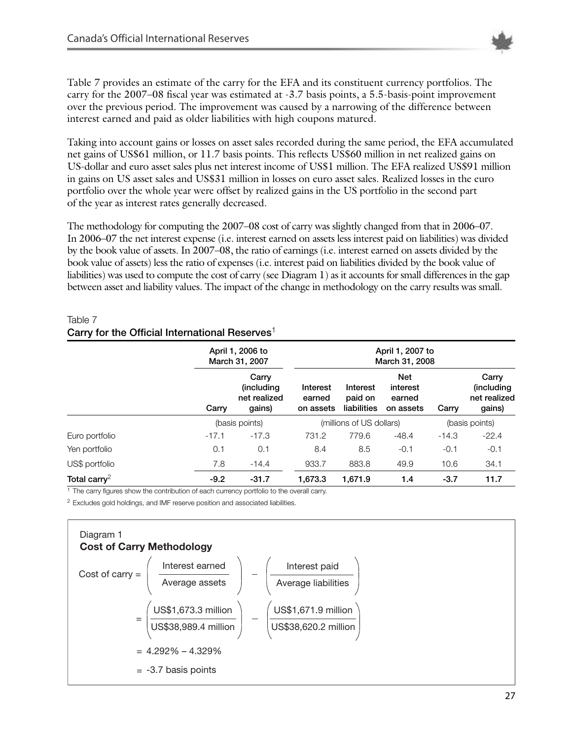Table 7 provides an estimate of the carry for the EFA and its constituent currency portfolios. The carry for the 2007–08 fiscal year was estimated at -3.7 basis points, a 5.5-basis-point improvement over the previous period. The improvement was caused by a narrowing of the difference between interest earned and paid as older liabilities with high coupons matured.

Taking into account gains or losses on asset sales recorded during the same period, the EFA accumulated net gains of US$61 million, or 11.7 basis points. This reflects US$60 million in net realized gains on US-dollar and euro asset sales plus net interest income of US$1 million. The EFA realized US$91 million in gains on US asset sales and US$31 million in losses on euro asset sales. Realized losses in the euro portfolio over the whole year were offset by realized gains in the US portfolio in the second part of the year as interest rates generally decreased.

The methodology for computing the 2007–08 cost of carry was slightly changed from that in 2006–07. In 2006–07 the net interest expense (i.e. interest earned on assets less interest paid on liabilities) was divided by the book value of assets. In 2007–08, the ratio of earnings (i.e. interest earned on assets divided by the book value of assets) less the ratio of expenses (i.e. interest paid on liabilities divided by the book value of liabilities) was used to compute the cost of carry (see Diagram 1) as it accounts for small differences in the gap between asset and liability values. The impact of the change in methodology on the carry results was small.

Table 7

**Carry for the Official International Reserves**[1]

| | April 1, 2006 to March 31, 2007 | | April 1, 2007 to March 31, 2008 | | | | |
|---|---|---|---|---|---|---|---|
| | Carry | Carry (including net realized gains) | Interest earned on assets | Interest paid on liabilities | Net interest earned on assets | Carry | Carry (including net realized gains) |
| | (basis points) | | (millions of US dollars) | | | (basis points) | |
| Euro portfolio | -17.1 | -17.3 | 731.2 | 779.6 | -48.4 | -14.3 | -22.4 |
| Yen portfolio | 0.1 | 0.1 | 8.4 | 8.5 | -0.1 | -0.1 | -0.1 |
| US$ portfolio | 7.8 | -14.4 | 933.7 | 883.8 | 49.9 | 10.6 | 34.1 |
| **Total carry**[2] | **-9.2** | **-31.7** | **1,673.3** | **1,671.9** | **1.4** | **-3.7** | **11.7** |

[1] The carry figures show the contribution of each currency portfolio to the overall carry.

[2] Excludes gold holdings, and IMF reserve position and associated liabilities.

Diagram 1

**Cost of Carry Methodology**

$$\text{Cost of carry} = \left(\frac{\text{Interest earned}}{\text{Average assets}}\right) - \left(\frac{\text{Interest paid}}{\text{Average liabilities}}\right)$$

$$= \left(\frac{\text{US\$1,673.3 million}}{\text{US\$38,989.4 million}}\right) - \left(\frac{\text{US\$1,671.9 million}}{\text{US\$38,620.2 million}}\right)$$

$$= 4.292\% - 4.329\%$$

$$= \text{-3.7 basis points}$$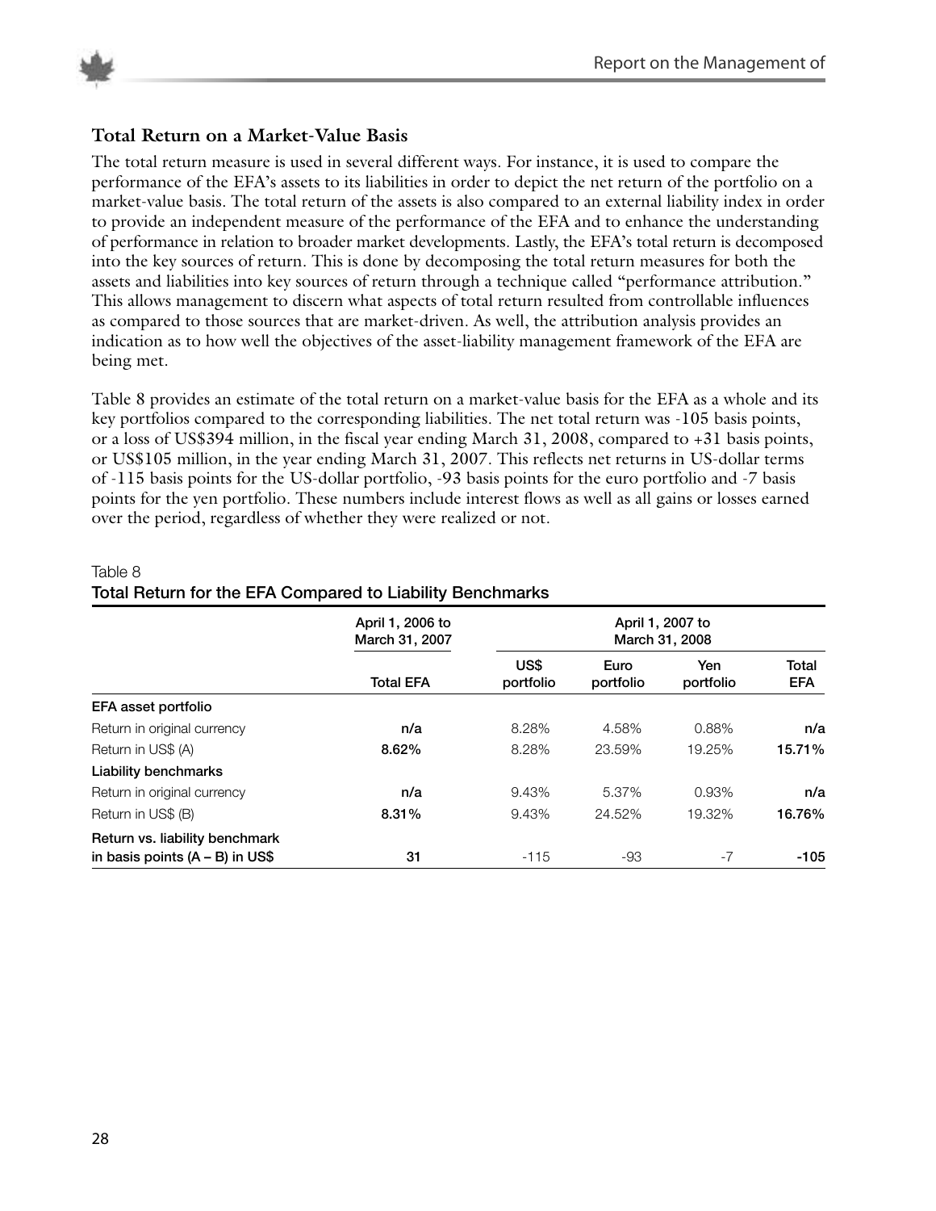## Total Return on a Market-Value Basis

The total return measure is used in several different ways. For instance, it is used to compare the performance of the EFA's assets to its liabilities in order to depict the net return of the portfolio on a market-value basis. The total return of the assets is also compared to an external liability index in order to provide an independent measure of the performance of the EFA and to enhance the understanding of performance in relation to broader market developments. Lastly, the EFA's total return is decomposed into the key sources of return. This is done by decomposing the total return measures for both the assets and liabilities into key sources of return through a technique called "performance attribution." This allows management to discern what aspects of total return resulted from controllable influences as compared to those sources that are market-driven. As well, the attribution analysis provides an indication as to how well the objectives of the asset-liability management framework of the EFA are being met.

Table 8 provides an estimate of the total return on a market-value basis for the EFA as a whole and its key portfolios compared to the corresponding liabilities. The net total return was -105 basis points, or a loss of US$394 million, in the fiscal year ending March 31, 2008, compared to +31 basis points, or US$105 million, in the year ending March 31, 2007. This reflects net returns in US-dollar terms of -115 basis points for the US-dollar portfolio, -93 basis points for the euro portfolio and -7 basis points for the yen portfolio. These numbers include interest flows as well as all gains or losses earned over the period, regardless of whether they were realized or not.

Table 8
**Total Return for the EFA Compared to Liability Benchmarks**

| | April 1, 2006 to March 31, 2007 | April 1, 2007 to March 31, 2008 | | | |
|---|---|---|---|---|---|
| | **Total EFA** | **US$ portfolio** | **Euro portfolio** | **Yen portfolio** | **Total EFA** |
| **EFA asset portfolio** | | | | | |
| Return in original currency | **n/a** | 8.28% | 4.58% | 0.88% | **n/a** |
| Return in US$ (A) | **8.62%** | 8.28% | 23.59% | 19.25% | **15.71%** |
| **Liability benchmarks** | | | | | |
| Return in original currency | **n/a** | 9.43% | 5.37% | 0.93% | **n/a** |
| Return in US$ (B) | **8.31%** | 9.43% | 24.52% | 19.32% | **16.76%** |
| **Return vs. liability benchmark in basis points (A – B) in US$** | **31** | -115 | -93 | -7 | **-105** |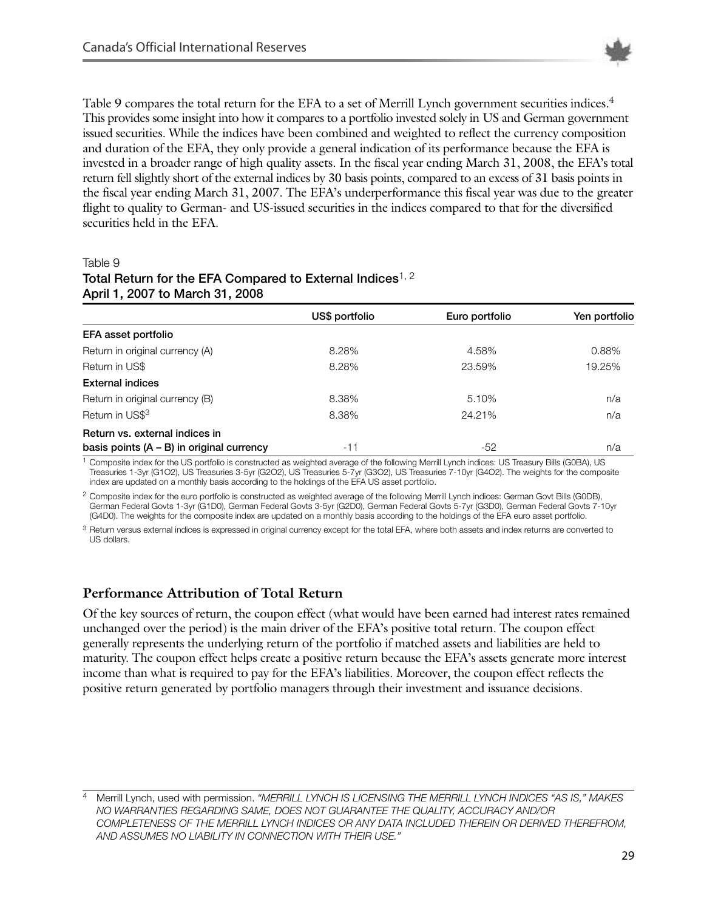Table 9 compares the total return for the EFA to a set of Merrill Lynch government securities indices.[4] This provides some insight into how it compares to a portfolio invested solely in US and German government issued securities. While the indices have been combined and weighted to reflect the currency composition and duration of the EFA, they only provide a general indication of its performance because the EFA is invested in a broader range of high quality assets. In the fiscal year ending March 31, 2008, the EFA's total return fell slightly short of the external indices by 30 basis points, compared to an excess of 31 basis points in the fiscal year ending March 31, 2007. The EFA's underperformance this fiscal year was due to the greater flight to quality to German- and US-issued securities in the indices compared to that for the diversified securities held in the EFA.

Table 9

**Total Return for the EFA Compared to External Indices[1, 2]**
**April 1, 2007 to March 31, 2008**

| | US$ portfolio | Euro portfolio | Yen portfolio |
|---|---|---|---|
| **EFA asset portfolio** | | | |
| Return in original currency (A) | 8.28% | 4.58% | 0.88% |
| Return in US$ | 8.28% | 23.59% | 19.25% |
| **External indices** | | | |
| Return in original currency (B) | 8.38% | 5.10% | n/a |
| Return in US$[3] | 8.38% | 24.21% | n/a |
| **Return vs. external indices in basis points (A – B) in original currency** | -11 | -52 | n/a |

[1] Composite index for the US portfolio is constructed as weighted average of the following Merrill Lynch indices: US Treasury Bills (G0BA), US Treasuries 1-3yr (G1O2), US Treasuries 3-5yr (G2O2), US Treasuries 5-7yr (G3O2), US Treasuries 7-10yr (G4O2). The weights for the composite index are updated on a monthly basis according to the holdings of the EFA US asset portfolio.

[2] Composite index for the euro portfolio is constructed as weighted average of the following Merrill Lynch indices: German Govt Bills (G0DB), German Federal Govts 1-3yr (G1D0), German Federal Govts 3-5yr (G2D0), German Federal Govts 5-7yr (G3D0), German Federal Govts 7-10yr (G4D0). The weights for the composite index are updated on a monthly basis according to the holdings of the EFA euro asset portfolio.

[3] Return versus external indices is expressed in original currency except for the total EFA, where both assets and index returns are converted to US dollars.

## Performance Attribution of Total Return

Of the key sources of return, the coupon effect (what would have been earned had interest rates remained unchanged over the period) is the main driver of the EFA's positive total return. The coupon effect generally represents the underlying return of the portfolio if matched assets and liabilities are held to maturity. The coupon effect helps create a positive return because the EFA's assets generate more interest income than what is required to pay for the EFA's liabilities. Moreover, the coupon effect reflects the positive return generated by portfolio managers through their investment and issuance decisions.

[4] Merrill Lynch, used with permission. *"MERRILL LYNCH IS LICENSING THE MERRILL LYNCH INDICES "AS IS," MAKES NO WARRANTIES REGARDING SAME, DOES NOT GUARANTEE THE QUALITY, ACCURACY AND/OR COMPLETENESS OF THE MERRILL LYNCH INDICES OR ANY DATA INCLUDED THEREIN OR DERIVED THEREFROM, AND ASSUMES NO LIABILITY IN CONNECTION WITH THEIR USE."*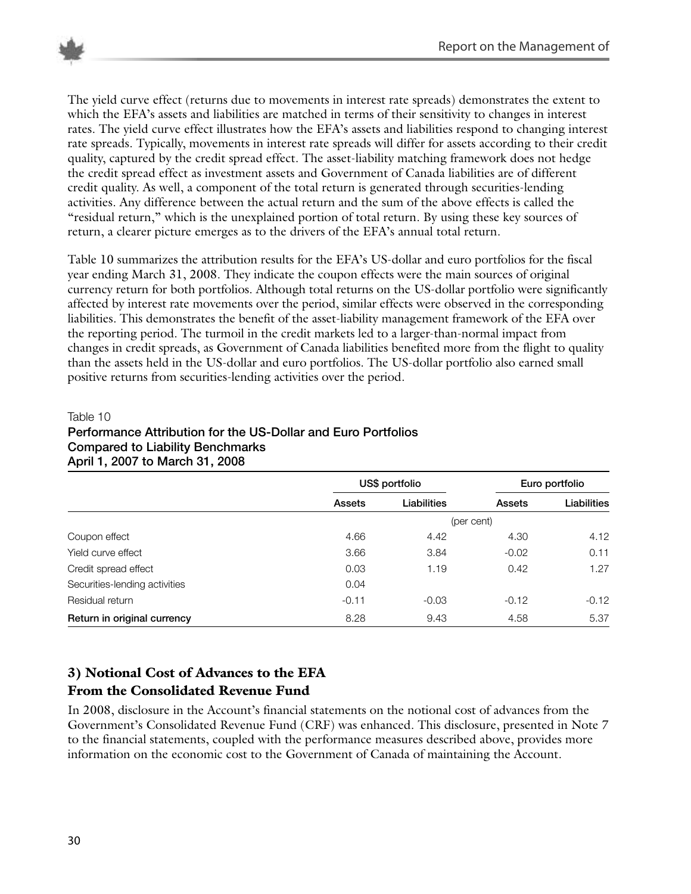The yield curve effect (returns due to movements in interest rate spreads) demonstrates the extent to which the EFA's assets and liabilities are matched in terms of their sensitivity to changes in interest rates. The yield curve effect illustrates how the EFA's assets and liabilities respond to changing interest rate spreads. Typically, movements in interest rate spreads will differ for assets according to their credit quality, captured by the credit spread effect. The asset-liability matching framework does not hedge the credit spread effect as investment assets and Government of Canada liabilities are of different credit quality. As well, a component of the total return is generated through securities-lending activities. Any difference between the actual return and the sum of the above effects is called the "residual return," which is the unexplained portion of total return. By using these key sources of return, a clearer picture emerges as to the drivers of the EFA's annual total return.

Table 10 summarizes the attribution results for the EFA's US-dollar and euro portfolios for the fiscal year ending March 31, 2008. They indicate the coupon effects were the main sources of original currency return for both portfolios. Although total returns on the US-dollar portfolio were significantly affected by interest rate movements over the period, similar effects were observed in the corresponding liabilities. This demonstrates the benefit of the asset-liability management framework of the EFA over the reporting period. The turmoil in the credit markets led to a larger-than-normal impact from changes in credit spreads, as Government of Canada liabilities benefited more from the flight to quality than the assets held in the US-dollar and euro portfolios. The US-dollar portfolio also earned small positive returns from securities-lending activities over the period.

Table 10

**Performance Attribution for the US-Dollar and Euro Portfolios Compared to Liability Benchmarks**
**April 1, 2007 to March 31, 2008**

| | US$ portfolio | | Euro portfolio | |
|---|---|---|---|---|
| | Assets | Liabilities | Assets | Liabilities |
| | | (per cent) | | |
| Coupon effect | 4.66 | 4.42 | 4.30 | 4.12 |
| Yield curve effect | 3.66 | 3.84 | -0.02 | 0.11 |
| Credit spread effect | 0.03 | 1.19 | 0.42 | 1.27 |
| Securities-lending activities | 0.04 | | | |
| Residual return | -0.11 | -0.03 | -0.12 | -0.12 |
| **Return in original currency** | 8.28 | 9.43 | 4.58 | 5.37 |

## 3) Notional Cost of Advances to the EFA From the Consolidated Revenue Fund

In 2008, disclosure in the Account's financial statements on the notional cost of advances from the Government's Consolidated Revenue Fund (CRF) was enhanced. This disclosure, presented in Note 7 to the financial statements, coupled with the performance measures described above, provides more information on the economic cost to the Government of Canada of maintaining the Account.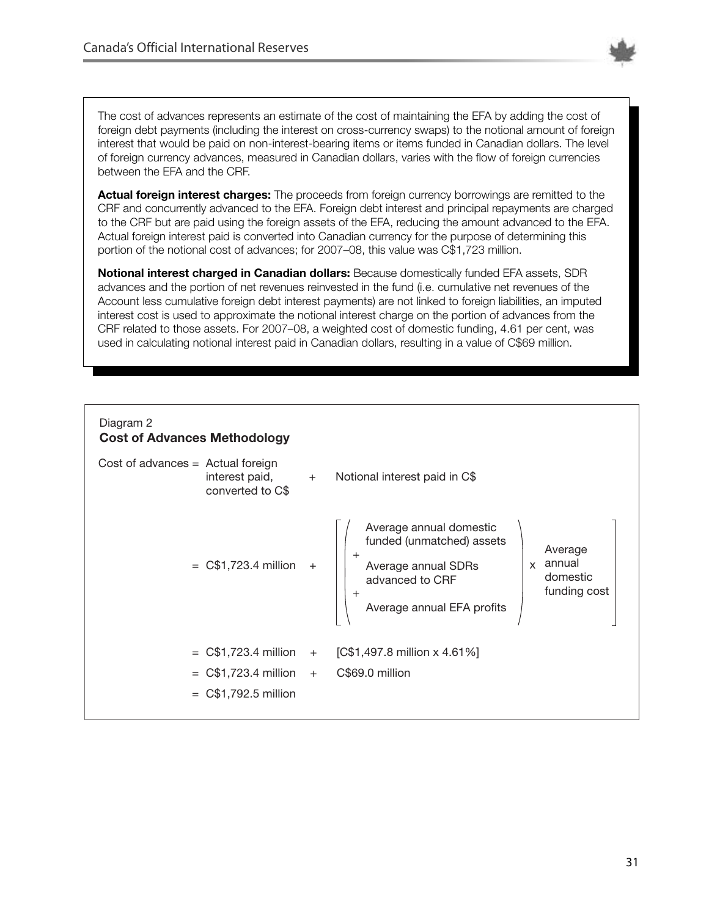The cost of advances represents an estimate of the cost of maintaining the EFA by adding the cost of foreign debt payments (including the interest on cross-currency swaps) to the notional amount of foreign interest that would be paid on non-interest-bearing items or items funded in Canadian dollars. The level of foreign currency advances, measured in Canadian dollars, varies with the flow of foreign currencies between the EFA and the CRF.

**Actual foreign interest charges:** The proceeds from foreign currency borrowings are remitted to the CRF and concurrently advanced to the EFA. Foreign debt interest and principal repayments are charged to the CRF but are paid using the foreign assets of the EFA, reducing the amount advanced to the EFA. Actual foreign interest paid is converted into Canadian currency for the purpose of determining this portion of the notional cost of advances; for 2007–08, this value was C$1,723 million.

**Notional interest charged in Canadian dollars:** Because domestically funded EFA assets, SDR advances and the portion of net revenues reinvested in the fund (i.e. cumulative net revenues of the Account less cumulative foreign debt interest payments) are not linked to foreign liabilities, an imputed interest cost is used to approximate the notional interest charge on the portion of advances from the CRF related to those assets. For 2007–08, a weighted cost of domestic funding, 4.61 per cent, was used in calculating notional interest paid in Canadian dollars, resulting in a value of C$69 million.

Diagram 2

**Cost of Advances Methodology**

Cost of advances = Actual foreign interest paid, converted to C$ + Notional interest paid in C$

= C$1,723.4 million + [ ( Average annual domestic funded (unmatched) assets + Average annual SDRs advanced to CRF + Average annual EFA profits ) x Average annual domestic funding cost ]

= C$1,723.4 million + [C$1,497.8 million x 4.61%]

= C$1,723.4 million + C$69.0 million

= C$1,792.5 million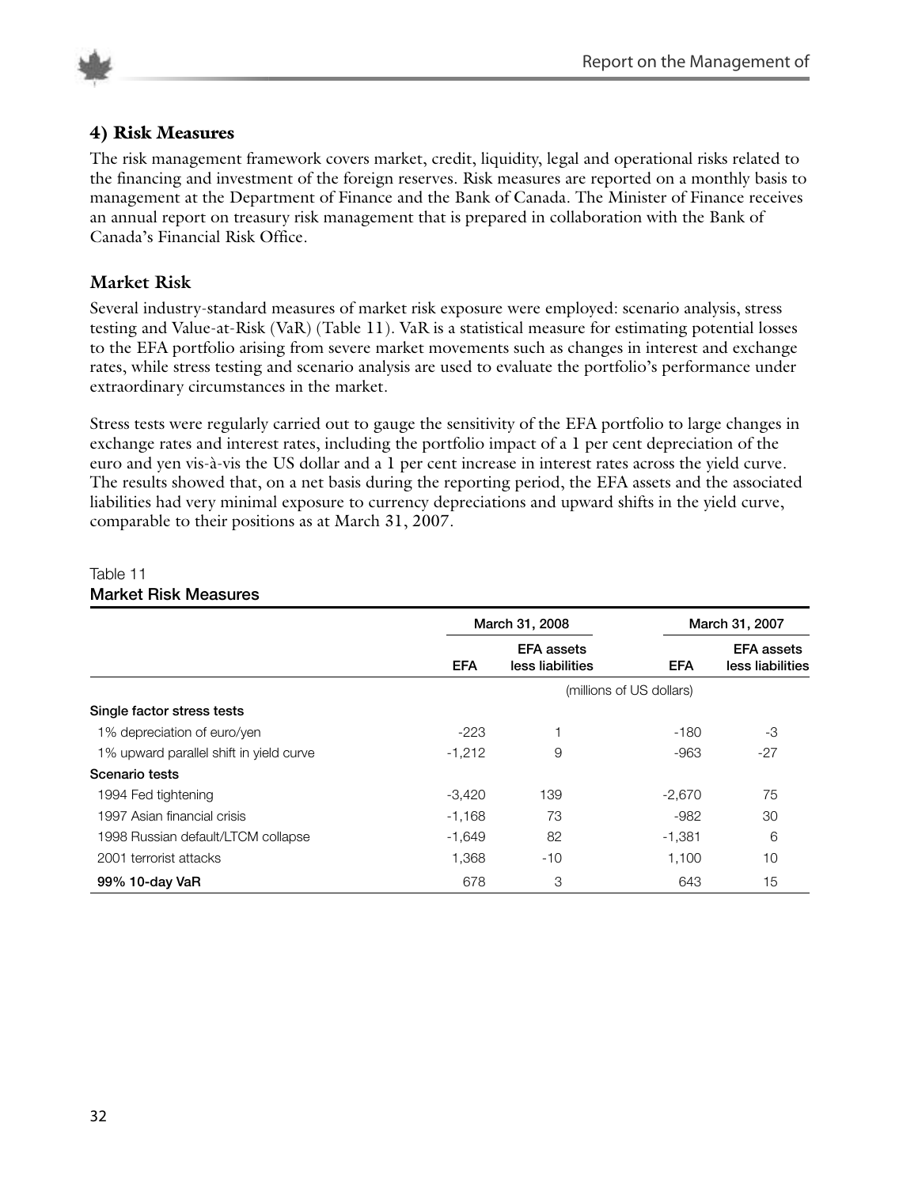## 4) Risk Measures

The risk management framework covers market, credit, liquidity, legal and operational risks related to the financing and investment of the foreign reserves. Risk measures are reported on a monthly basis to management at the Department of Finance and the Bank of Canada. The Minister of Finance receives an annual report on treasury risk management that is prepared in collaboration with the Bank of Canada's Financial Risk Office.

### Market Risk

Several industry-standard measures of market risk exposure were employed: scenario analysis, stress testing and Value-at-Risk (VaR) (Table 11). VaR is a statistical measure for estimating potential losses to the EFA portfolio arising from severe market movements such as changes in interest and exchange rates, while stress testing and scenario analysis are used to evaluate the portfolio's performance under extraordinary circumstances in the market.

Stress tests were regularly carried out to gauge the sensitivity of the EFA portfolio to large changes in exchange rates and interest rates, including the portfolio impact of a 1 per cent depreciation of the euro and yen vis-à-vis the US dollar and a 1 per cent increase in interest rates across the yield curve. The results showed that, on a net basis during the reporting period, the EFA assets and the associated liabilities had very minimal exposure to currency depreciations and upward shifts in the yield curve, comparable to their positions as at March 31, 2007.

Table 11
**Market Risk Measures**

| | March 31, 2008 | | March 31, 2007 | |
|---|---|---|---|---|
| | EFA | EFA assets less liabilities | EFA | EFA assets less liabilities |
| | (millions of US dollars) | | | |
| **Single factor stress tests** | | | | |
| 1% depreciation of euro/yen | -223 | 1 | -180 | -3 |
| 1% upward parallel shift in yield curve | -1,212 | 9 | -963 | -27 |
| **Scenario tests** | | | | |
| 1994 Fed tightening | -3,420 | 139 | -2,670 | 75 |
| 1997 Asian financial crisis | -1,168 | 73 | -982 | 30 |
| 1998 Russian default/LTCM collapse | -1,649 | 82 | -1,381 | 6 |
| 2001 terrorist attacks | 1,368 | -10 | 1,100 | 10 |
| **99% 10-day VaR** | 678 | 3 | 643 | 15 |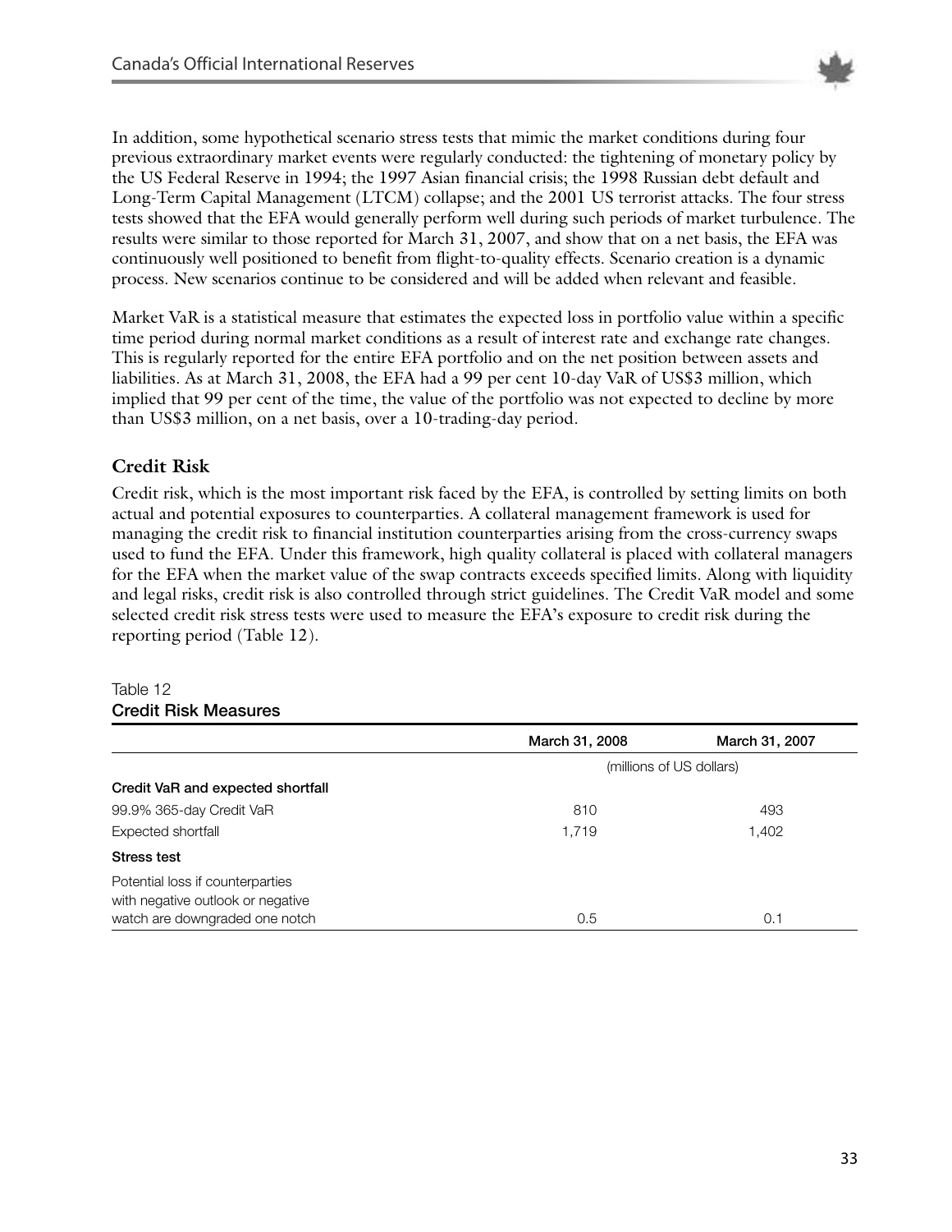In addition, some hypothetical scenario stress tests that mimic the market conditions during four previous extraordinary market events were regularly conducted: the tightening of monetary policy by the US Federal Reserve in 1994; the 1997 Asian financial crisis; the 1998 Russian debt default and Long-Term Capital Management (LTCM) collapse; and the 2001 US terrorist attacks. The four stress tests showed that the EFA would generally perform well during such periods of market turbulence. The results were similar to those reported for March 31, 2007, and show that on a net basis, the EFA was continuously well positioned to benefit from flight-to-quality effects. Scenario creation is a dynamic process. New scenarios continue to be considered and will be added when relevant and feasible.

Market VaR is a statistical measure that estimates the expected loss in portfolio value within a specific time period during normal market conditions as a result of interest rate and exchange rate changes. This is regularly reported for the entire EFA portfolio and on the net position between assets and liabilities. As at March 31, 2008, the EFA had a 99 per cent 10-day VaR of US$3 million, which implied that 99 per cent of the time, the value of the portfolio was not expected to decline by more than US$3 million, on a net basis, over a 10-trading-day period.

### Credit Risk

Credit risk, which is the most important risk faced by the EFA, is controlled by setting limits on both actual and potential exposures to counterparties. A collateral management framework is used for managing the credit risk to financial institution counterparties arising from the cross-currency swaps used to fund the EFA. Under this framework, high quality collateral is placed with collateral managers for the EFA when the market value of the swap contracts exceeds specified limits. Along with liquidity and legal risks, credit risk is also controlled through strict guidelines. The Credit VaR model and some selected credit risk stress tests were used to measure the EFA's exposure to credit risk during the reporting period (Table 12).

Table 12
**Credit Risk Measures**

| | March 31, 2008 | March 31, 2007 |
|---|---|---|
| | (millions of US dollars) | |
| **Credit VaR and expected shortfall** | | |
| 99.9% 365-day Credit VaR | 810 | 493 |
| Expected shortfall | 1,719 | 1,402 |
| **Stress test** | | |
| Potential loss if counterparties with negative outlook or negative watch are downgraded one notch | 0.5 | 0.1 |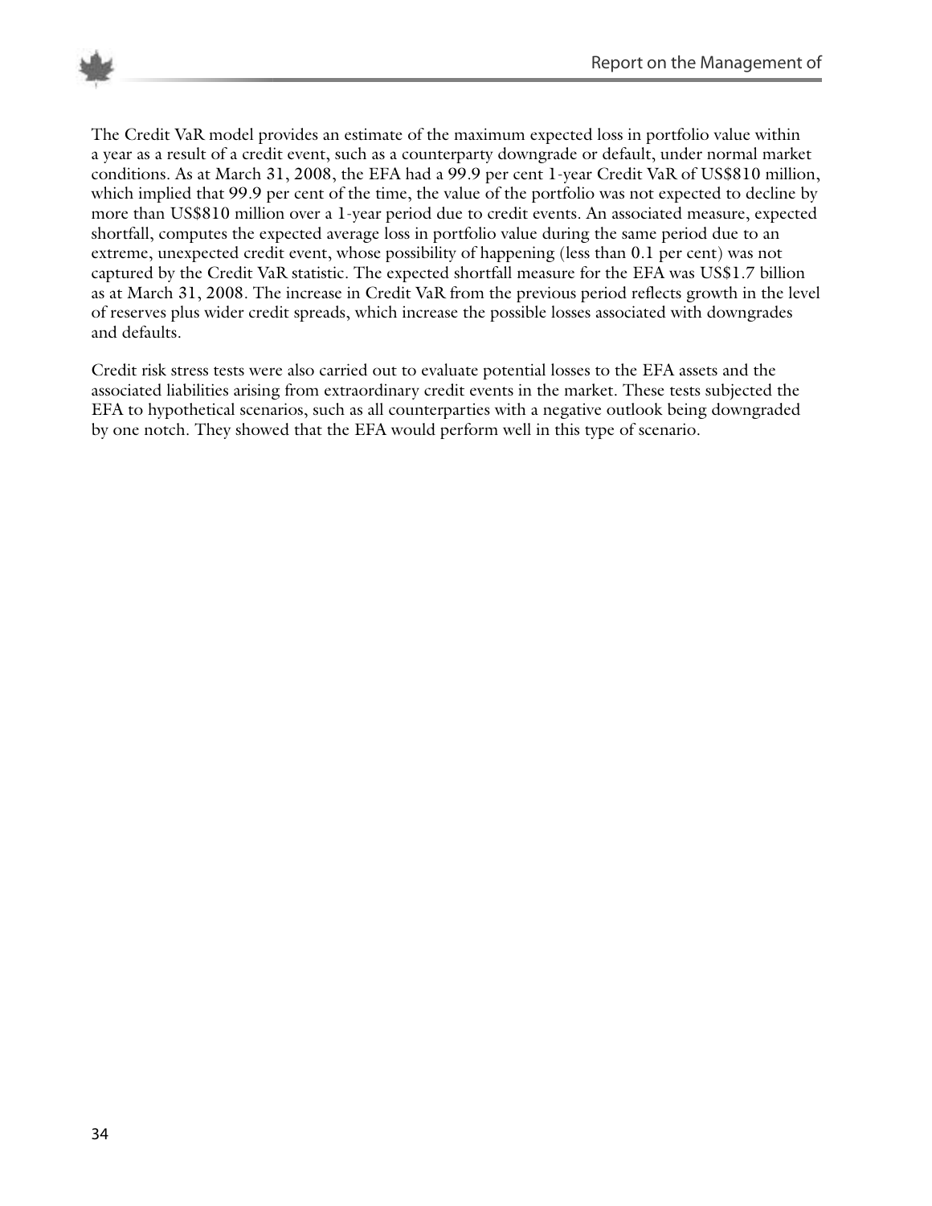The Credit VaR model provides an estimate of the maximum expected loss in portfolio value within a year as a result of a credit event, such as a counterparty downgrade or default, under normal market conditions. As at March 31, 2008, the EFA had a 99.9 per cent 1-year Credit VaR of US$810 million, which implied that 99.9 per cent of the time, the value of the portfolio was not expected to decline by more than US$810 million over a 1-year period due to credit events. An associated measure, expected shortfall, computes the expected average loss in portfolio value during the same period due to an extreme, unexpected credit event, whose possibility of happening (less than 0.1 per cent) was not captured by the Credit VaR statistic. The expected shortfall measure for the EFA was US$1.7 billion as at March 31, 2008. The increase in Credit VaR from the previous period reflects growth in the level of reserves plus wider credit spreads, which increase the possible losses associated with downgrades and defaults.

Credit risk stress tests were also carried out to evaluate potential losses to the EFA assets and the associated liabilities arising from extraordinary credit events in the market. These tests subjected the EFA to hypothetical scenarios, such as all counterparties with a negative outlook being downgraded by one notch. They showed that the EFA would perform well in this type of scenario.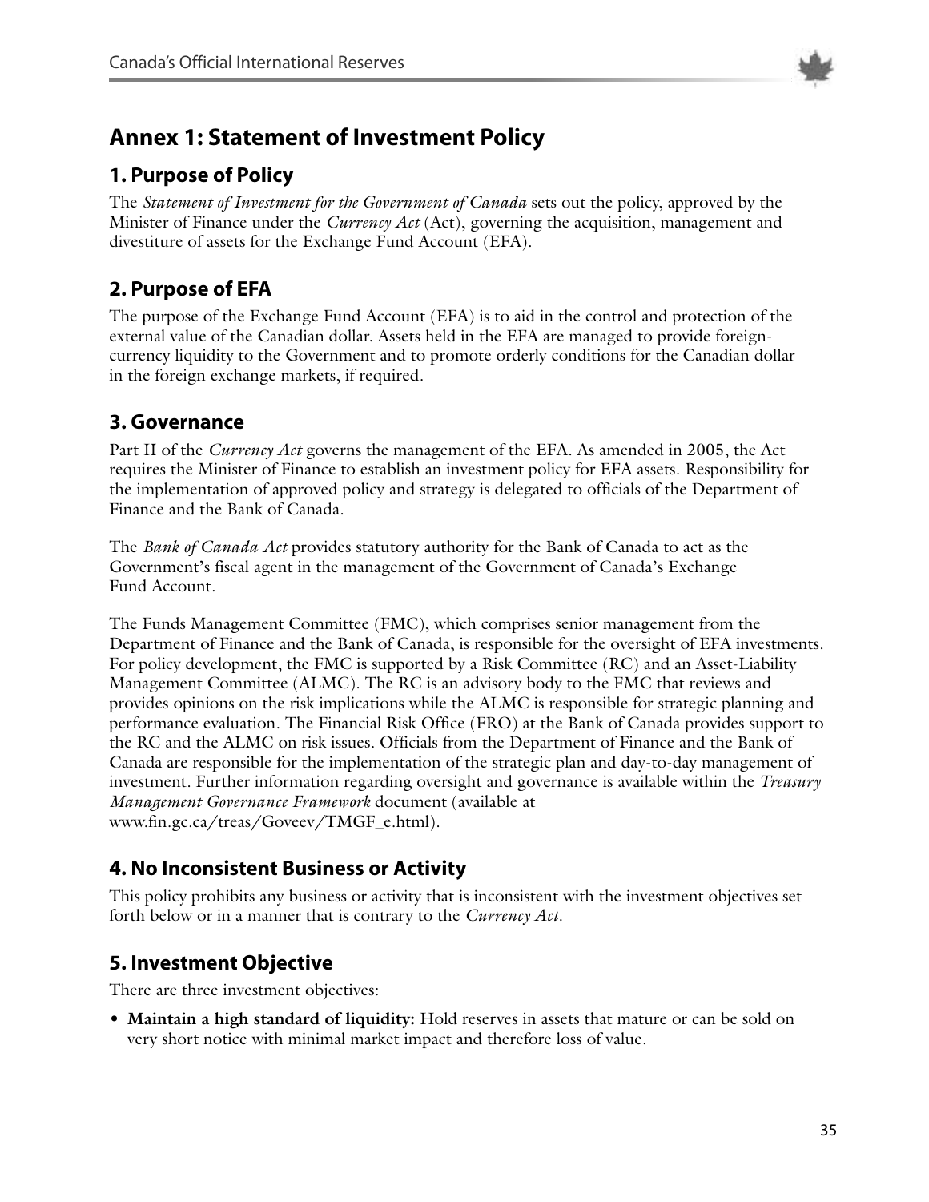# Annex 1: Statement of Investment Policy

## 1. Purpose of Policy

The *Statement of Investment for the Government of Canada* sets out the policy, approved by the Minister of Finance under the *Currency Act* (Act), governing the acquisition, management and divestiture of assets for the Exchange Fund Account (EFA).

## 2. Purpose of EFA

The purpose of the Exchange Fund Account (EFA) is to aid in the control and protection of the external value of the Canadian dollar. Assets held in the EFA are managed to provide foreign-currency liquidity to the Government and to promote orderly conditions for the Canadian dollar in the foreign exchange markets, if required.

## 3. Governance

Part II of the *Currency Act* governs the management of the EFA. As amended in 2005, the Act requires the Minister of Finance to establish an investment policy for EFA assets. Responsibility for the implementation of approved policy and strategy is delegated to officials of the Department of Finance and the Bank of Canada.

The *Bank of Canada Act* provides statutory authority for the Bank of Canada to act as the Government's fiscal agent in the management of the Government of Canada's Exchange Fund Account.

The Funds Management Committee (FMC), which comprises senior management from the Department of Finance and the Bank of Canada, is responsible for the oversight of EFA investments. For policy development, the FMC is supported by a Risk Committee (RC) and an Asset-Liability Management Committee (ALMC). The RC is an advisory body to the FMC that reviews and provides opinions on the risk implications while the ALMC is responsible for strategic planning and performance evaluation. The Financial Risk Office (FRO) at the Bank of Canada provides support to the RC and the ALMC on risk issues. Officials from the Department of Finance and the Bank of Canada are responsible for the implementation of the strategic plan and day-to-day management of investment. Further information regarding oversight and governance is available within the *Treasury Management Governance Framework* document (available at www.fin.gc.ca/treas/Goveev/TMGF_e.html).

## 4. No Inconsistent Business or Activity

This policy prohibits any business or activity that is inconsistent with the investment objectives set forth below or in a manner that is contrary to the *Currency Act*.

## 5. Investment Objective

There are three investment objectives:

- **Maintain a high standard of liquidity:** Hold reserves in assets that mature or can be sold on very short notice with minimal market impact and therefore loss of value.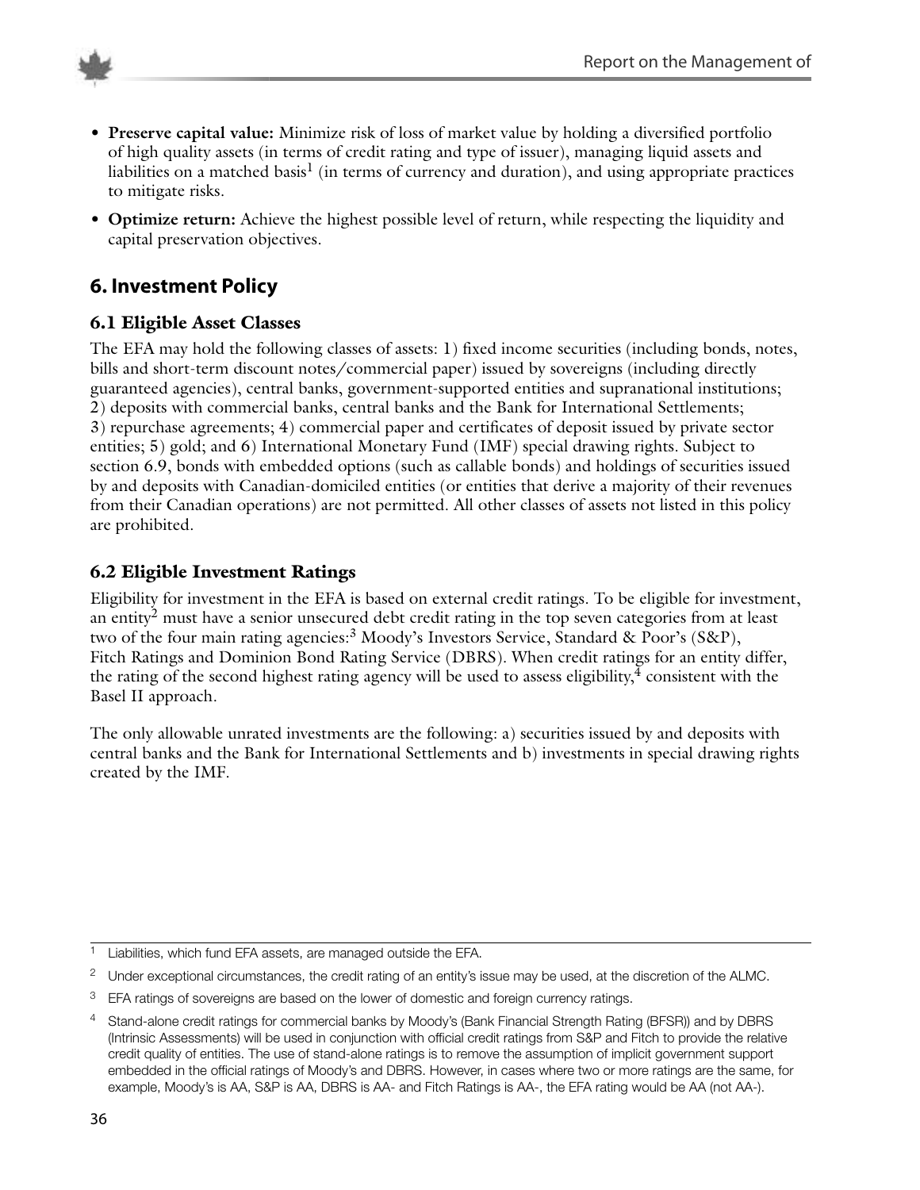- **Preserve capital value:** Minimize risk of loss of market value by holding a diversified portfolio of high quality assets (in terms of credit rating and type of issuer), managing liquid assets and liabilities on a matched basis[1] (in terms of currency and duration), and using appropriate practices to mitigate risks.
- **Optimize return:** Achieve the highest possible level of return, while respecting the liquidity and capital preservation objectives.

## 6. Investment Policy

### 6.1 Eligible Asset Classes

The EFA may hold the following classes of assets: 1) fixed income securities (including bonds, notes, bills and short-term discount notes/commercial paper) issued by sovereigns (including directly guaranteed agencies), central banks, government-supported entities and supranational institutions; 2) deposits with commercial banks, central banks and the Bank for International Settlements; 3) repurchase agreements; 4) commercial paper and certificates of deposit issued by private sector entities; 5) gold; and 6) International Monetary Fund (IMF) special drawing rights. Subject to section 6.9, bonds with embedded options (such as callable bonds) and holdings of securities issued by and deposits with Canadian-domiciled entities (or entities that derive a majority of their revenues from their Canadian operations) are not permitted. All other classes of assets not listed in this policy are prohibited.

### 6.2 Eligible Investment Ratings

Eligibility for investment in the EFA is based on external credit ratings. To be eligible for investment, an entity[2] must have a senior unsecured debt credit rating in the top seven categories from at least two of the four main rating agencies:[3] Moody's Investors Service, Standard & Poor's (S&P), Fitch Ratings and Dominion Bond Rating Service (DBRS). When credit ratings for an entity differ, the rating of the second highest rating agency will be used to assess eligibility,[4] consistent with the Basel II approach.

The only allowable unrated investments are the following: a) securities issued by and deposits with central banks and the Bank for International Settlements and b) investments in special drawing rights created by the IMF.

---

[1] Liabilities, which fund EFA assets, are managed outside the EFA.

[2] Under exceptional circumstances, the credit rating of an entity's issue may be used, at the discretion of the ALMC.

[3] EFA ratings of sovereigns are based on the lower of domestic and foreign currency ratings.

[4] Stand-alone credit ratings for commercial banks by Moody's (Bank Financial Strength Rating (BFSR)) and by DBRS (Intrinsic Assessments) will be used in conjunction with official credit ratings from S&P and Fitch to provide the relative credit quality of entities. The use of stand-alone ratings is to remove the assumption of implicit government support embedded in the official ratings of Moody's and DBRS. However, in cases where two or more ratings are the same, for example, Moody's is AA, S&P is AA, DBRS is AA- and Fitch Ratings is AA-, the EFA rating would be AA (not AA-).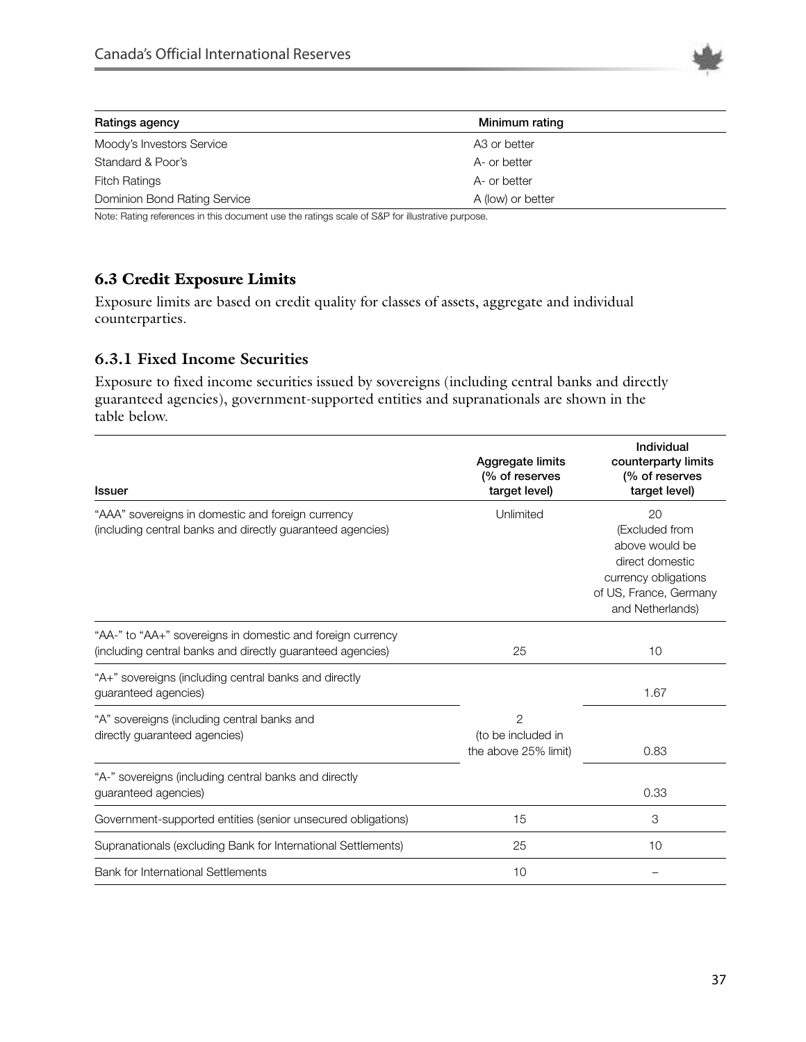| Ratings agency | Minimum rating |
|---|---|
| Moody's Investors Service | A3 or better |
| Standard & Poor's | A- or better |
| Fitch Ratings | A- or better |
| Dominion Bond Rating Service | A (low) or better |

Note: Rating references in this document use the ratings scale of S&P for illustrative purpose.

### 6.3 Credit Exposure Limits

Exposure limits are based on credit quality for classes of assets, aggregate and individual counterparties.

#### 6.3.1 Fixed Income Securities

Exposure to fixed income securities issued by sovereigns (including central banks and directly guaranteed agencies), government-supported entities and supranationals are shown in the table below.

| Issuer | Aggregate limits (% of reserves target level) | Individual counterparty limits (% of reserves target level) |
|---|---|---|
| "AAA" sovereigns in domestic and foreign currency (including central banks and directly guaranteed agencies) | Unlimited | 20 (Excluded from above would be direct domestic currency obligations of US, France, Germany and Netherlands) |
| "AA-" to "AA+" sovereigns in domestic and foreign currency (including central banks and directly guaranteed agencies) | 25 | 10 |
| "A+" sovereigns (including central banks and directly guaranteed agencies) | 2 (to be included in the above 25% limit) | 1.67 |
| "A" sovereigns (including central banks and directly guaranteed agencies) | | 0.83 |
| "A-" sovereigns (including central banks and directly guaranteed agencies) | | 0.33 |
| Government-supported entities (senior unsecured obligations) | 15 | 3 |
| Supranationals (excluding Bank for International Settlements) | 25 | 10 |
| Bank for International Settlements | 10 | – |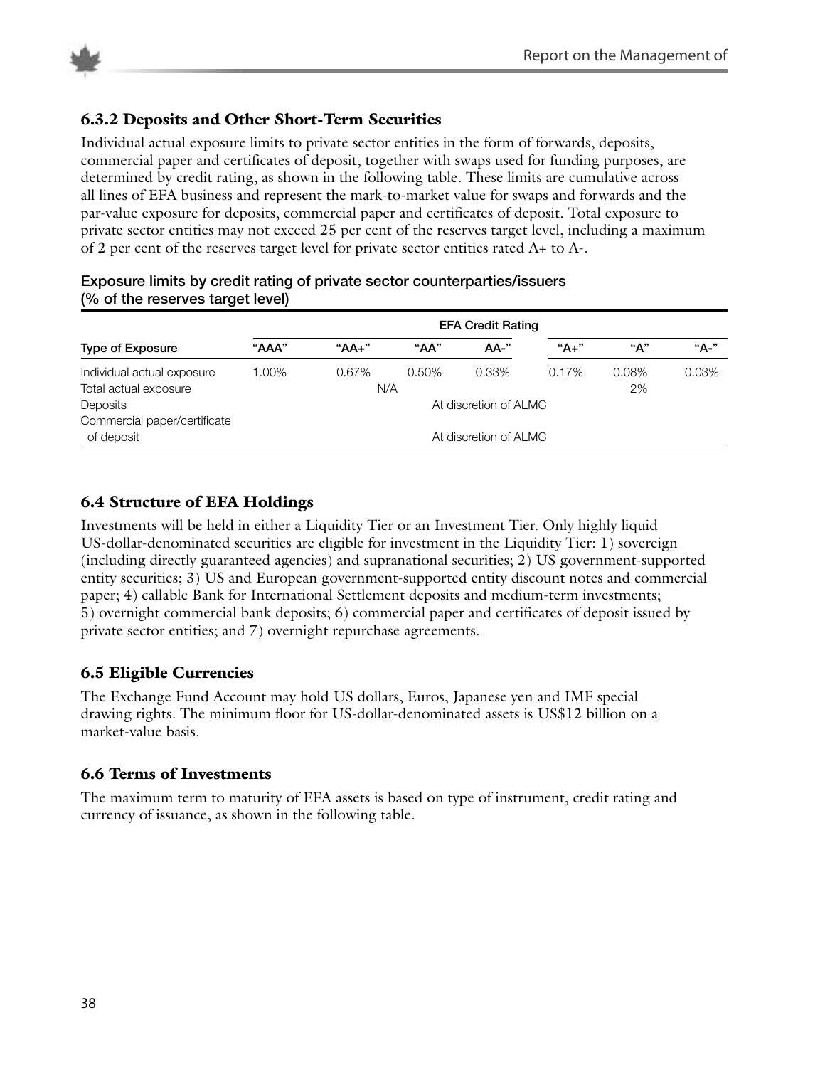### 6.3.2 Deposits and Other Short-Term Securities

Individual actual exposure limits to private sector entities in the form of forwards, deposits, commercial paper and certificates of deposit, together with swaps used for funding purposes, are determined by credit rating, as shown in the following table. These limits are cumulative across all lines of EFA business and represent the mark-to-market value for swaps and forwards and the par-value exposure for deposits, commercial paper and certificates of deposit. Total exposure to private sector entities may not exceed 25 per cent of the reserves target level, including a maximum of 2 per cent of the reserves target level for private sector entities rated A+ to A-.

**Exposure limits by credit rating of private sector counterparties/issuers (% of the reserves target level)**

| | EFA Credit Rating | | | | | | |
|---|---|---|---|---|---|---|---|
| **Type of Exposure** | **"AAA"** | **"AA+"** | **"AA"** | **AA-"** | **"A+"** | **"A"** | **"A-"** |
| Individual actual exposure | 1.00% | 0.67% | 0.50% | 0.33% | 0.17% | 0.08% | 0.03% |
| Total actual exposure | | N/A | | | | 2% | |
| Deposits | | | | At discretion of ALMC | | | |
| Commercial paper/certificate of deposit | | | | At discretion of ALMC | | | |

### 6.4 Structure of EFA Holdings

Investments will be held in either a Liquidity Tier or an Investment Tier. Only highly liquid US-dollar-denominated securities are eligible for investment in the Liquidity Tier: 1) sovereign (including directly guaranteed agencies) and supranational securities; 2) US government-supported entity securities; 3) US and European government-supported entity discount notes and commercial paper; 4) callable Bank for International Settlement deposits and medium-term investments; 5) overnight commercial bank deposits; 6) commercial paper and certificates of deposit issued by private sector entities; and 7) overnight repurchase agreements.

### 6.5 Eligible Currencies

The Exchange Fund Account may hold US dollars, Euros, Japanese yen and IMF special drawing rights. The minimum floor for US-dollar-denominated assets is US$12 billion on a market-value basis.

### 6.6 Terms of Investments

The maximum term to maturity of EFA assets is based on type of instrument, credit rating and currency of issuance, as shown in the following table.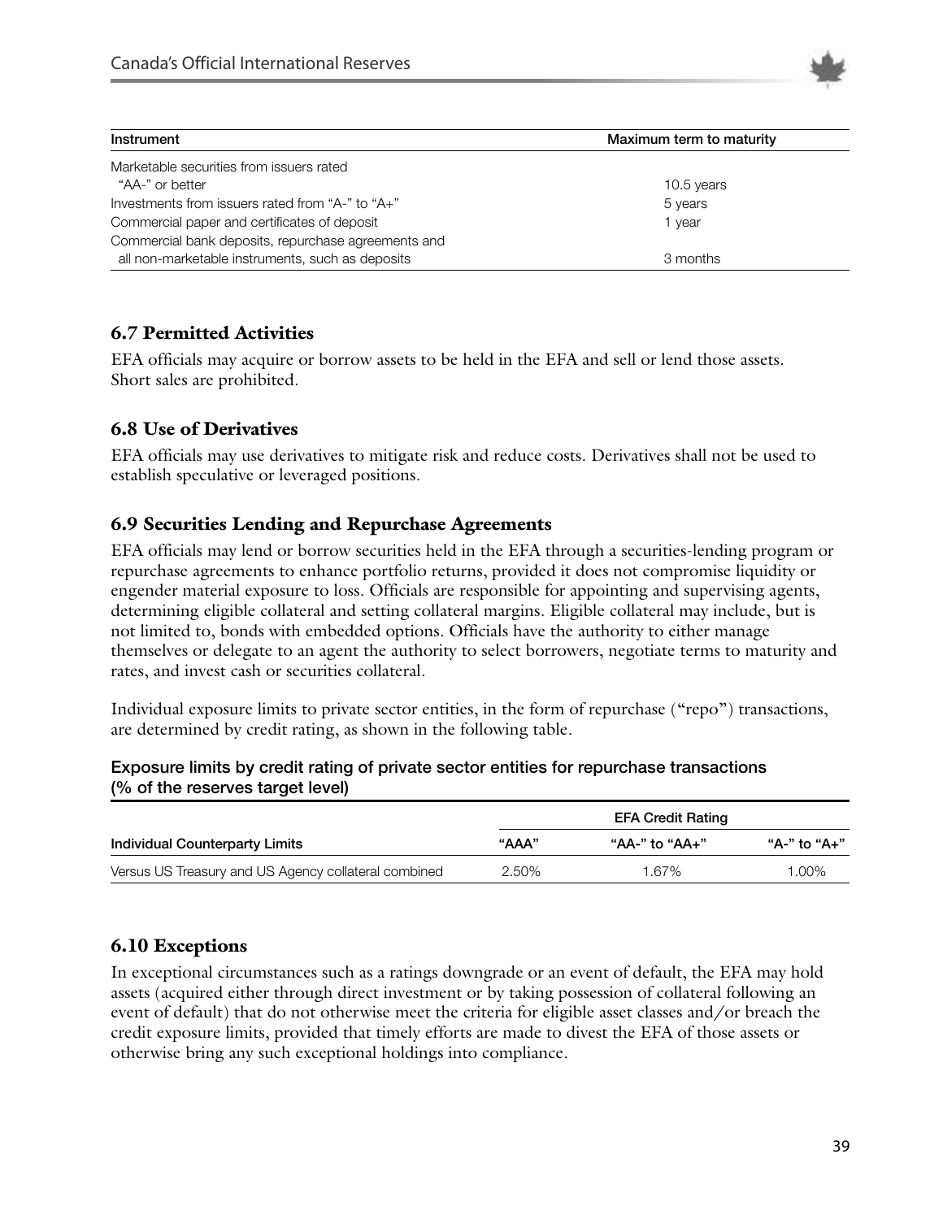| Instrument | Maximum term to maturity |
| --- | --- |
| Marketable securities from issuers rated "AA-" or better | 10.5 years |
| Investments from issuers rated from "A-" to "A+" | 5 years |
| Commercial paper and certificates of deposit | 1 year |
| Commercial bank deposits, repurchase agreements and all non-marketable instruments, such as deposits | 3 months |

## 6.7 Permitted Activities

EFA officials may acquire or borrow assets to be held in the EFA and sell or lend those assets. Short sales are prohibited.

## 6.8 Use of Derivatives

EFA officials may use derivatives to mitigate risk and reduce costs. Derivatives shall not be used to establish speculative or leveraged positions.

## 6.9 Securities Lending and Repurchase Agreements

EFA officials may lend or borrow securities held in the EFA through a securities-lending program or repurchase agreements to enhance portfolio returns, provided it does not compromise liquidity or engender material exposure to loss. Officials are responsible for appointing and supervising agents, determining eligible collateral and setting collateral margins. Eligible collateral may include, but is not limited to, bonds with embedded options. Officials have the authority to either manage themselves or delegate to an agent the authority to select borrowers, negotiate terms to maturity and rates, and invest cash or securities collateral.

Individual exposure limits to private sector entities, in the form of repurchase ("repo") transactions, are determined by credit rating, as shown in the following table.

**Exposure limits by credit rating of private sector entities for repurchase transactions (% of the reserves target level)**

| | EFA Credit Rating | | |
| --- | --- | --- | --- |
| Individual Counterparty Limits | "AAA" | "AA-" to "AA+" | "A-" to "A+" |
| Versus US Treasury and US Agency collateral combined | 2.50% | 1.67% | 1.00% |

## 6.10 Exceptions

In exceptional circumstances such as a ratings downgrade or an event of default, the EFA may hold assets (acquired either through direct investment or by taking possession of collateral following an event of default) that do not otherwise meet the criteria for eligible asset classes and/or breach the credit exposure limits, provided that timely efforts are made to divest the EFA of those assets or otherwise bring any such exceptional holdings into compliance.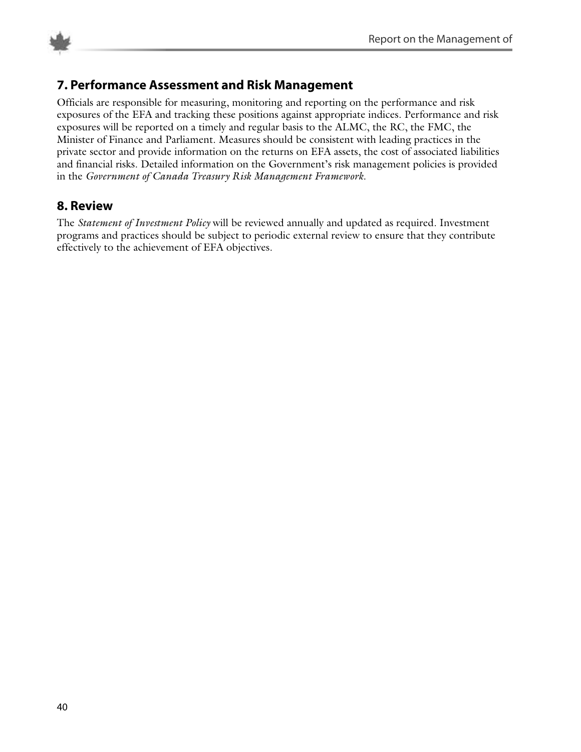## 7. Performance Assessment and Risk Management

Officials are responsible for measuring, monitoring and reporting on the performance and risk exposures of the EFA and tracking these positions against appropriate indices. Performance and risk exposures will be reported on a timely and regular basis to the ALMC, the RC, the FMC, the Minister of Finance and Parliament. Measures should be consistent with leading practices in the private sector and provide information on the returns on EFA assets, the cost of associated liabilities and financial risks. Detailed information on the Government's risk management policies is provided in the *Government of Canada Treasury Risk Management Framework*.

## 8. Review

The *Statement of Investment Policy* will be reviewed annually and updated as required. Investment programs and practices should be subject to periodic external review to ensure that they contribute effectively to the achievement of EFA objectives.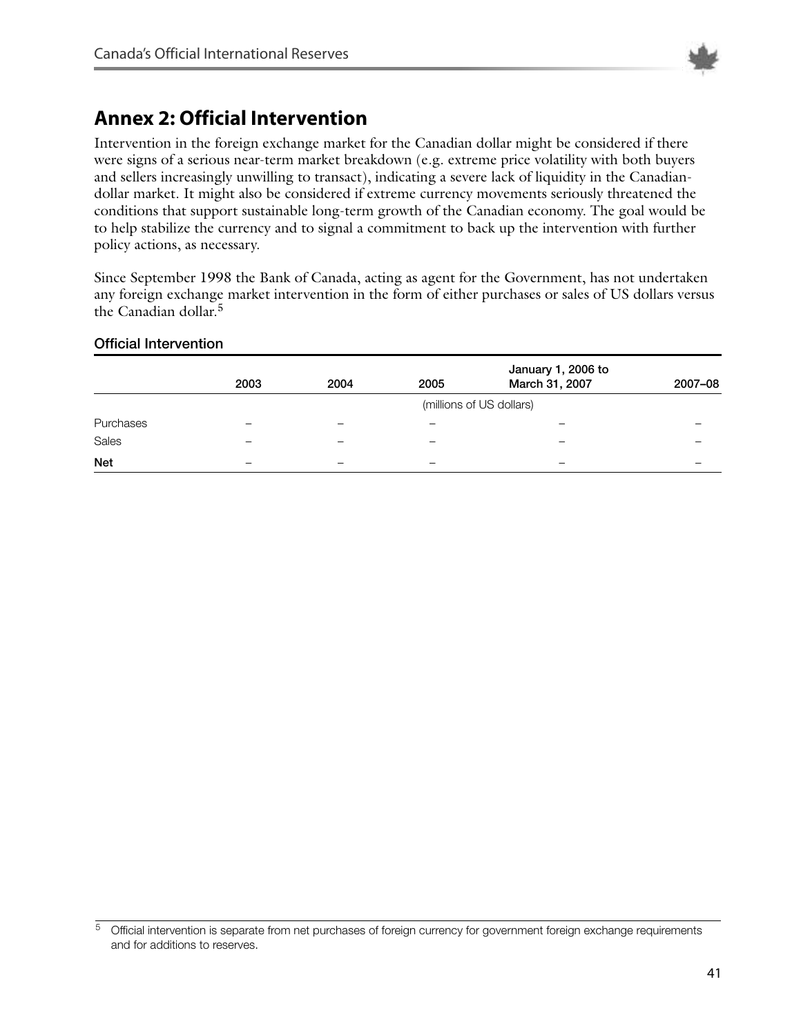## Annex 2: Official Intervention

Intervention in the foreign exchange market for the Canadian dollar might be considered if there were signs of a serious near-term market breakdown (e.g. extreme price volatility with both buyers and sellers increasingly unwilling to transact), indicating a severe lack of liquidity in the Canadian-dollar market. It might also be considered if extreme currency movements seriously threatened the conditions that support sustainable long-term growth of the Canadian economy. The goal would be to help stabilize the currency and to signal a commitment to back up the intervention with further policy actions, as necessary.

Since September 1998 the Bank of Canada, acting as agent for the Government, has not undertaken any foreign exchange market intervention in the form of either purchases or sales of US dollars versus the Canadian dollar.[5]

**Official Intervention**

| | 2003 | 2004 | 2005 | January 1, 2006 to March 31, 2007 | 2007–08 |
|---|---|---|---|---|---|
| | (millions of US dollars) | | | | |
| Purchases | – | – | – | – | – |
| Sales | – | – | – | – | – |
| **Net** | – | – | – | – | – |

[5] Official intervention is separate from net purchases of foreign currency for government foreign exchange requirements and for additions to reserves.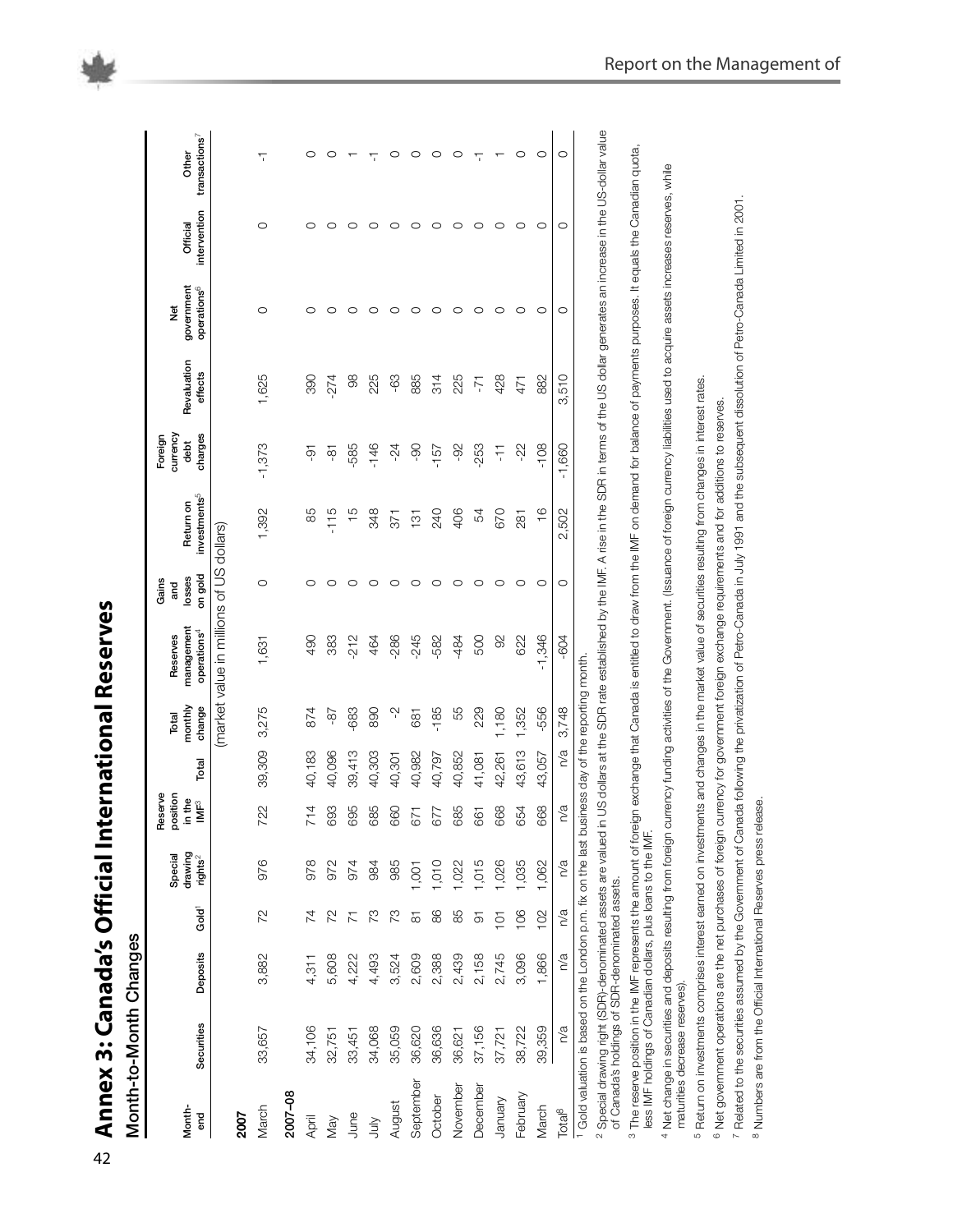# Annex 3: Canada's Official International Reserves

## Month-to-Month Changes

| Month-end | Securities | Deposits | Gold[1] | Special drawing rights[2] | Reserve position in the IMF[3] | Total | Total monthly change | Reserves management operations[4] | Gains and losses on gold | Return on investments[5] | Foreign currency debt charges | Revaluation effects | Net government operations[6] | Official intervention | Other transactions[7] |
|---|---|---|---|---|---|---|---|---|---|---|---|---|---|---|---|
| | | | | | | | (market value in millions of US dollars) | | | | | | | | |
| **2007** | | | | | | | | | | | | | | | |
| March | 33,657 | 3,882 | 72 | 976 | 722 | 39,309 | 3,275 | 1,631 | 0 | 1,392 | -1,373 | 1,625 | 0 | 0 | -1 |
| **2007–08** | | | | | | | | | | | | | | | |
| April | 34,106 | 4,311 | 74 | 978 | 714 | 40,183 | 874 | 490 | 0 | 85 | -91 | 390 | 0 | 0 | 0 |
| May | 32,751 | 5,608 | 72 | 972 | 693 | 40,096 | -87 | 383 | 0 | -115 | -81 | -274 | 0 | 0 | 0 |
| June | 33,451 | 4,222 | 71 | 974 | 695 | 39,413 | -683 | -212 | 0 | 15 | -585 | 98 | 0 | 0 | 1 |
| July | 34,068 | 4,493 | 73 | 984 | 685 | 40,303 | 890 | 464 | 0 | 348 | -146 | 225 | 0 | 0 | -1 |
| August | 35,059 | 3,524 | 73 | 985 | 660 | 40,301 | -2 | -286 | 0 | 371 | -24 | -63 | 0 | 0 | 0 |
| September | 36,620 | 2,609 | 81 | 1,001 | 671 | 40,982 | 681 | -245 | 0 | 131 | -90 | 885 | 0 | 0 | 0 |
| October | 36,636 | 2,388 | 86 | 1,010 | 677 | 40,797 | -185 | -582 | 0 | 240 | -157 | 314 | 0 | 0 | 0 |
| November | 36,621 | 2,439 | 85 | 1,022 | 685 | 40,852 | 55 | -484 | 0 | 406 | -92 | 225 | 0 | 0 | 0 |
| December | 37,156 | 2,158 | 91 | 1,015 | 661 | 41,081 | 229 | 500 | 0 | 54 | -253 | -71 | 0 | 0 | -1 |
| January | 37,721 | 2,745 | 101 | 1,026 | 668 | 42,261 | 1,180 | 92 | 0 | 670 | -11 | 428 | 0 | 0 | 1 |
| February | 38,722 | 3,096 | 106 | 1,035 | 654 | 43,613 | 1,352 | 622 | 0 | 281 | -22 | 471 | 0 | 0 | 0 |
| March | 39,359 | 1,866 | 102 | 1,062 | 668 | 43,057 | -556 | -1,346 | 0 | 16 | -108 | 882 | 0 | 0 | 0 |
| Total[8] | n/a | n/a | n/a | n/a | n/a | n/a | 3,748 | -604 | 0 | 2,502 | -1,660 | 3,510 | 0 | 0 | 0 |

[1] Gold valuation is based on the London p.m. fix on the last business day of the reporting month.

[2] Special drawing right (SDR)-denominated assets are valued in US dollars at the SDR rate established by the IMF. A rise in the SDR in terms of the US dollar generates an increase in the US-dollar value of Canada's holdings of SDR-denominated assets.

[3] The reserve position in the IMF represents the amount of foreign exchange that Canada is entitled to draw from the IMF on demand for balance of payments purposes. It equals the Canadian quota, less IMF holdings of Canadian dollars, plus loans to the IMF.

[4] Net change in securities and deposits resulting from foreign currency funding activities of the Government. (Issuance of foreign currency liabilities used to acquire assets increases reserves, while maturities decrease reserves).

[5] Return on investments comprises interest earned on investments and changes in the market value of securities resulting from changes in interest rates.

[6] Net government operations are the net purchases of foreign currency for government foreign exchange requirements and for additions to reserves.

[7] Related to the securities assumed by the Government of Canada following the privatization of Petro-Canada in July 1991 and the subsequent dissolution of Petro-Canada Limited in 2001.

[8] Numbers are from the Official International Reserves press release.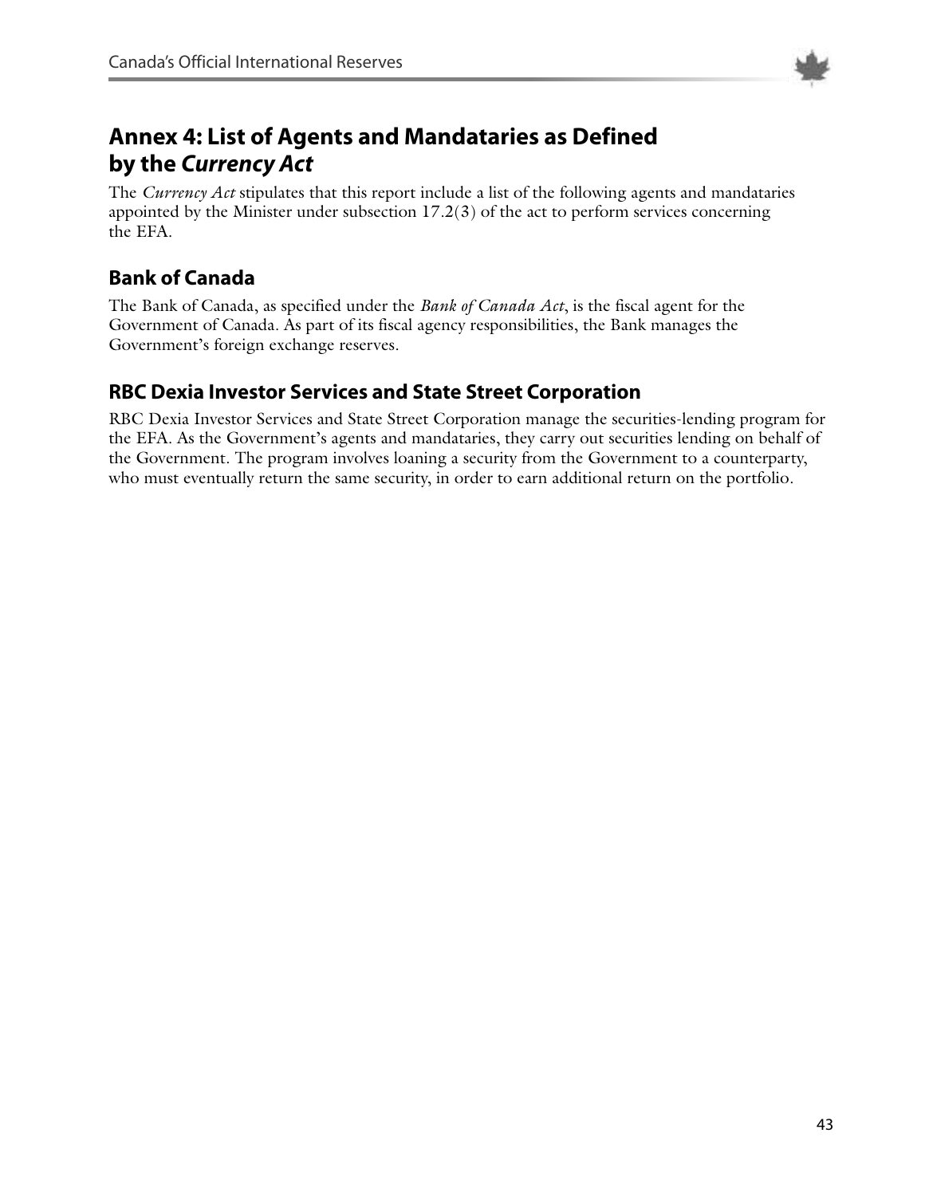# Annex 4: List of Agents and Mandataries as Defined by the *Currency Act*

The *Currency Act* stipulates that this report include a list of the following agents and mandataries appointed by the Minister under subsection 17.2(3) of the act to perform services concerning the EFA.

## Bank of Canada

The Bank of Canada, as specified under the *Bank of Canada Act*, is the fiscal agent for the Government of Canada. As part of its fiscal agency responsibilities, the Bank manages the Government's foreign exchange reserves.

## RBC Dexia Investor Services and State Street Corporation

RBC Dexia Investor Services and State Street Corporation manage the securities-lending program for the EFA. As the Government's agents and mandataries, they carry out securities lending on behalf of the Government. The program involves loaning a security from the Government to a counterparty, who must eventually return the same security, in order to earn additional return on the portfolio.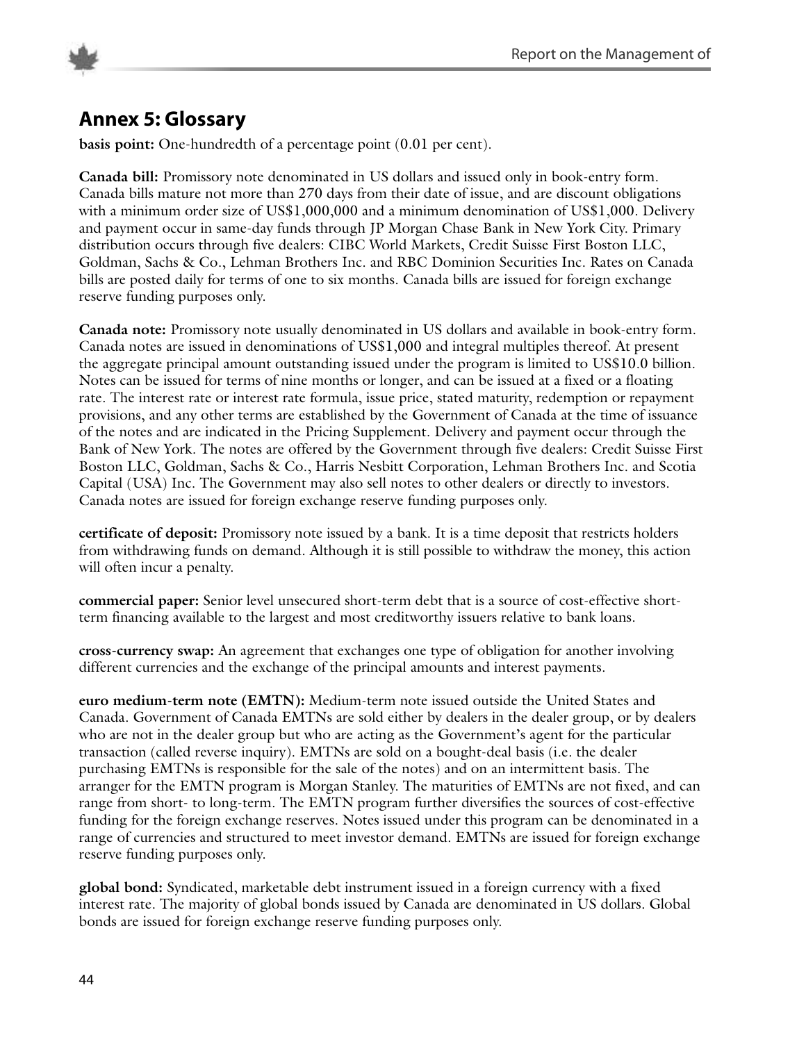## Annex 5: Glossary

**basis point:** One-hundredth of a percentage point (0.01 per cent).

**Canada bill:** Promissory note denominated in US dollars and issued only in book-entry form. Canada bills mature not more than 270 days from their date of issue, and are discount obligations with a minimum order size of US$1,000,000 and a minimum denomination of US$1,000. Delivery and payment occur in same-day funds through JP Morgan Chase Bank in New York City. Primary distribution occurs through five dealers: CIBC World Markets, Credit Suisse First Boston LLC, Goldman, Sachs & Co., Lehman Brothers Inc. and RBC Dominion Securities Inc. Rates on Canada bills are posted daily for terms of one to six months. Canada bills are issued for foreign exchange reserve funding purposes only.

**Canada note:** Promissory note usually denominated in US dollars and available in book-entry form. Canada notes are issued in denominations of US$1,000 and integral multiples thereof. At present the aggregate principal amount outstanding issued under the program is limited to US$10.0 billion. Notes can be issued for terms of nine months or longer, and can be issued at a fixed or a floating rate. The interest rate or interest rate formula, issue price, stated maturity, redemption or repayment provisions, and any other terms are established by the Government of Canada at the time of issuance of the notes and are indicated in the Pricing Supplement. Delivery and payment occur through the Bank of New York. The notes are offered by the Government through five dealers: Credit Suisse First Boston LLC, Goldman, Sachs & Co., Harris Nesbitt Corporation, Lehman Brothers Inc. and Scotia Capital (USA) Inc. The Government may also sell notes to other dealers or directly to investors. Canada notes are issued for foreign exchange reserve funding purposes only.

**certificate of deposit:** Promissory note issued by a bank. It is a time deposit that restricts holders from withdrawing funds on demand. Although it is still possible to withdraw the money, this action will often incur a penalty.

**commercial paper:** Senior level unsecured short-term debt that is a source of cost-effective short-term financing available to the largest and most creditworthy issuers relative to bank loans.

**cross-currency swap:** An agreement that exchanges one type of obligation for another involving different currencies and the exchange of the principal amounts and interest payments.

**euro medium-term note (EMTN):** Medium-term note issued outside the United States and Canada. Government of Canada EMTNs are sold either by dealers in the dealer group, or by dealers who are not in the dealer group but who are acting as the Government's agent for the particular transaction (called reverse inquiry). EMTNs are sold on a bought-deal basis (i.e. the dealer purchasing EMTNs is responsible for the sale of the notes) and on an intermittent basis. The arranger for the EMTN program is Morgan Stanley. The maturities of EMTNs are not fixed, and can range from short- to long-term. The EMTN program further diversifies the sources of cost-effective funding for the foreign exchange reserves. Notes issued under this program can be denominated in a range of currencies and structured to meet investor demand. EMTNs are issued for foreign exchange reserve funding purposes only.

**global bond:** Syndicated, marketable debt instrument issued in a foreign currency with a fixed interest rate. The majority of global bonds issued by Canada are denominated in US dollars. Global bonds are issued for foreign exchange reserve funding purposes only.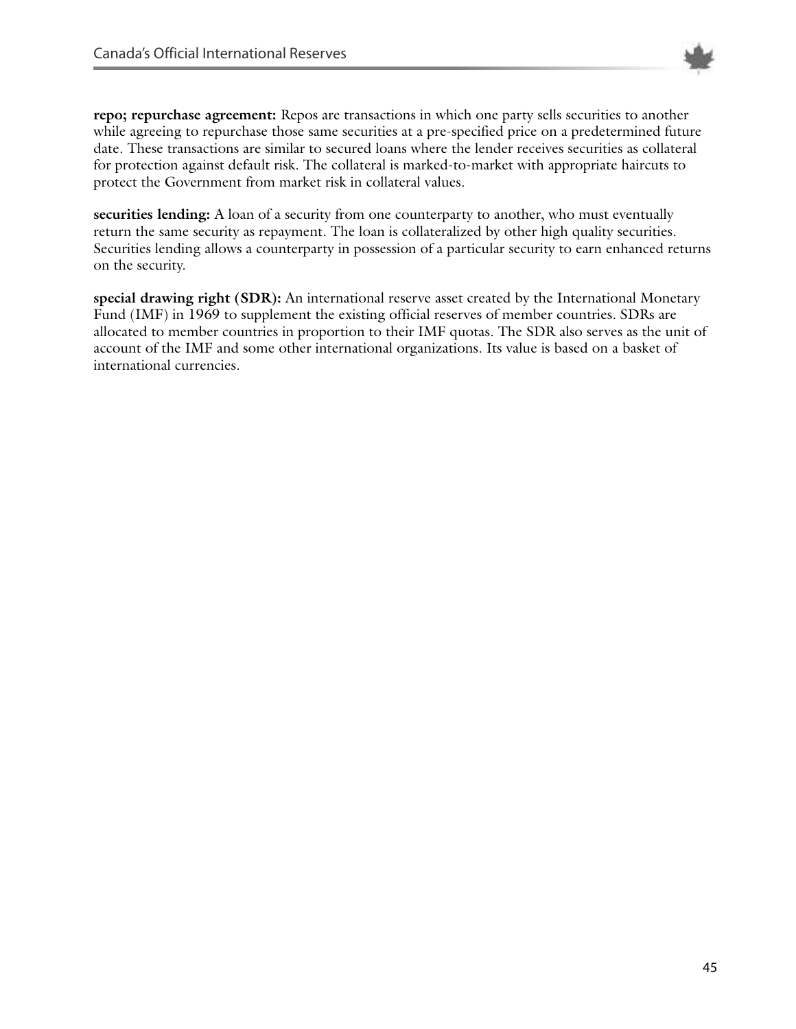**repo; repurchase agreement:** Repos are transactions in which one party sells securities to another while agreeing to repurchase those same securities at a pre-specified price on a predetermined future date. These transactions are similar to secured loans where the lender receives securities as collateral for protection against default risk. The collateral is marked-to-market with appropriate haircuts to protect the Government from market risk in collateral values.

**securities lending:** A loan of a security from one counterparty to another, who must eventually return the same security as repayment. The loan is collateralized by other high quality securities. Securities lending allows a counterparty in possession of a particular security to earn enhanced returns on the security.

**special drawing right (SDR):** An international reserve asset created by the International Monetary Fund (IMF) in 1969 to supplement the existing official reserves of member countries. SDRs are allocated to member countries in proportion to their IMF quotas. The SDR also serves as the unit of account of the IMF and some other international organizations. Its value is based on a basket of international currencies.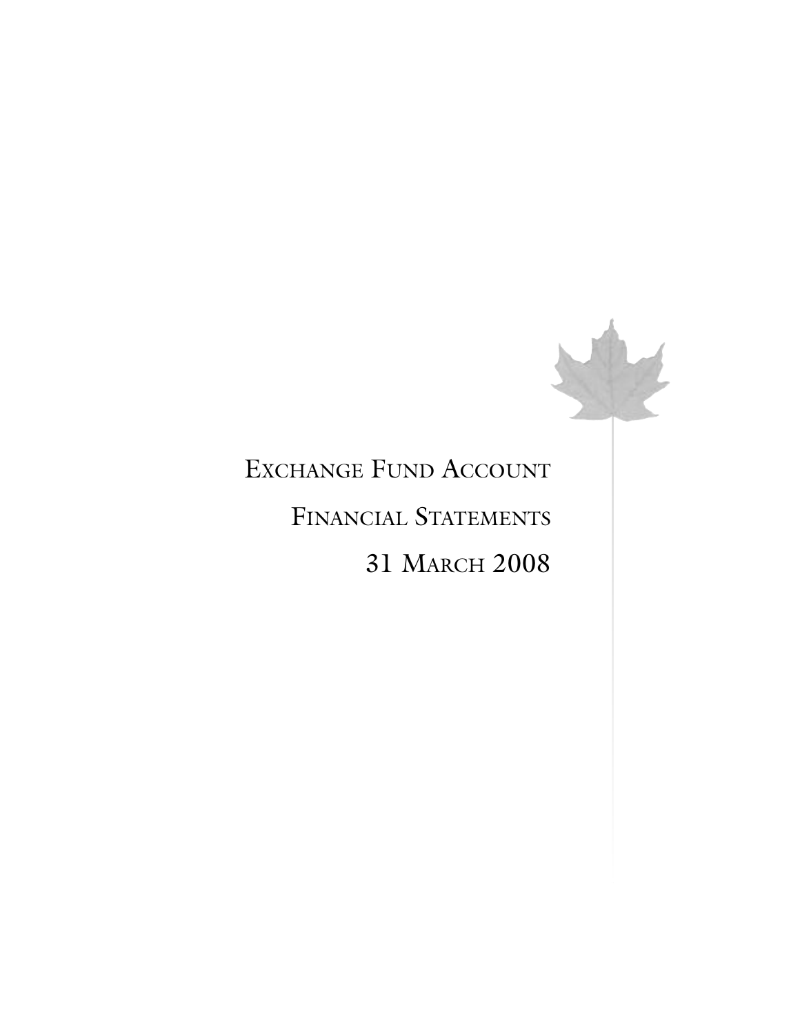# Exchange Fund Account

## Financial Statements

## 31 March 2008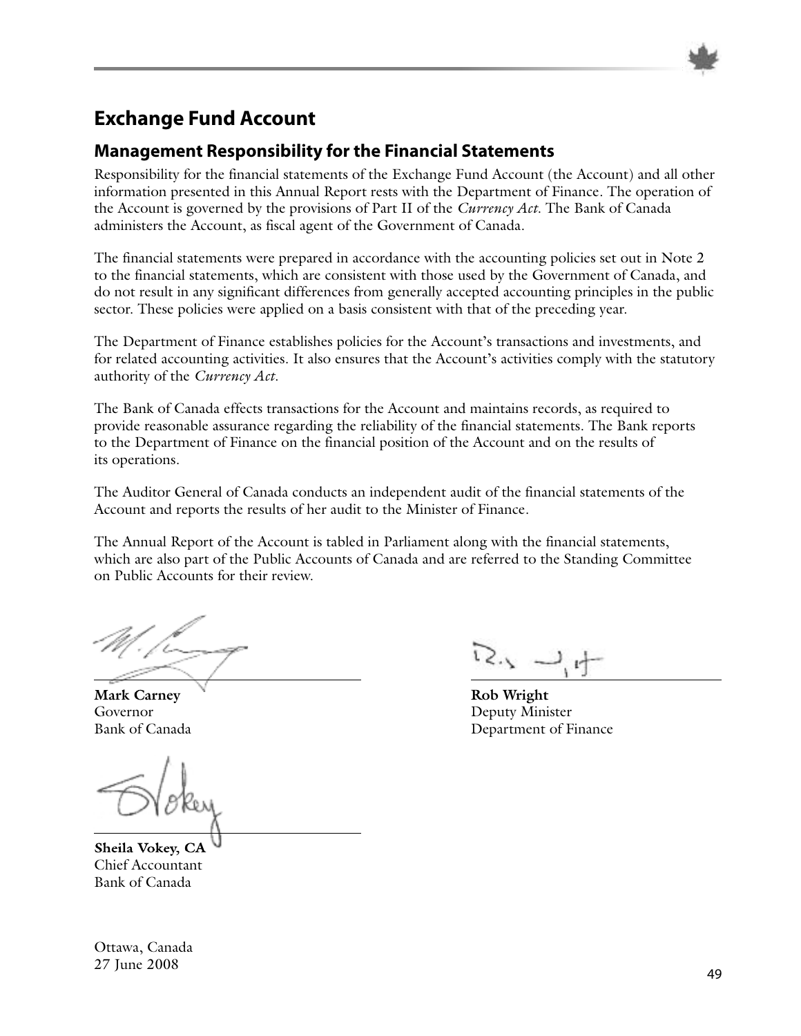# Exchange Fund Account

## Management Responsibility for the Financial Statements

Responsibility for the financial statements of the Exchange Fund Account (the Account) and all other information presented in this Annual Report rests with the Department of Finance. The operation of the Account is governed by the provisions of Part II of the *Currency Act*. The Bank of Canada administers the Account, as fiscal agent of the Government of Canada.

The financial statements were prepared in accordance with the accounting policies set out in Note 2 to the financial statements, which are consistent with those used by the Government of Canada, and do not result in any significant differences from generally accepted accounting principles in the public sector. These policies were applied on a basis consistent with that of the preceding year.

The Department of Finance establishes policies for the Account's transactions and investments, and for related accounting activities. It also ensures that the Account's activities comply with the statutory authority of the *Currency Act*.

The Bank of Canada effects transactions for the Account and maintains records, as required to provide reasonable assurance regarding the reliability of the financial statements. The Bank reports to the Department of Finance on the financial position of the Account and on the results of its operations.

The Auditor General of Canada conducts an independent audit of the financial statements of the Account and reports the results of her audit to the Minister of Finance.

The Annual Report of the Account is tabled in Parliament along with the financial statements, which are also part of the Public Accounts of Canada and are referred to the Standing Committee on Public Accounts for their review.

**Mark Carney**
Governor
Bank of Canada

**Rob Wright**
Deputy Minister
Department of Finance

**Sheila Vokey, CA**
Chief Accountant
Bank of Canada

Ottawa, Canada
27 June 2008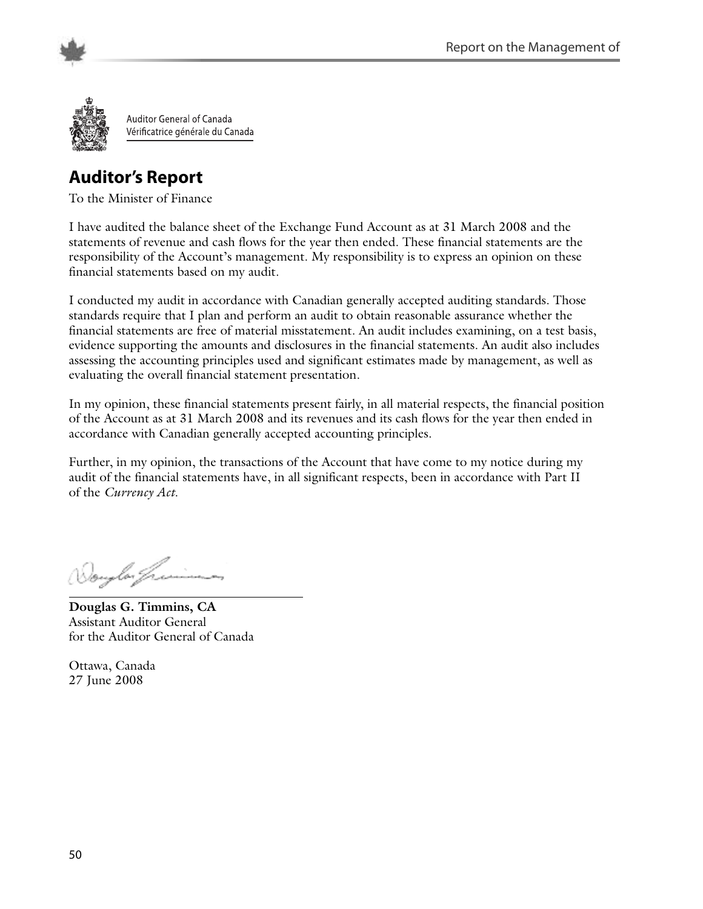Auditor General of Canada
Vérificatrice générale du Canada

## Auditor's Report

To the Minister of Finance

I have audited the balance sheet of the Exchange Fund Account as at 31 March 2008 and the statements of revenue and cash flows for the year then ended. These financial statements are the responsibility of the Account's management. My responsibility is to express an opinion on these financial statements based on my audit.

I conducted my audit in accordance with Canadian generally accepted auditing standards. Those standards require that I plan and perform an audit to obtain reasonable assurance whether the financial statements are free of material misstatement. An audit includes examining, on a test basis, evidence supporting the amounts and disclosures in the financial statements. An audit also includes assessing the accounting principles used and significant estimates made by management, as well as evaluating the overall financial statement presentation.

In my opinion, these financial statements present fairly, in all material respects, the financial position of the Account as at 31 March 2008 and its revenues and its cash flows for the year then ended in accordance with Canadian generally accepted accounting principles.

Further, in my opinion, the transactions of the Account that have come to my notice during my audit of the financial statements have, in all significant respects, been in accordance with Part II of the *Currency Act*.

**Douglas G. Timmins, CA**
Assistant Auditor General
for the Auditor General of Canada

Ottawa, Canada
27 June 2008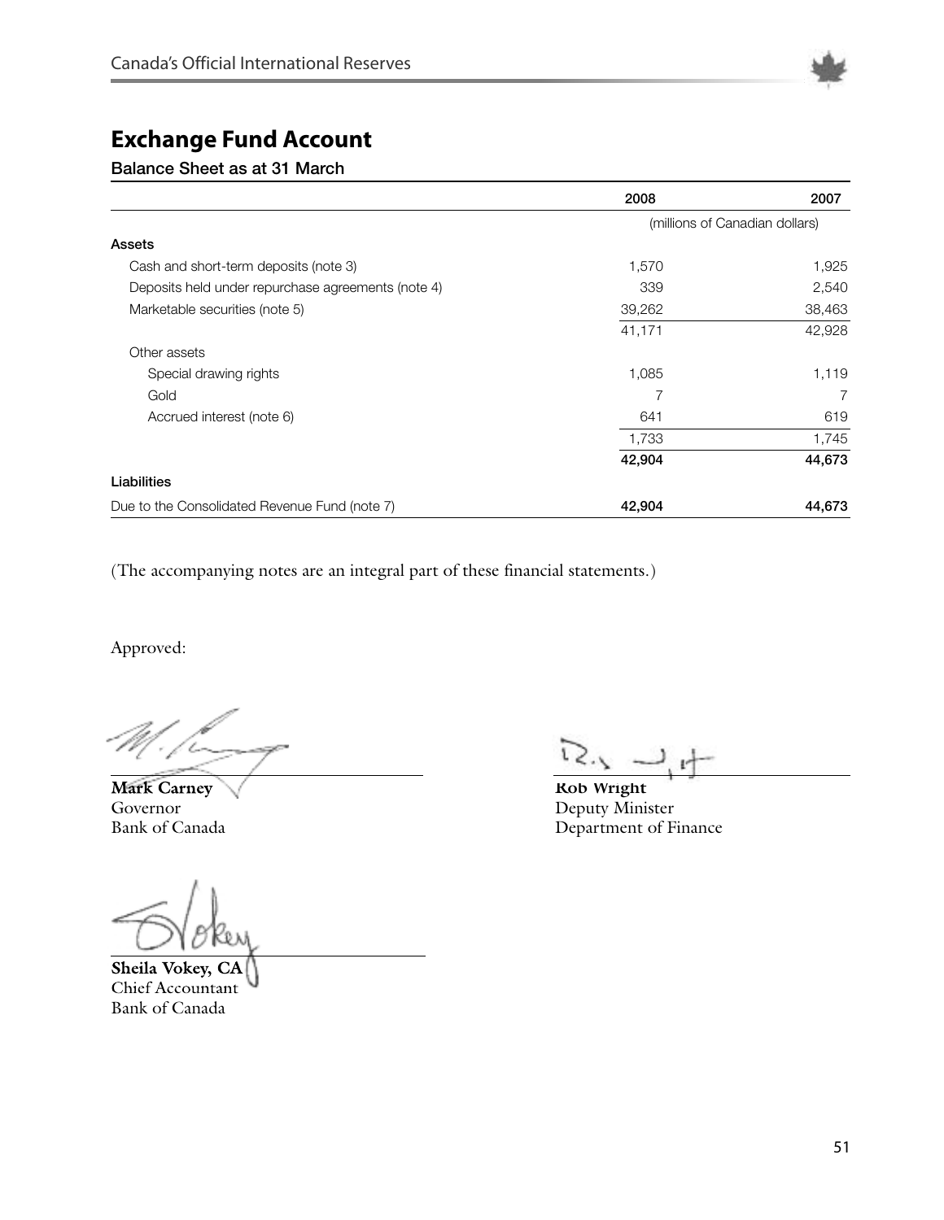# Exchange Fund Account

## Balance Sheet as at 31 March

| | 2008 | 2007 |
|---|---|---|
| | (millions of Canadian dollars) | |
| **Assets** | | |
| Cash and short-term deposits (note 3) | 1,570 | 1,925 |
| Deposits held under repurchase agreements (note 4) | 339 | 2,540 |
| Marketable securities (note 5) | 39,262 | 38,463 |
| | 41,171 | 42,928 |
| Other assets | | |
| Special drawing rights | 1,085 | 1,119 |
| Gold | 7 | 7 |
| Accrued interest (note 6) | 641 | 619 |
| | 1,733 | 1,745 |
| | **42,904** | **44,673** |
| **Liabilities** | | |
| Due to the Consolidated Revenue Fund (note 7) | **42,904** | **44,673** |

(The accompanying notes are an integral part of these financial statements.)

Approved:

**Mark Carney**
Governor
Bank of Canada

**Rob Wright**
Deputy Minister
Department of Finance

**Sheila Vokey, CA**
Chief Accountant
Bank of Canada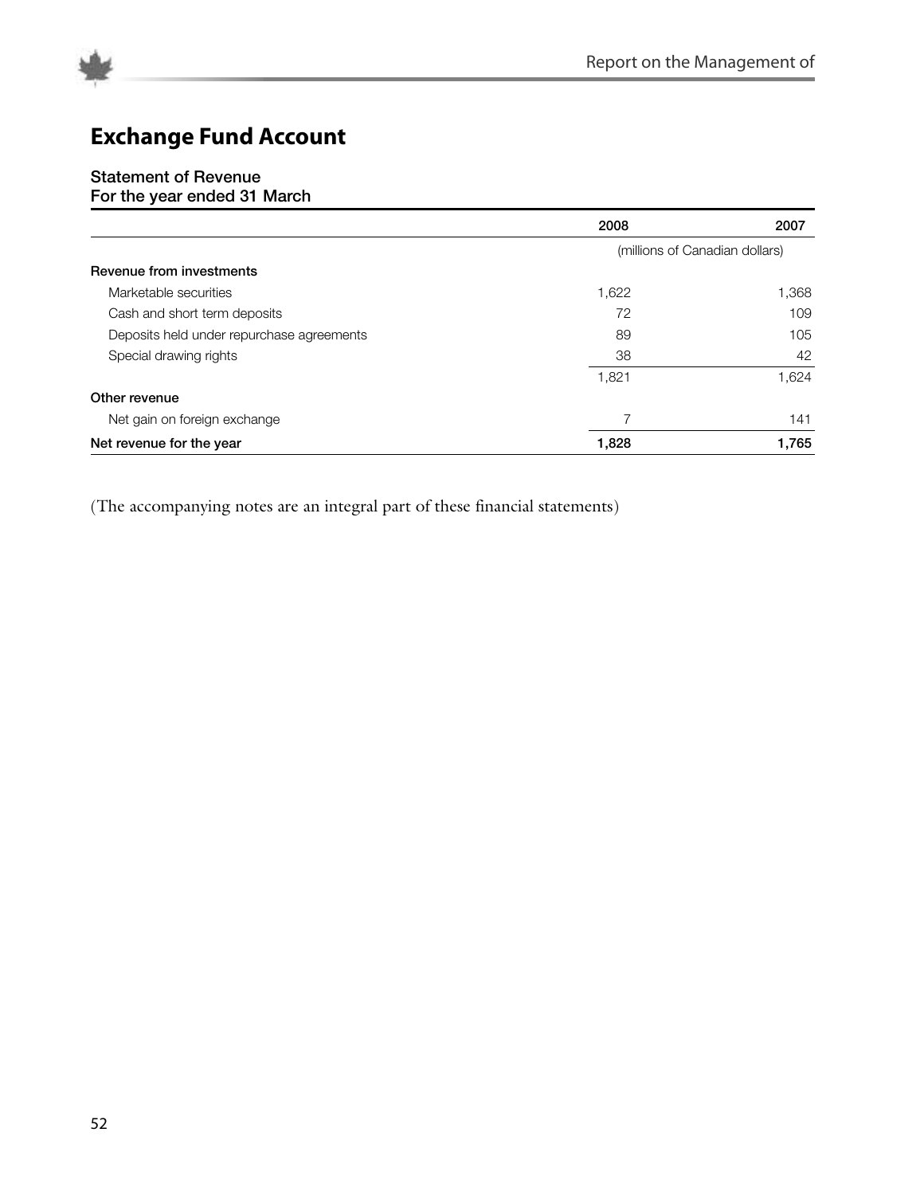# Exchange Fund Account

### Statement of Revenue
### For the year ended 31 March

| | 2008 | 2007 |
|---|---|---|
| | (millions of Canadian dollars) | |
| **Revenue from investments** | | |
| Marketable securities | 1,622 | 1,368 |
| Cash and short term deposits | 72 | 109 |
| Deposits held under repurchase agreements | 89 | 105 |
| Special drawing rights | 38 | 42 |
| | 1,821 | 1,624 |
| **Other revenue** | | |
| Net gain on foreign exchange | 7 | 141 |
| **Net revenue for the year** | **1,828** | **1,765** |

(The accompanying notes are an integral part of these financial statements)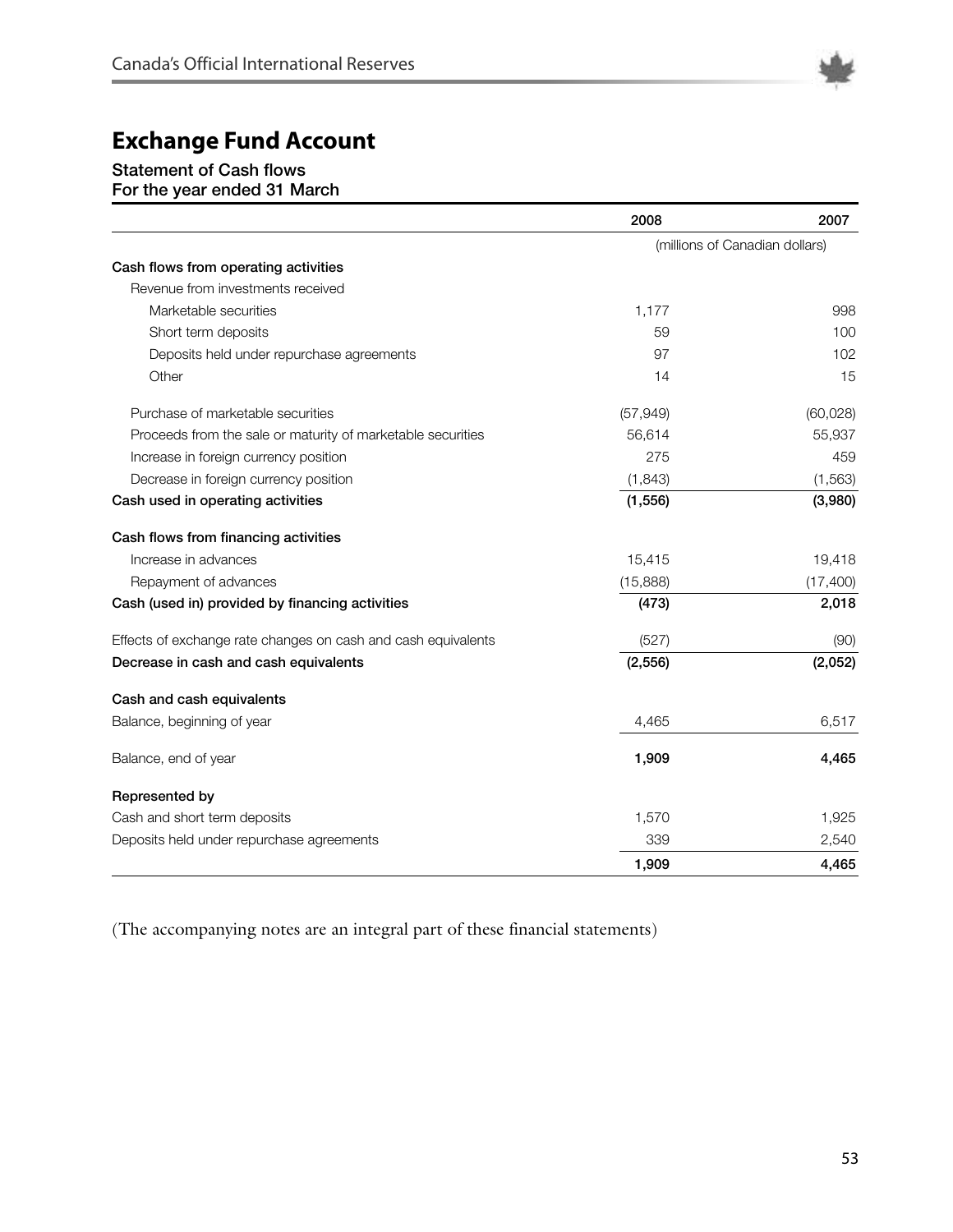# Exchange Fund Account

### Statement of Cash flows
### For the year ended 31 March

| | 2008 | 2007 |
|---|---|---|
| | (millions of Canadian dollars) | |
| **Cash flows from operating activities** | | |
| Revenue from investments received | | |
| Marketable securities | 1,177 | 998 |
| Short term deposits | 59 | 100 |
| Deposits held under repurchase agreements | 97 | 102 |
| Other | 14 | 15 |
| Purchase of marketable securities | (57,949) | (60,028) |
| Proceeds from the sale or maturity of marketable securities | 56,614 | 55,937 |
| Increase in foreign currency position | 275 | 459 |
| Decrease in foreign currency position | (1,843) | (1,563) |
| **Cash used in operating activities** | **(1,556)** | **(3,980)** |
| **Cash flows from financing activities** | | |
| Increase in advances | 15,415 | 19,418 |
| Repayment of advances | (15,888) | (17,400) |
| **Cash (used in) provided by financing activities** | **(473)** | **2,018** |
| Effects of exchange rate changes on cash and cash equivalents | (527) | (90) |
| **Decrease in cash and cash equivalents** | **(2,556)** | **(2,052)** |
| **Cash and cash equivalents** | | |
| Balance, beginning of year | 4,465 | 6,517 |
| Balance, end of year | **1,909** | **4,465** |
| **Represented by** | | |
| Cash and short term deposits | 1,570 | 1,925 |
| Deposits held under repurchase agreements | 339 | 2,540 |
| | **1,909** | **4,465** |

(The accompanying notes are an integral part of these financial statements)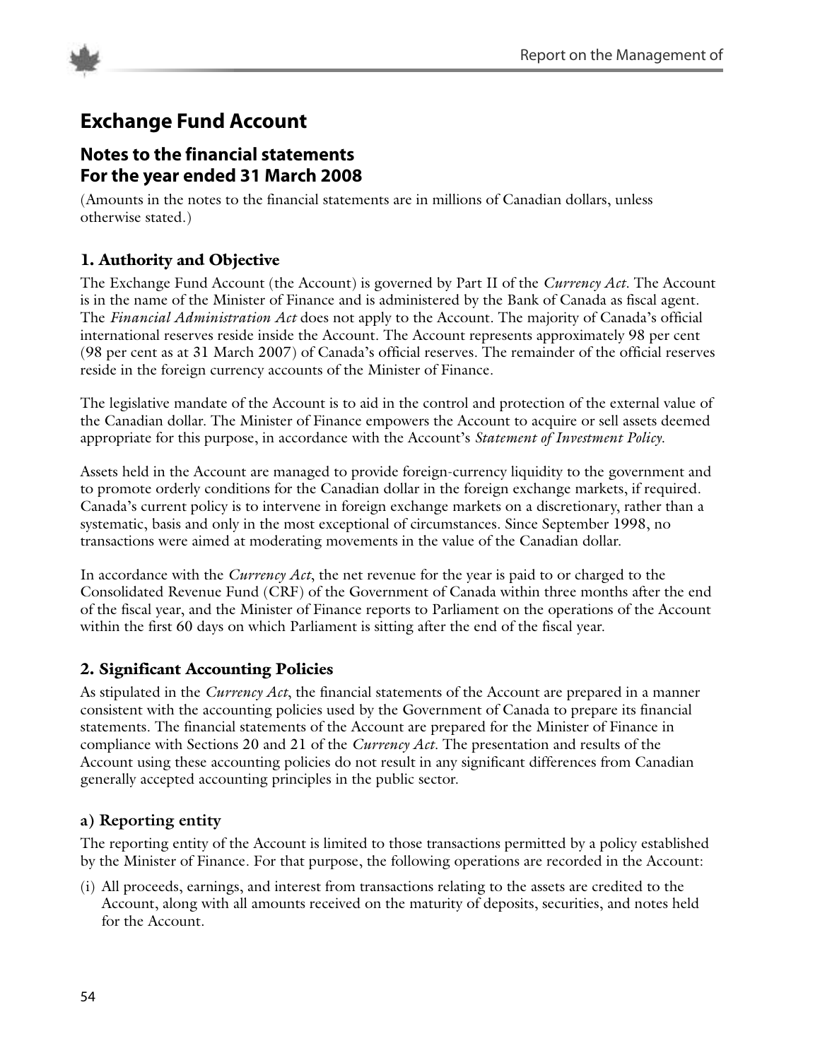# Exchange Fund Account

## Notes to the financial statements
## For the year ended 31 March 2008

(Amounts in the notes to the financial statements are in millions of Canadian dollars, unless otherwise stated.)

### 1. Authority and Objective

The Exchange Fund Account (the Account) is governed by Part II of the *Currency Act*. The Account is in the name of the Minister of Finance and is administered by the Bank of Canada as fiscal agent. The *Financial Administration Act* does not apply to the Account. The majority of Canada's official international reserves reside inside the Account. The Account represents approximately 98 per cent (98 per cent as at 31 March 2007) of Canada's official reserves. The remainder of the official reserves reside in the foreign currency accounts of the Minister of Finance.

The legislative mandate of the Account is to aid in the control and protection of the external value of the Canadian dollar. The Minister of Finance empowers the Account to acquire or sell assets deemed appropriate for this purpose, in accordance with the Account's *Statement of Investment Policy*.

Assets held in the Account are managed to provide foreign-currency liquidity to the government and to promote orderly conditions for the Canadian dollar in the foreign exchange markets, if required. Canada's current policy is to intervene in foreign exchange markets on a discretionary, rather than a systematic, basis and only in the most exceptional of circumstances. Since September 1998, no transactions were aimed at moderating movements in the value of the Canadian dollar.

In accordance with the *Currency Act*, the net revenue for the year is paid to or charged to the Consolidated Revenue Fund (CRF) of the Government of Canada within three months after the end of the fiscal year, and the Minister of Finance reports to Parliament on the operations of the Account within the first 60 days on which Parliament is sitting after the end of the fiscal year.

### 2. Significant Accounting Policies

As stipulated in the *Currency Act*, the financial statements of the Account are prepared in a manner consistent with the accounting policies used by the Government of Canada to prepare its financial statements. The financial statements of the Account are prepared for the Minister of Finance in compliance with Sections 20 and 21 of the *Currency Act*. The presentation and results of the Account using these accounting policies do not result in any significant differences from Canadian generally accepted accounting principles in the public sector.

#### a) Reporting entity

The reporting entity of the Account is limited to those transactions permitted by a policy established by the Minister of Finance. For that purpose, the following operations are recorded in the Account:

(i) All proceeds, earnings, and interest from transactions relating to the assets are credited to the Account, along with all amounts received on the maturity of deposits, securities, and notes held for the Account.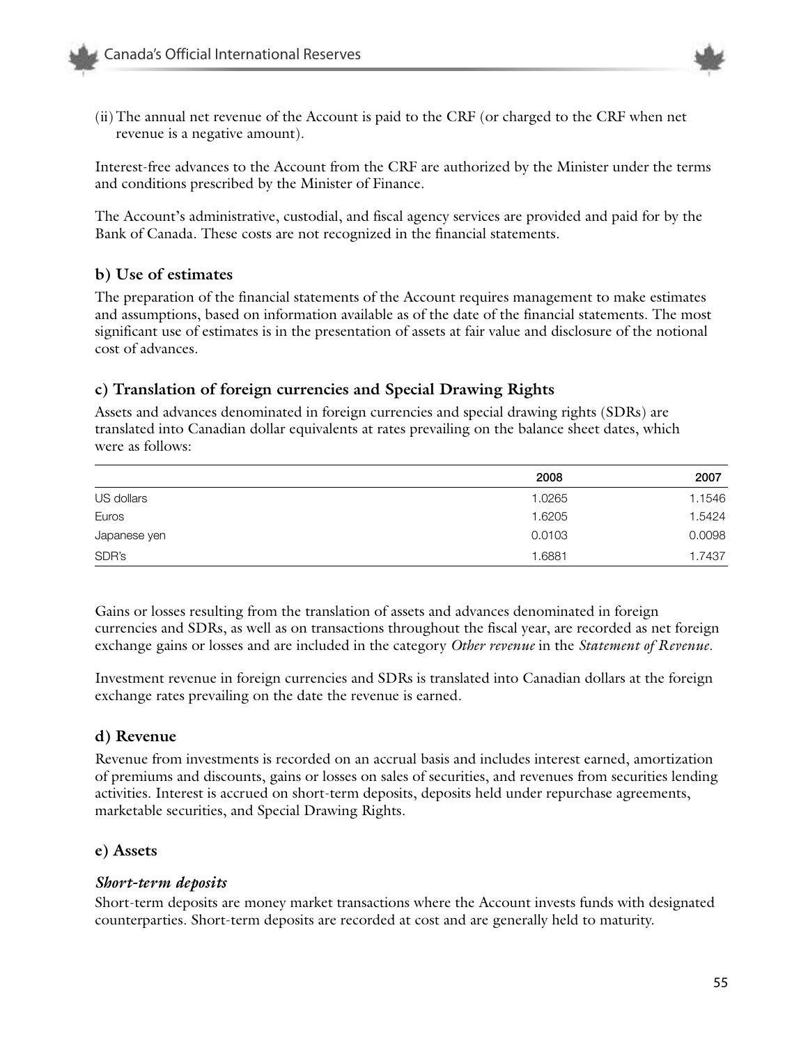(ii) The annual net revenue of the Account is paid to the CRF (or charged to the CRF when net revenue is a negative amount).

Interest-free advances to the Account from the CRF are authorized by the Minister under the terms and conditions prescribed by the Minister of Finance.

The Account's administrative, custodial, and fiscal agency services are provided and paid for by the Bank of Canada. These costs are not recognized in the financial statements.

### b) Use of estimates

The preparation of the financial statements of the Account requires management to make estimates and assumptions, based on information available as of the date of the financial statements. The most significant use of estimates is in the presentation of assets at fair value and disclosure of the notional cost of advances.

### c) Translation of foreign currencies and Special Drawing Rights

Assets and advances denominated in foreign currencies and special drawing rights (SDRs) are translated into Canadian dollar equivalents at rates prevailing on the balance sheet dates, which were as follows:

| | 2008 | 2007 |
|---|---|---|
| US dollars | 1.0265 | 1.1546 |
| Euros | 1.6205 | 1.5424 |
| Japanese yen | 0.0103 | 0.0098 |
| SDR's | 1.6881 | 1.7437 |

Gains or losses resulting from the translation of assets and advances denominated in foreign currencies and SDRs, as well as on transactions throughout the fiscal year, are recorded as net foreign exchange gains or losses and are included in the category *Other revenue* in the *Statement of Revenue.*

Investment revenue in foreign currencies and SDRs is translated into Canadian dollars at the foreign exchange rates prevailing on the date the revenue is earned.

### d) Revenue

Revenue from investments is recorded on an accrual basis and includes interest earned, amortization of premiums and discounts, gains or losses on sales of securities, and revenues from securities lending activities. Interest is accrued on short-term deposits, deposits held under repurchase agreements, marketable securities, and Special Drawing Rights.

### e) Assets

#### *Short-term deposits*

Short-term deposits are money market transactions where the Account invests funds with designated counterparties. Short-term deposits are recorded at cost and are generally held to maturity.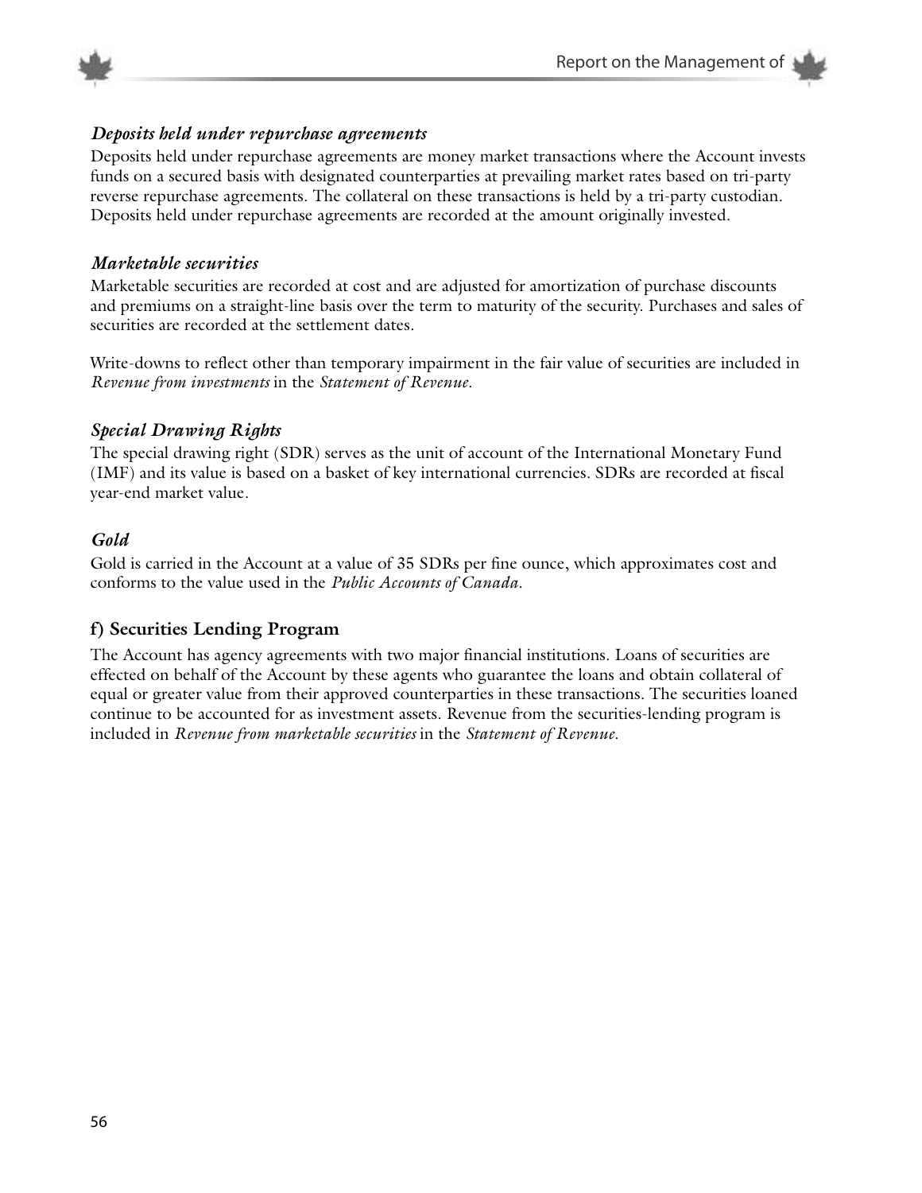### *Deposits held under repurchase agreements*

Deposits held under repurchase agreements are money market transactions where the Account invests funds on a secured basis with designated counterparties at prevailing market rates based on tri-party reverse repurchase agreements. The collateral on these transactions is held by a tri-party custodian. Deposits held under repurchase agreements are recorded at the amount originally invested.

### *Marketable securities*

Marketable securities are recorded at cost and are adjusted for amortization of purchase discounts and premiums on a straight-line basis over the term to maturity of the security. Purchases and sales of securities are recorded at the settlement dates.

Write-downs to reflect other than temporary impairment in the fair value of securities are included in *Revenue from investments* in the *Statement of Revenue*.

### *Special Drawing Rights*

The special drawing right (SDR) serves as the unit of account of the International Monetary Fund (IMF) and its value is based on a basket of key international currencies. SDRs are recorded at fiscal year-end market value.

### *Gold*

Gold is carried in the Account at a value of 35 SDRs per fine ounce, which approximates cost and conforms to the value used in the *Public Accounts of Canada*.

## f) Securities Lending Program

The Account has agency agreements with two major financial institutions. Loans of securities are effected on behalf of the Account by these agents who guarantee the loans and obtain collateral of equal or greater value from their approved counterparties in these transactions. The securities loaned continue to be accounted for as investment assets. Revenue from the securities-lending program is included in *Revenue from marketable securities* in the *Statement of Revenue*.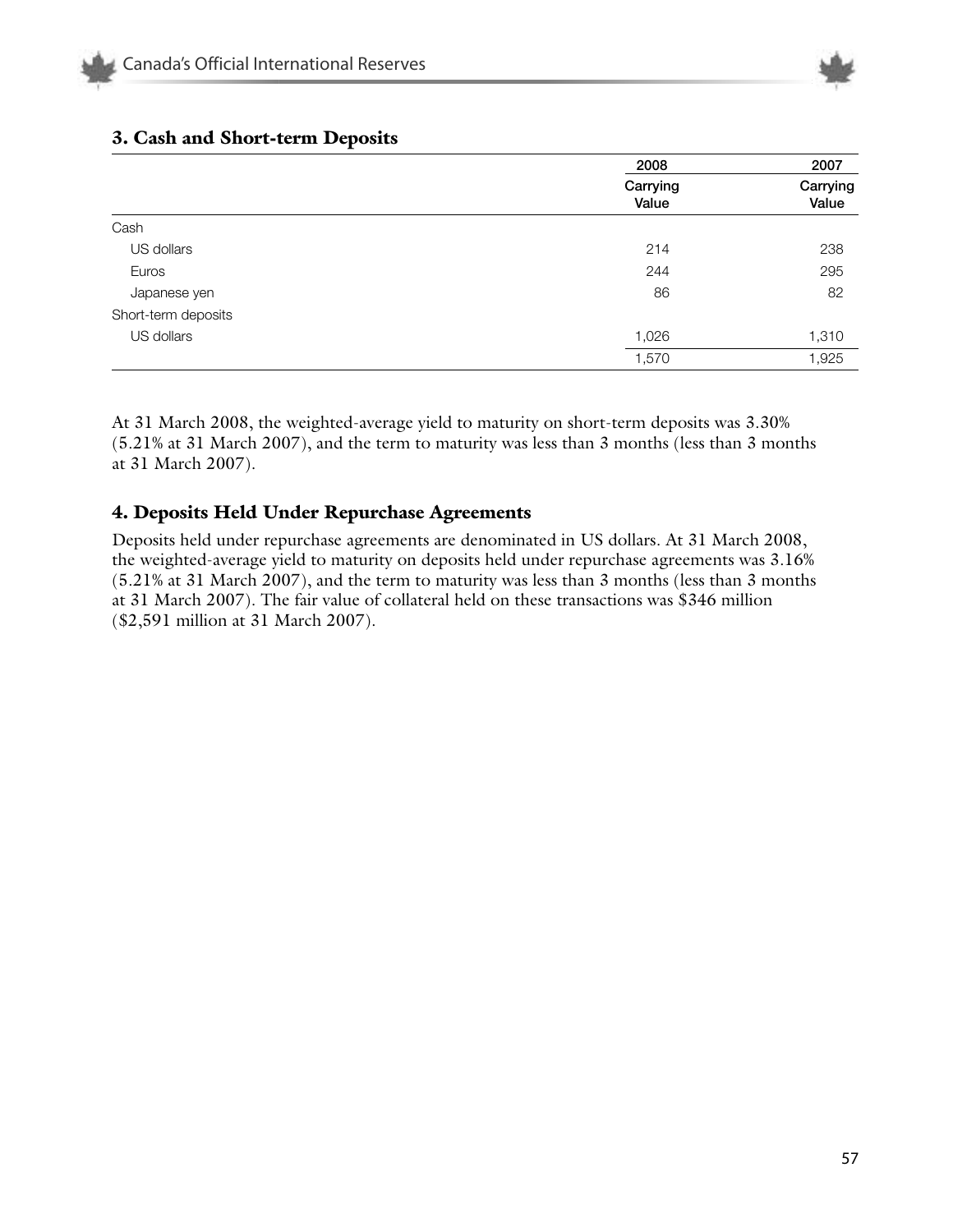### 3. Cash and Short-term Deposits

| | 2008 | 2007 |
|---|---|---|
| | Carrying Value | Carrying Value |
| Cash | | |
| US dollars | 214 | 238 |
| Euros | 244 | 295 |
| Japanese yen | 86 | 82 |
| Short-term deposits | | |
| US dollars | 1,026 | 1,310 |
| | 1,570 | 1,925 |

At 31 March 2008, the weighted-average yield to maturity on short-term deposits was 3.30% (5.21% at 31 March 2007), and the term to maturity was less than 3 months (less than 3 months at 31 March 2007).

### 4. Deposits Held Under Repurchase Agreements

Deposits held under repurchase agreements are denominated in US dollars. At 31 March 2008, the weighted-average yield to maturity on deposits held under repurchase agreements was 3.16% (5.21% at 31 March 2007), and the term to maturity was less than 3 months (less than 3 months at 31 March 2007). The fair value of collateral held on these transactions was $346 million ($2,591 million at 31 March 2007).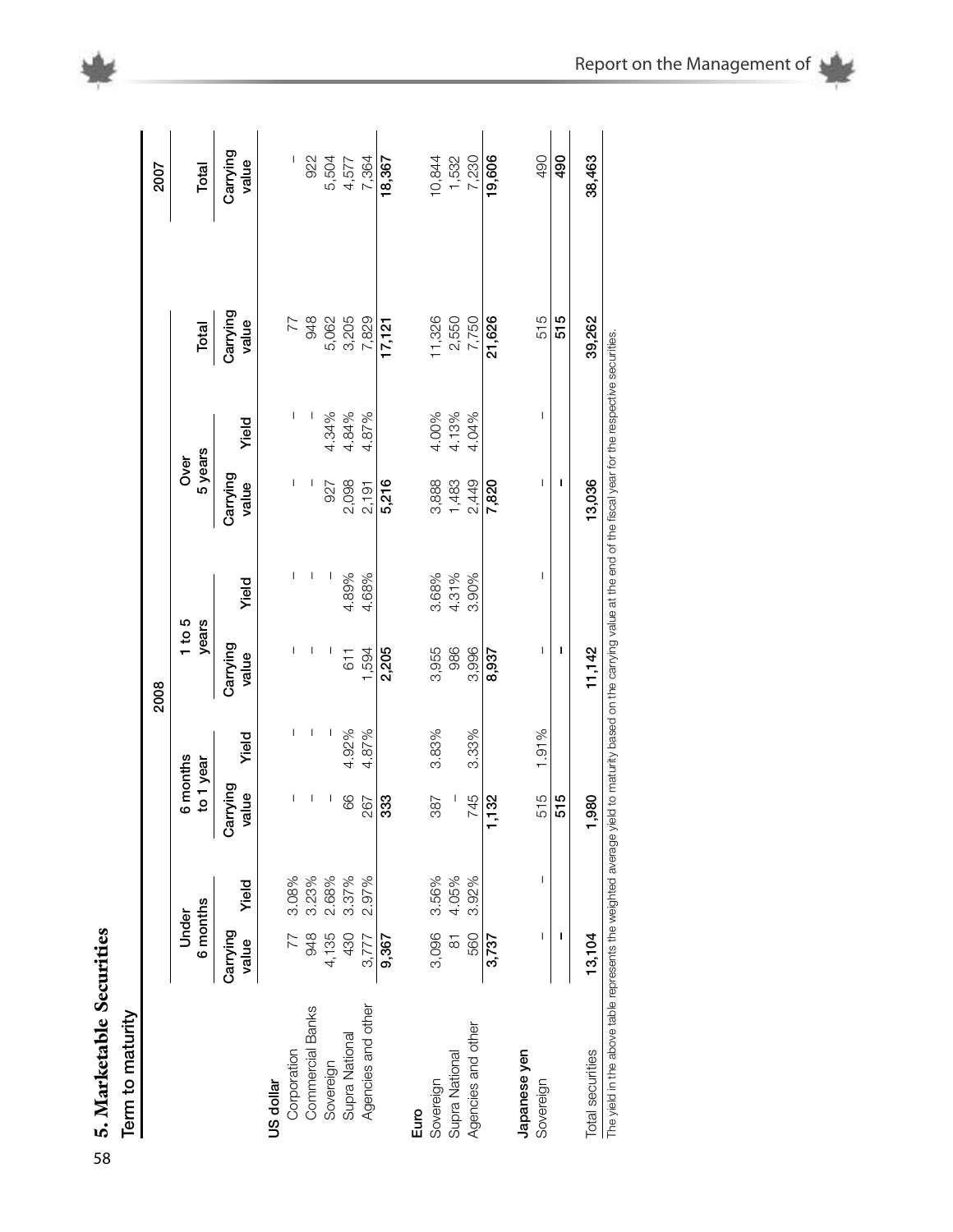## 5. Marketable Securities

### Term to maturity

| | 2008 | | | | | | | | | 2007 |
|---|---|---|---|---|---|---|---|---|---|---|
| | Under 6 months | | 6 months to 1 year | | 1 to 5 years | | Over 5 years | | Total | Total |
| | Carrying value | Yield | Carrying value | Yield | Carrying value | Yield | Carrying value | Yield | Carrying value | Carrying value |
| **US dollar** | | | | | | | | | | |
| Corporation | 77 | 3.08% | – | – | – | – | – | – | 77 | – |
| Commercial Banks | 948 | 3.23% | – | – | – | – | – | – | 948 | 922 |
| Sovereign | 4,135 | 2.68% | – | – | – | – | 927 | 4.34% | 5,062 | 5,504 |
| Supra National | 430 | 3.37% | 66 | 4.92% | 611 | 4.89% | 2,098 | 4.84% | 3,205 | 4,577 |
| Agencies and other | 3,777 | 2.97% | 267 | 4.87% | 1,594 | 4.68% | 2,191 | 4.87% | 7,829 | 7,364 |
| | **9,367** | | **333** | | **2,205** | | **5,216** | | **17,121** | **18,367** |
| **Euro** | | | | | | | | | | |
| Sovereign | 3,096 | 3.56% | 387 | 3.83% | 3,955 | 3.68% | 3,888 | 4.00% | 11,326 | 10,844 |
| Supra National | 81 | 4.05% | – | | 986 | 4.31% | 1,483 | 4.13% | 2,550 | 1,532 |
| Agencies and other | 560 | 3.92% | 745 | 3.33% | 3,996 | 3.90% | 2,449 | 4.04% | 7,750 | 7,230 |
| | **3,737** | | **1,132** | | **8,937** | | **7,820** | | **21,626** | **19,606** |
| **Japanese yen** | | | | | | | | | | |
| Sovereign | – | – | 515 | 1.91% | – | – | – | – | 515 | 490 |
| | **–** | | **515** | | **–** | | **–** | | **515** | **490** |
| Total securities | **13,104** | | **1,980** | | **11,142** | | **13,036** | | **39,262** | **38,463** |

The yield in the above table represents the weighted average yield to maturity based on the carrying value at the end of the fiscal year for the respective securities.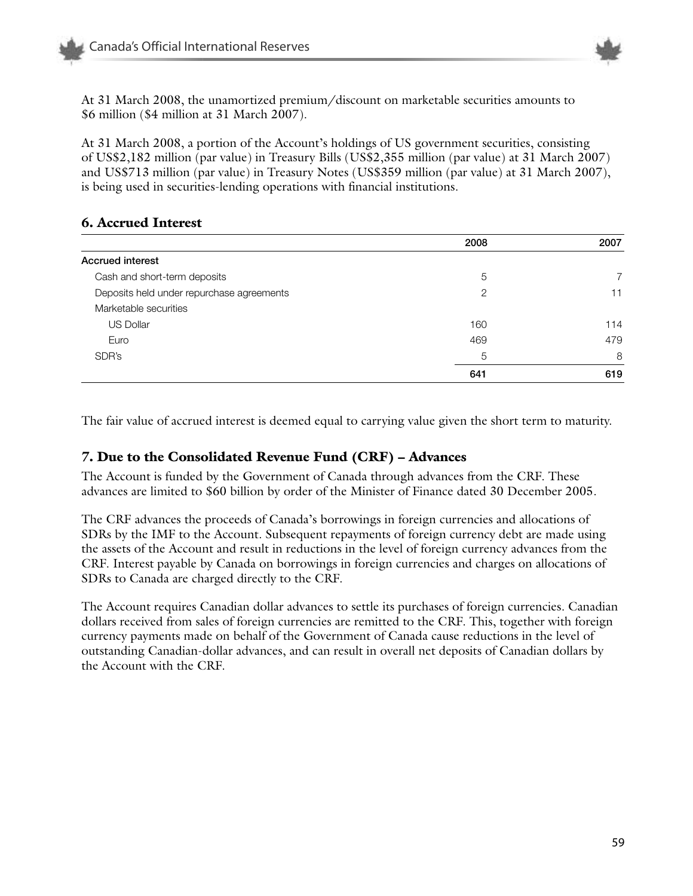At 31 March 2008, the unamortized premium/discount on marketable securities amounts to $6 million ($4 million at 31 March 2007).

At 31 March 2008, a portion of the Account's holdings of US government securities, consisting of US$2,182 million (par value) in Treasury Bills (US$2,355 million (par value) at 31 March 2007) and US$713 million (par value) in Treasury Notes (US$359 million (par value) at 31 March 2007), is being used in securities-lending operations with financial institutions.

## 6. Accrued Interest

| | 2008 | 2007 |
|---|---|---|
| Accrued interest | | |
| Cash and short-term deposits | 5 | 7 |
| Deposits held under repurchase agreements | 2 | 11 |
| Marketable securities | | |
| US Dollar | 160 | 114 |
| Euro | 469 | 479 |
| SDR's | 5 | 8 |
| | **641** | **619** |

The fair value of accrued interest is deemed equal to carrying value given the short term to maturity.

## 7. Due to the Consolidated Revenue Fund (CRF) – Advances

The Account is funded by the Government of Canada through advances from the CRF. These advances are limited to $60 billion by order of the Minister of Finance dated 30 December 2005.

The CRF advances the proceeds of Canada's borrowings in foreign currencies and allocations of SDRs by the IMF to the Account. Subsequent repayments of foreign currency debt are made using the assets of the Account and result in reductions in the level of foreign currency advances from the CRF. Interest payable by Canada on borrowings in foreign currencies and charges on allocations of SDRs to Canada are charged directly to the CRF.

The Account requires Canadian dollar advances to settle its purchases of foreign currencies. Canadian dollars received from sales of foreign currencies are remitted to the CRF. This, together with foreign currency payments made on behalf of the Government of Canada cause reductions in the level of outstanding Canadian-dollar advances, and can result in overall net deposits of Canadian dollars by the Account with the CRF.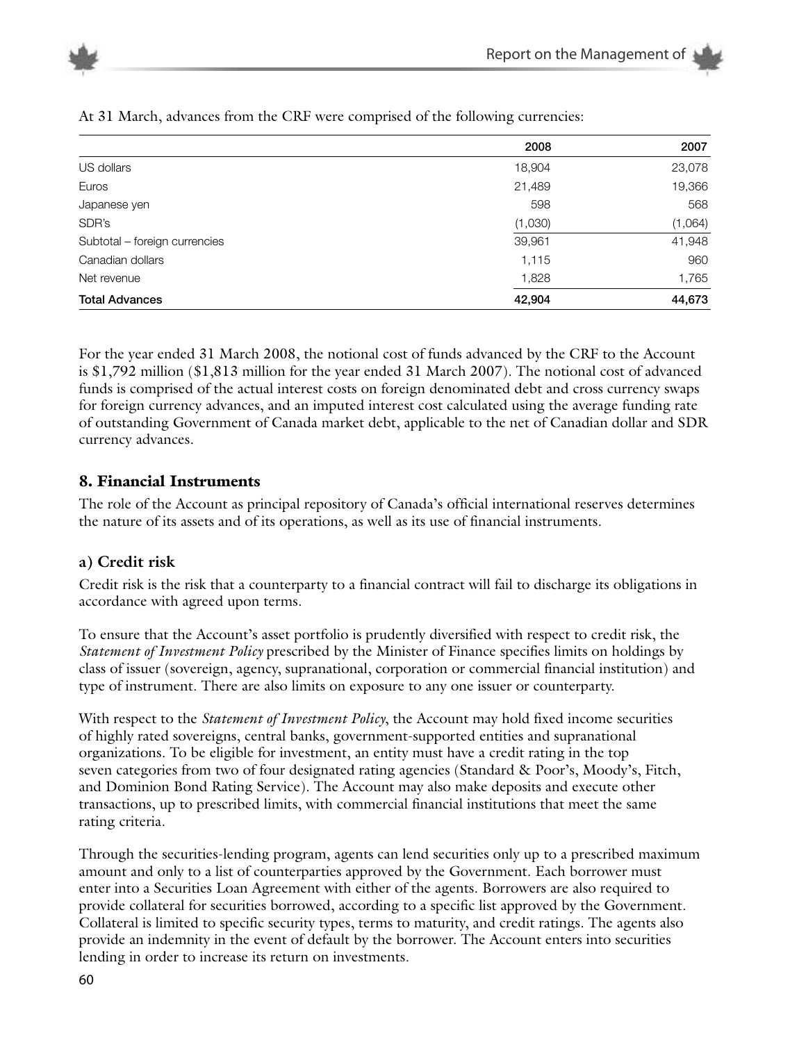At 31 March, advances from the CRF were comprised of the following currencies:

| | 2008 | 2007 |
|---|---|---|
| US dollars | 18,904 | 23,078 |
| Euros | 21,489 | 19,366 |
| Japanese yen | 598 | 568 |
| SDR's | (1,030) | (1,064) |
| Subtotal – foreign currencies | 39,961 | 41,948 |
| Canadian dollars | 1,115 | 960 |
| Net revenue | 1,828 | 1,765 |
| **Total Advances** | **42,904** | **44,673** |

For the year ended 31 March 2008, the notional cost of funds advanced by the CRF to the Account is $1,792 million ($1,813 million for the year ended 31 March 2007). The notional cost of advanced funds is comprised of the actual interest costs on foreign denominated debt and cross currency swaps for foreign currency advances, and an imputed interest cost calculated using the average funding rate of outstanding Government of Canada market debt, applicable to the net of Canadian dollar and SDR currency advances.

## 8. Financial Instruments

The role of the Account as principal repository of Canada's official international reserves determines the nature of its assets and of its operations, as well as its use of financial instruments.

### a) Credit risk

Credit risk is the risk that a counterparty to a financial contract will fail to discharge its obligations in accordance with agreed upon terms.

To ensure that the Account's asset portfolio is prudently diversified with respect to credit risk, the *Statement of Investment Policy* prescribed by the Minister of Finance specifies limits on holdings by class of issuer (sovereign, agency, supranational, corporation or commercial financial institution) and type of instrument. There are also limits on exposure to any one issuer or counterparty.

With respect to the *Statement of Investment Policy*, the Account may hold fixed income securities of highly rated sovereigns, central banks, government-supported entities and supranational organizations. To be eligible for investment, an entity must have a credit rating in the top seven categories from two of four designated rating agencies (Standard & Poor's, Moody's, Fitch, and Dominion Bond Rating Service). The Account may also make deposits and execute other transactions, up to prescribed limits, with commercial financial institutions that meet the same rating criteria.

Through the securities-lending program, agents can lend securities only up to a prescribed maximum amount and only to a list of counterparties approved by the Government. Each borrower must enter into a Securities Loan Agreement with either of the agents. Borrowers are also required to provide collateral for securities borrowed, according to a specific list approved by the Government. Collateral is limited to specific security types, terms to maturity, and credit ratings. The agents also provide an indemnity in the event of default by the borrower. The Account enters into securities lending in order to increase its return on investments.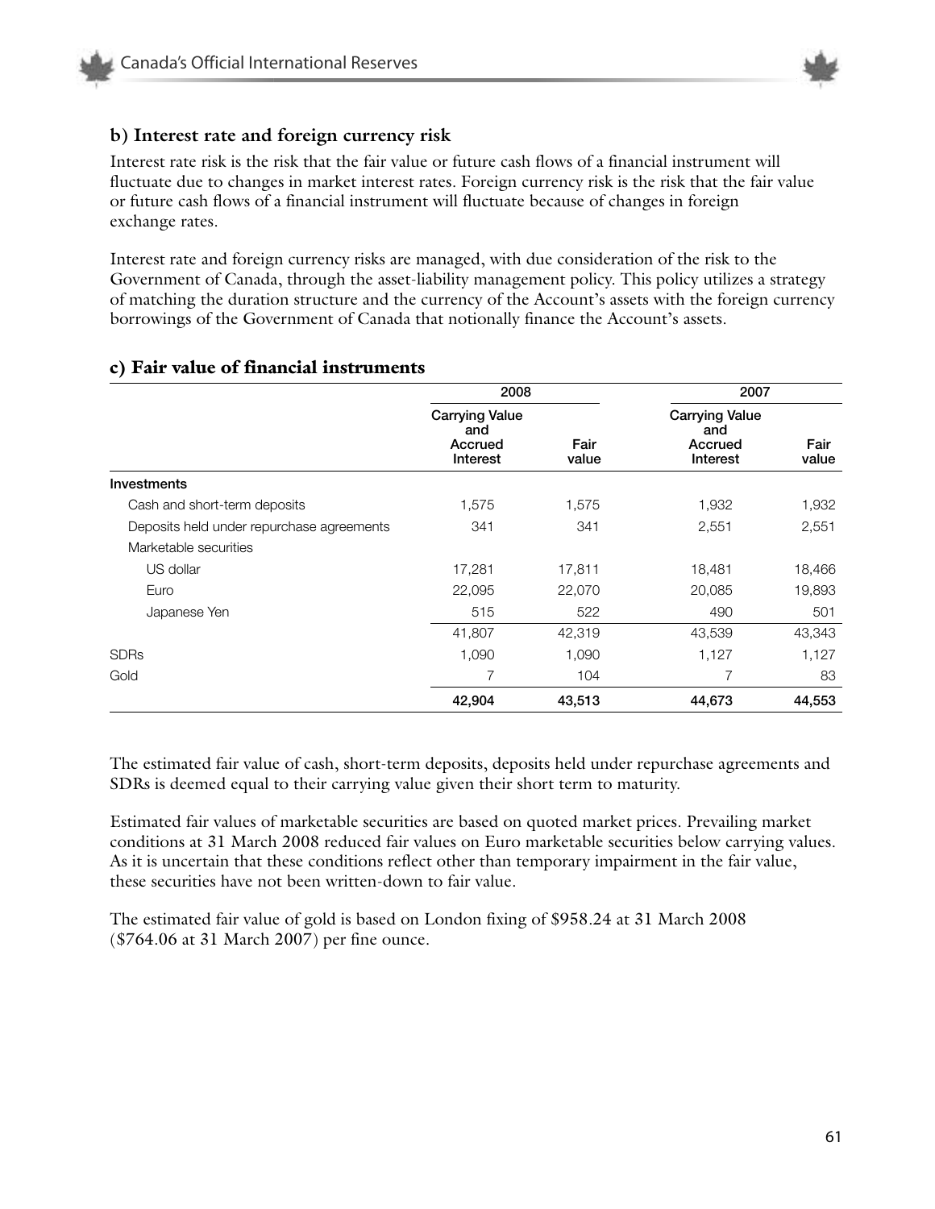### b) Interest rate and foreign currency risk

Interest rate risk is the risk that the fair value or future cash flows of a financial instrument will fluctuate due to changes in market interest rates. Foreign currency risk is the risk that the fair value or future cash flows of a financial instrument will fluctuate because of changes in foreign exchange rates.

Interest rate and foreign currency risks are managed, with due consideration of the risk to the Government of Canada, through the asset-liability management policy. This policy utilizes a strategy of matching the duration structure and the currency of the Account's assets with the foreign currency borrowings of the Government of Canada that notionally finance the Account's assets.

### c) Fair value of financial instruments

| | 2008 | | 2007 | |
|---|---|---|---|---|
| | Carrying Value and Accrued Interest | Fair value | Carrying Value and Accrued Interest | Fair value |
| **Investments** | | | | |
| Cash and short-term deposits | 1,575 | 1,575 | 1,932 | 1,932 |
| Deposits held under repurchase agreements | 341 | 341 | 2,551 | 2,551 |
| Marketable securities | | | | |
| US dollar | 17,281 | 17,811 | 18,481 | 18,466 |
| Euro | 22,095 | 22,070 | 20,085 | 19,893 |
| Japanese Yen | 515 | 522 | 490 | 501 |
| | 41,807 | 42,319 | 43,539 | 43,343 |
| SDRs | 1,090 | 1,090 | 1,127 | 1,127 |
| Gold | 7 | 104 | 7 | 83 |
| | **42,904** | **43,513** | **44,673** | **44,553** |

The estimated fair value of cash, short-term deposits, deposits held under repurchase agreements and SDRs is deemed equal to their carrying value given their short term to maturity.

Estimated fair values of marketable securities are based on quoted market prices. Prevailing market conditions at 31 March 2008 reduced fair values on Euro marketable securities below carrying values. As it is uncertain that these conditions reflect other than temporary impairment in the fair value, these securities have not been written-down to fair value.

The estimated fair value of gold is based on London fixing of $958.24 at 31 March 2008 ($764.06 at 31 March 2007) per fine ounce.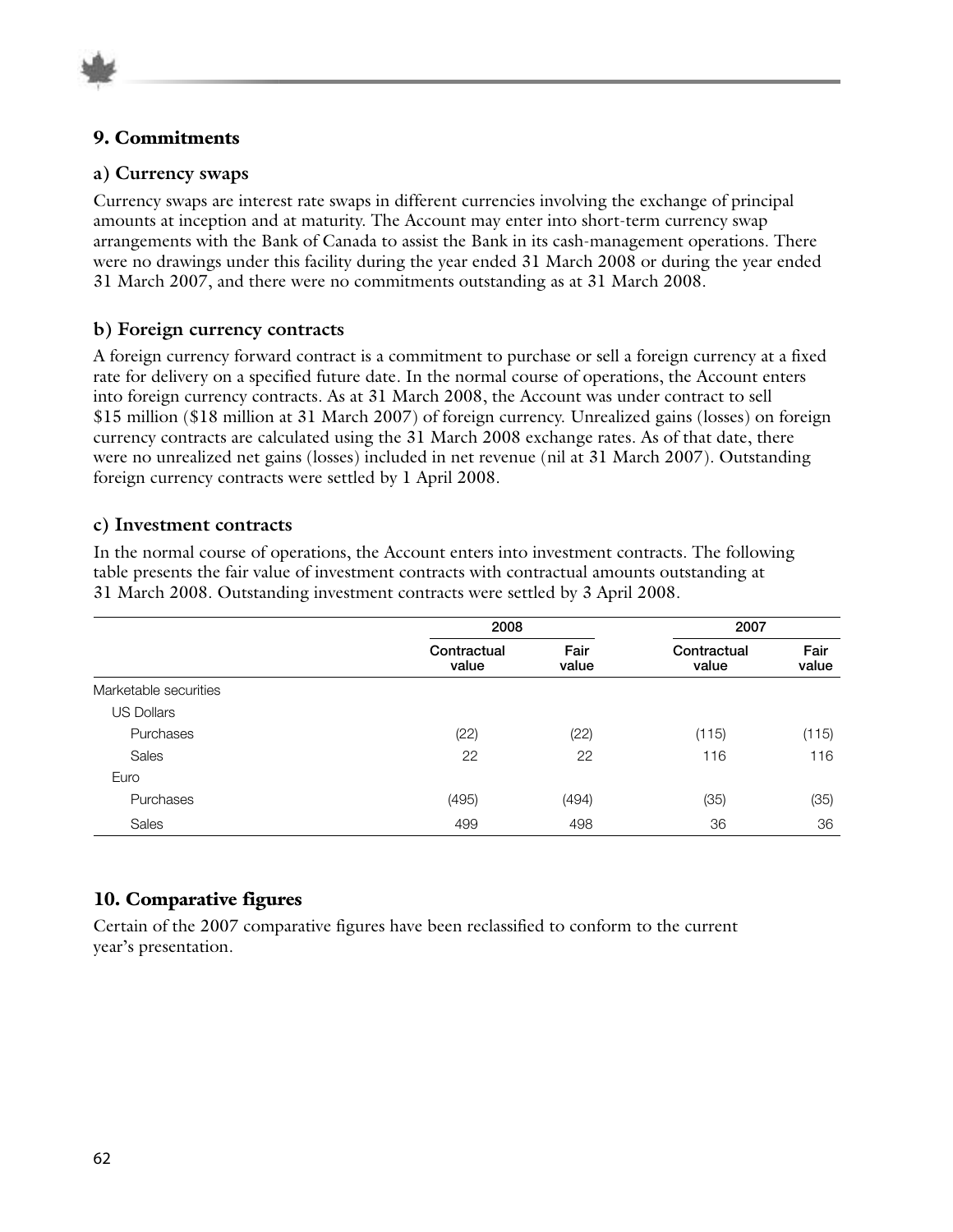## 9. Commitments

### a) Currency swaps

Currency swaps are interest rate swaps in different currencies involving the exchange of principal amounts at inception and at maturity. The Account may enter into short-term currency swap arrangements with the Bank of Canada to assist the Bank in its cash-management operations. There were no drawings under this facility during the year ended 31 March 2008 or during the year ended 31 March 2007, and there were no commitments outstanding as at 31 March 2008.

### b) Foreign currency contracts

A foreign currency forward contract is a commitment to purchase or sell a foreign currency at a fixed rate for delivery on a specified future date. In the normal course of operations, the Account enters into foreign currency contracts. As at 31 March 2008, the Account was under contract to sell $15 million ($18 million at 31 March 2007) of foreign currency. Unrealized gains (losses) on foreign currency contracts are calculated using the 31 March 2008 exchange rates. As of that date, there were no unrealized net gains (losses) included in net revenue (nil at 31 March 2007). Outstanding foreign currency contracts were settled by 1 April 2008.

### c) Investment contracts

In the normal course of operations, the Account enters into investment contracts. The following table presents the fair value of investment contracts with contractual amounts outstanding at 31 March 2008. Outstanding investment contracts were settled by 3 April 2008.

| | 2008 | | 2007 | |
|---|---|---|---|---|
| | Contractual value | Fair value | Contractual value | Fair value |
| Marketable securities | | | | |
| US Dollars | | | | |
| Purchases | (22) | (22) | (115) | (115) |
| Sales | 22 | 22 | 116 | 116 |
| Euro | | | | |
| Purchases | (495) | (494) | (35) | (35) |
| Sales | 499 | 498 | 36 | 36 |

## 10. Comparative figures

Certain of the 2007 comparative figures have been reclassified to conform to the current year's presentation.